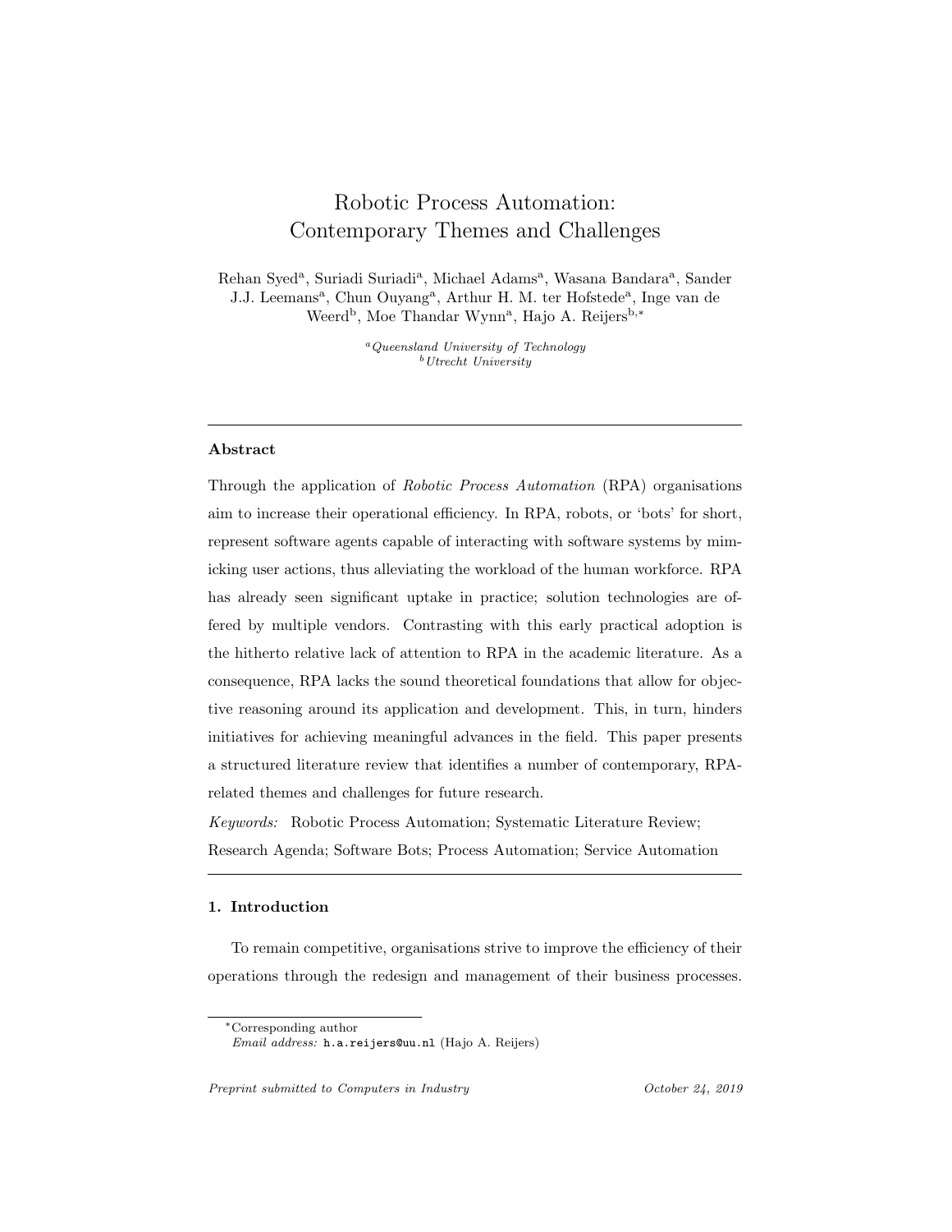# Robotic Process Automation: Contemporary Themes and Challenges

Rehan Syed[a], Suriadi Suriadi[a], Michael Adams[a], Wasana Bandara[a], Sander J.J. Leemans[a], Chun Ouyang[a], Arthur H. M. ter Hofstede[a], Inge van de Weerd[b], Moe Thandar Wynn[a], Hajo A. Reijers[b,*]

[a] *Queensland University of Technology*
[b] *Utrecht University*

---

### Abstract

Through the application of *Robotic Process Automation* (RPA) organisations aim to increase their operational efficiency. In RPA, robots, or 'bots' for short, represent software agents capable of interacting with software systems by mimicking user actions, thus alleviating the workload of the human workforce. RPA has already seen significant uptake in practice; solution technologies are offered by multiple vendors. Contrasting with this early practical adoption is the hitherto relative lack of attention to RPA in the academic literature. As a consequence, RPA lacks the sound theoretical foundations that allow for objective reasoning around its application and development. This, in turn, hinders initiatives for achieving meaningful advances in the field. This paper presents a structured literature review that identifies a number of contemporary, RPA-related themes and challenges for future research.

*Keywords:* Robotic Process Automation; Systematic Literature Review; Research Agenda; Software Bots; Process Automation; Service Automation

---

## 1. Introduction

To remain competitive, organisations strive to improve the efficiency of their operations through the redesign and management of their business processes.

[*] Corresponding author
*Email address:* h.a.reijers@uu.nl (Hajo A. Reijers)

*Preprint submitted to Computers in Industry* *October 24, 2019*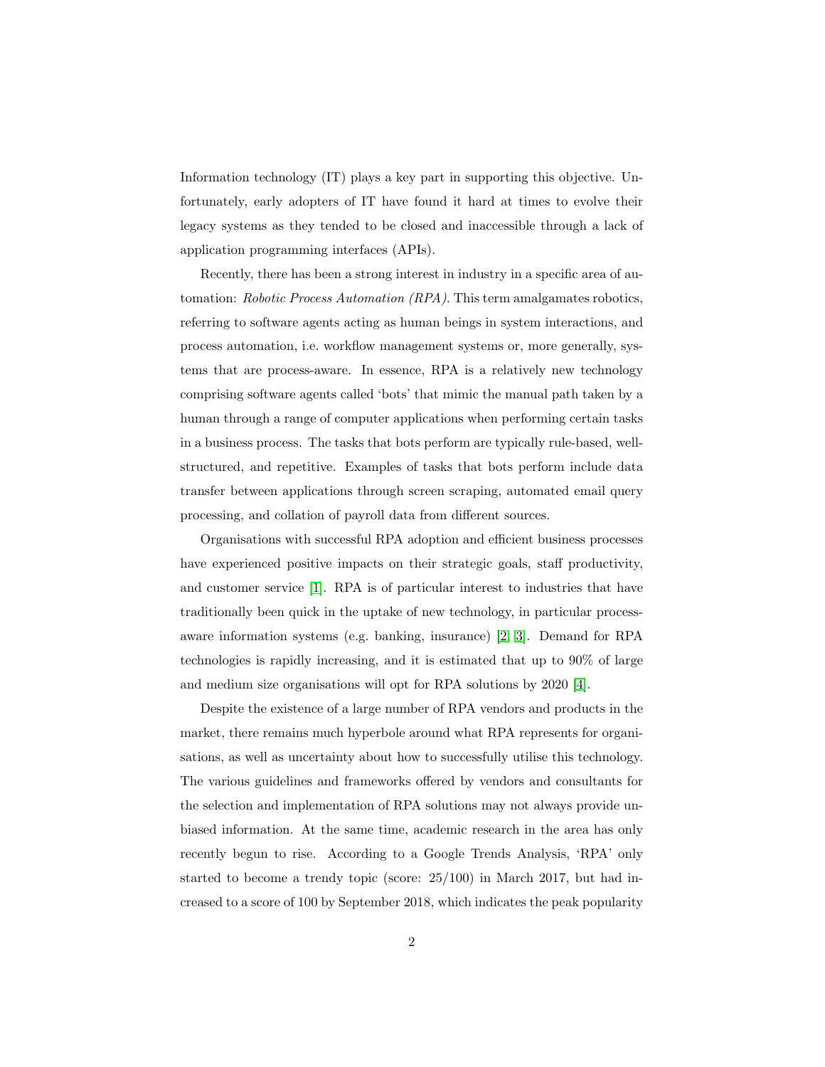Information technology (IT) plays a key part in supporting this objective. Unfortunately, early adopters of IT have found it hard at times to evolve their legacy systems as they tended to be closed and inaccessible through a lack of application programming interfaces (APIs).

Recently, there has been a strong interest in industry in a specific area of automation: *Robotic Process Automation (RPA)*. This term amalgamates robotics, referring to software agents acting as human beings in system interactions, and process automation, i.e. workflow management systems or, more generally, systems that are process-aware. In essence, RPA is a relatively new technology comprising software agents called 'bots' that mimic the manual path taken by a human through a range of computer applications when performing certain tasks in a business process. The tasks that bots perform are typically rule-based, well-structured, and repetitive. Examples of tasks that bots perform include data transfer between applications through screen scraping, automated email query processing, and collation of payroll data from different sources.

Organisations with successful RPA adoption and efficient business processes have experienced positive impacts on their strategic goals, staff productivity, and customer service [1]. RPA is of particular interest to industries that have traditionally been quick in the uptake of new technology, in particular process-aware information systems (e.g. banking, insurance) [2, 3]. Demand for RPA technologies is rapidly increasing, and it is estimated that up to 90% of large and medium size organisations will opt for RPA solutions by 2020 [4].

Despite the existence of a large number of RPA vendors and products in the market, there remains much hyperbole around what RPA represents for organisations, as well as uncertainty about how to successfully utilise this technology. The various guidelines and frameworks offered by vendors and consultants for the selection and implementation of RPA solutions may not always provide unbiased information. At the same time, academic research in the area has only recently begun to rise. According to a Google Trends Analysis, 'RPA' only started to become a trendy topic (score: 25/100) in March 2017, but had increased to a score of 100 by September 2018, which indicates the peak popularity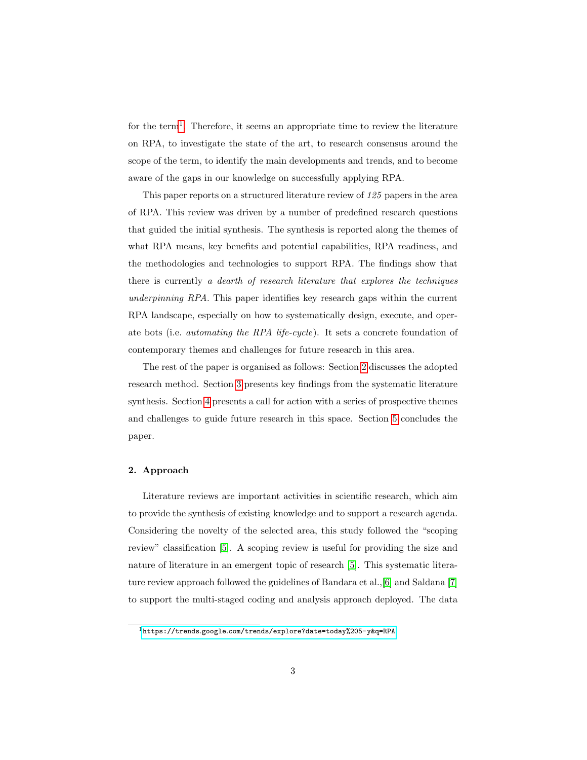for the term[1]. Therefore, it seems an appropriate time to review the literature on RPA, to investigate the state of the art, to research consensus around the scope of the term, to identify the main developments and trends, and to become aware of the gaps in our knowledge on successfully applying RPA.

This paper reports on a structured literature review of *125* papers in the area of RPA. This review was driven by a number of predefined research questions that guided the initial synthesis. The synthesis is reported along the themes of what RPA means, key benefits and potential capabilities, RPA readiness, and the methodologies and technologies to support RPA. The findings show that there is currently *a dearth of research literature that explores the techniques underpinning RPA*. This paper identifies key research gaps within the current RPA landscape, especially on how to systematically design, execute, and operate bots (i.e. *automating the RPA life-cycle*). It sets a concrete foundation of contemporary themes and challenges for future research in this area.

The rest of the paper is organised as follows: Section 2 discusses the adopted research method. Section 3 presents key findings from the systematic literature synthesis. Section 4 presents a call for action with a series of prospective themes and challenges to guide future research in this space. Section 5 concludes the paper.

## 2. Approach

Literature reviews are important activities in scientific research, which aim to provide the synthesis of existing knowledge and to support a research agenda. Considering the novelty of the selected area, this study followed the "scoping review" classification [5]. A scoping review is useful for providing the size and nature of literature in an emergent topic of research [5]. This systematic literature review approach followed the guidelines of Bandara et al.,[6] and Saldana [7] to support the multi-staged coding and analysis approach deployed. The data

[1] https://trends.google.com/trends/explore?date=today%205-y&q=RPA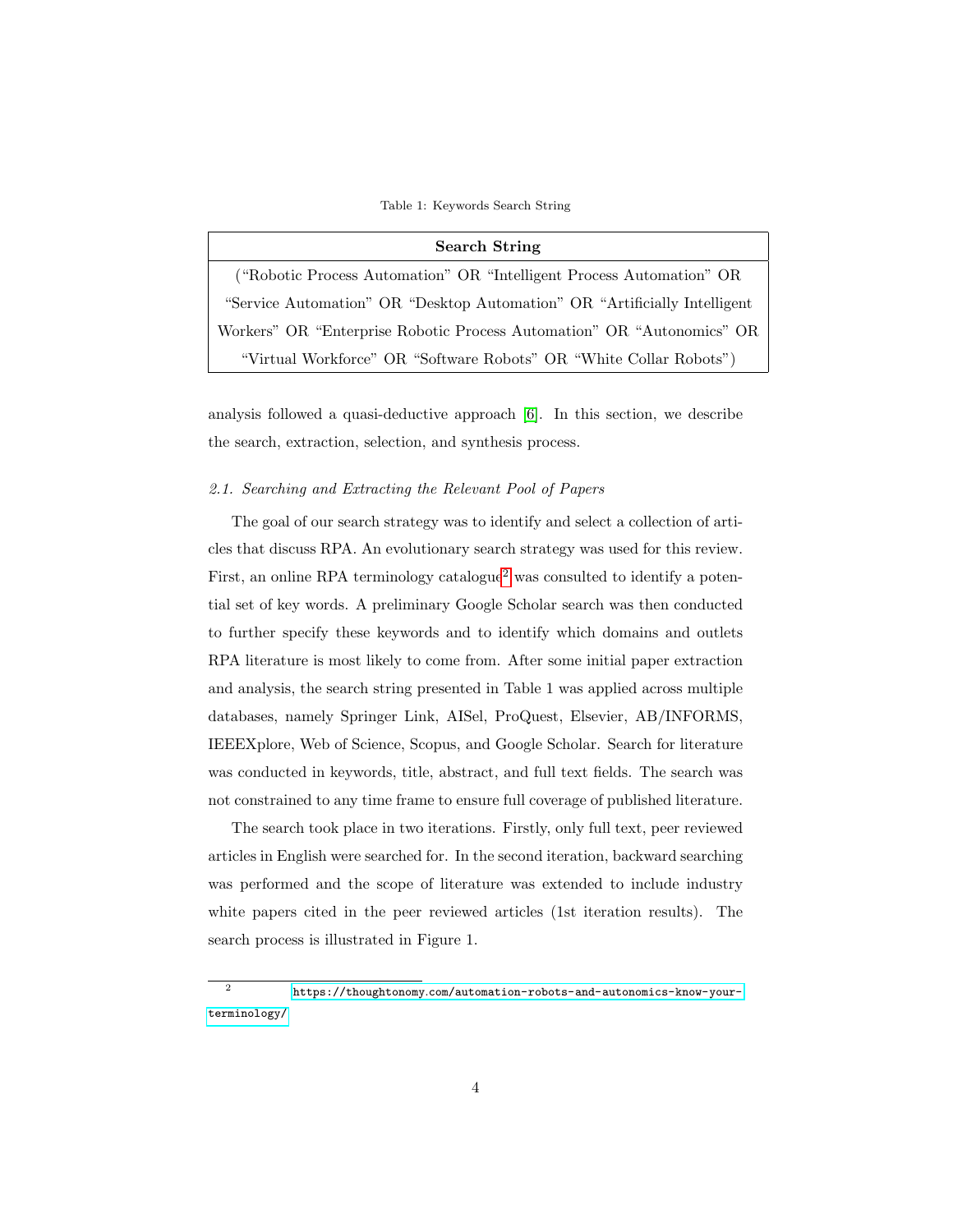Table 1: Keywords Search String

| Search String |
| --- |
| ("Robotic Process Automation" OR "Intelligent Process Automation" OR "Service Automation" OR "Desktop Automation" OR "Artificially Intelligent Workers" OR "Enterprise Robotic Process Automation" OR "Autonomics" OR "Virtual Workforce" OR "Software Robots" OR "White Collar Robots") |

analysis followed a quasi-deductive approach [6]. In this section, we describe the search, extraction, selection, and synthesis process.

### *2.1. Searching and Extracting the Relevant Pool of Papers*

The goal of our search strategy was to identify and select a collection of articles that discuss RPA. An evolutionary search strategy was used for this review. First, an online RPA terminology catalogue[2] was consulted to identify a potential set of key words. A preliminary Google Scholar search was then conducted to further specify these keywords and to identify which domains and outlets RPA literature is most likely to come from. After some initial paper extraction and analysis, the search string presented in Table 1 was applied across multiple databases, namely Springer Link, AISel, ProQuest, Elsevier, AB/INFORMS, IEEEXplore, Web of Science, Scopus, and Google Scholar. Search for literature was conducted in keywords, title, abstract, and full text fields. The search was not constrained to any time frame to ensure full coverage of published literature.

The search took place in two iterations. Firstly, only full text, peer reviewed articles in English were searched for. In the second iteration, backward searching was performed and the scope of literature was extended to include industry white papers cited in the peer reviewed articles (1st iteration results). The search process is illustrated in Figure 1.

[2] https://thoughtonomy.com/automation-robots-and-autonomics-know-your-terminology/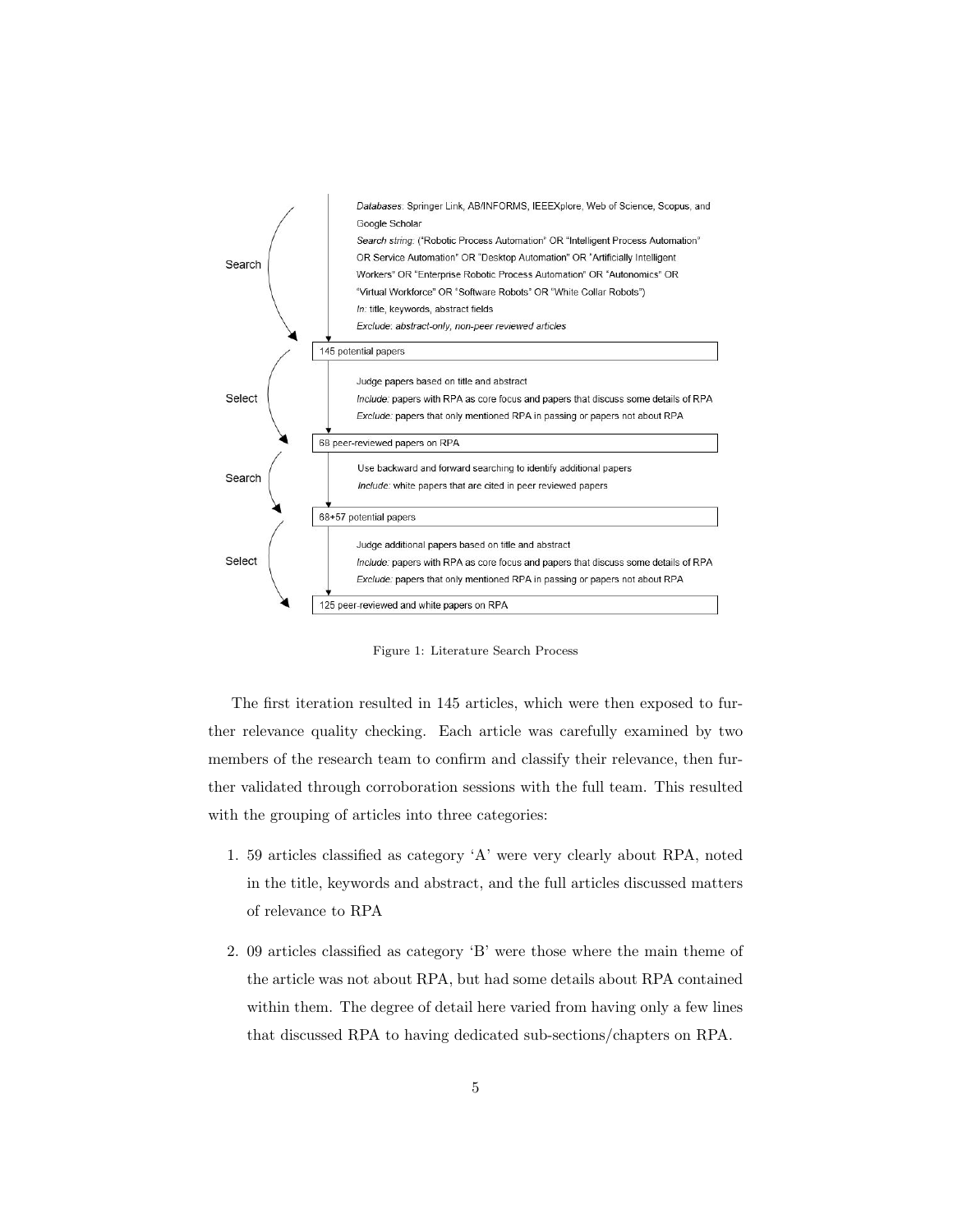**Search**

*Databases*: Springer Link, AB/INFORMS, IEEEXplore, Web of Science, Scopus, and Google Scholar

*Search string*: ("Robotic Process Automation" OR "Intelligent Process Automation" OR Service Automation" OR "Desktop Automation" OR "Artificially Intelligent Workers" OR "Enterprise Robotic Process Automation" OR "Autonomics" OR "Virtual Workforce" OR "Software Robots" OR "White Collar Robots")

*In*: title, keywords, abstract fields

*Exclude*: *abstract-only, non-peer reviewed articles*

→ 145 potential papers

**Select**

Judge papers based on title and abstract

*Include*: papers with RPA as core focus and papers that discuss some details of RPA

*Exclude*: papers that only mentioned RPA in passing or papers not about RPA

→ 68 peer-reviewed papers on RPA

**Search**

Use backward and forward searching to identify additional papers

*Include*: white papers that are cited in peer reviewed papers

→ 68+57 potential papers

**Select**

Judge additional papers based on title and abstract

*Include*: papers with RPA as core focus and papers that discuss some details of RPA

*Exclude*: papers that only mentioned RPA in passing or papers not about RPA

→ 125 peer-reviewed and white papers on RPA

Figure 1: Literature Search Process

The first iteration resulted in 145 articles, which were then exposed to further relevance quality checking. Each article was carefully examined by two members of the research team to confirm and classify their relevance, then further validated through corroboration sessions with the full team. This resulted with the grouping of articles into three categories:

1. 59 articles classified as category 'A' were very clearly about RPA, noted in the title, keywords and abstract, and the full articles discussed matters of relevance to RPA

2. 09 articles classified as category 'B' were those where the main theme of the article was not about RPA, but had some details about RPA contained within them. The degree of detail here varied from having only a few lines that discussed RPA to having dedicated sub-sections/chapters on RPA.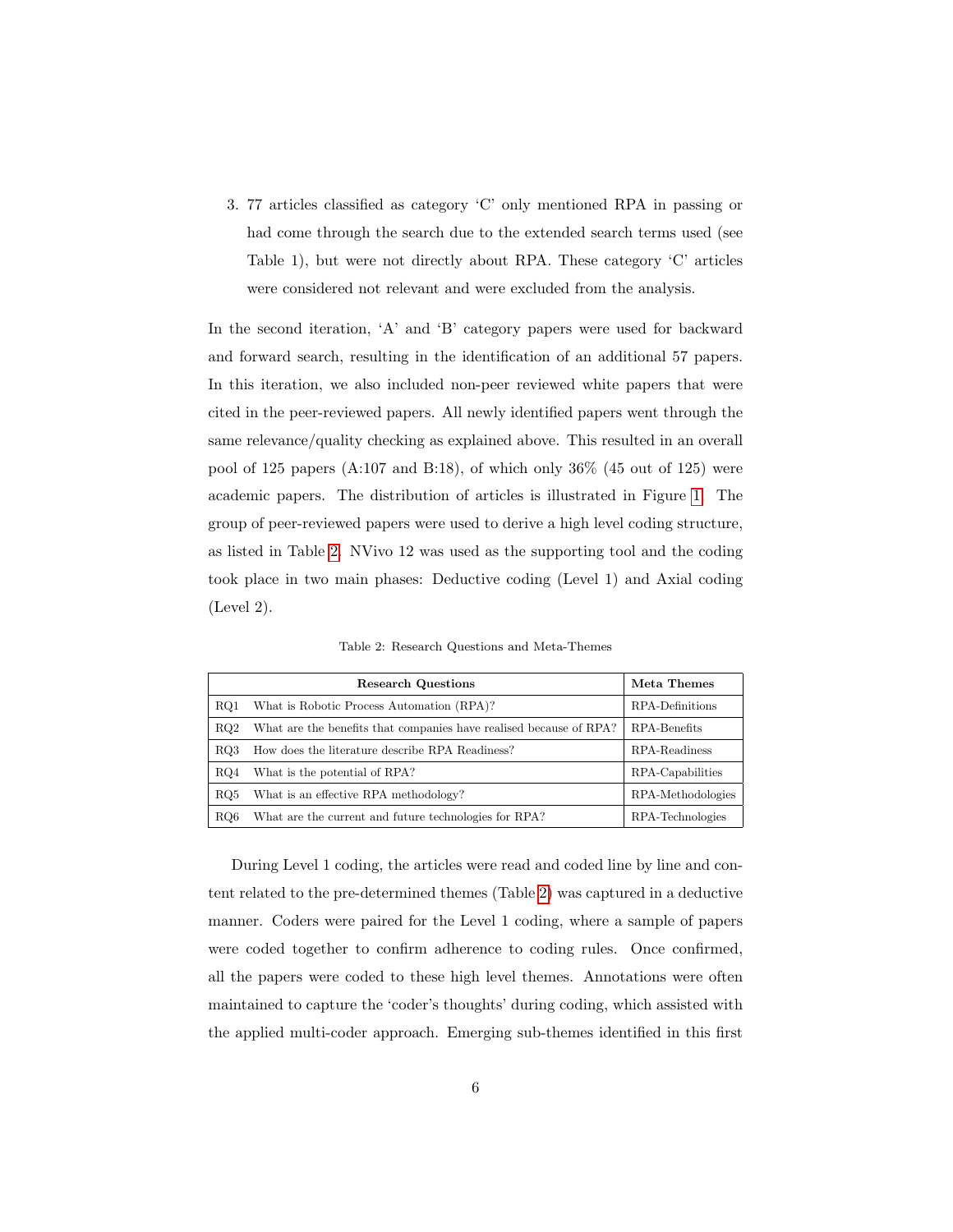3. 77 articles classified as category 'C' only mentioned RPA in passing or had come through the search due to the extended search terms used (see Table 1), but were not directly about RPA. These category 'C' articles were considered not relevant and were excluded from the analysis.

In the second iteration, 'A' and 'B' category papers were used for backward and forward search, resulting in the identification of an additional 57 papers. In this iteration, we also included non-peer reviewed white papers that were cited in the peer-reviewed papers. All newly identified papers went through the same relevance/quality checking as explained above. This resulted in an overall pool of 125 papers (A:107 and B:18), of which only 36% (45 out of 125) were academic papers. The distribution of articles is illustrated in Figure 1. The group of peer-reviewed papers were used to derive a high level coding structure, as listed in Table 2. NVivo 12 was used as the supporting tool and the coding took place in two main phases: Deductive coding (Level 1) and Axial coding (Level 2).

Table 2: Research Questions and Meta-Themes

| Research Questions | | Meta Themes |
|---|---|---|
| RQ1 | What is Robotic Process Automation (RPA)? | RPA-Definitions |
| RQ2 | What are the benefits that companies have realised because of RPA? | RPA-Benefits |
| RQ3 | How does the literature describe RPA Readiness? | RPA-Readiness |
| RQ4 | What is the potential of RPA? | RPA-Capabilities |
| RQ5 | What is an effective RPA methodology? | RPA-Methodologies |
| RQ6 | What are the current and future technologies for RPA? | RPA-Technologies |

During Level 1 coding, the articles were read and coded line by line and content related to the pre-determined themes (Table 2) was captured in a deductive manner. Coders were paired for the Level 1 coding, where a sample of papers were coded together to confirm adherence to coding rules. Once confirmed, all the papers were coded to these high level themes. Annotations were often maintained to capture the 'coder's thoughts' during coding, which assisted with the applied multi-coder approach. Emerging sub-themes identified in this first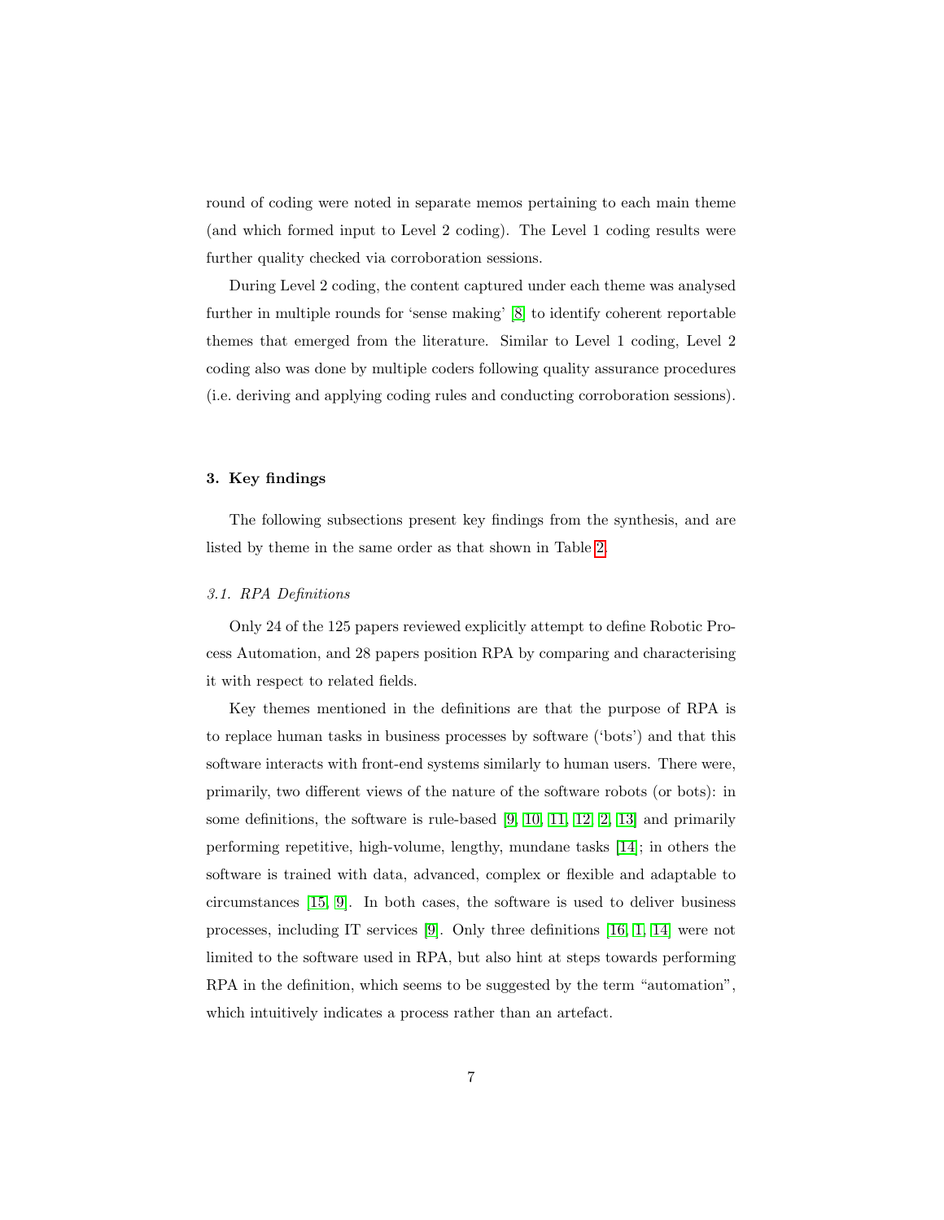round of coding were noted in separate memos pertaining to each main theme (and which formed input to Level 2 coding). The Level 1 coding results were further quality checked via corroboration sessions.

During Level 2 coding, the content captured under each theme was analysed further in multiple rounds for 'sense making' [8] to identify coherent reportable themes that emerged from the literature. Similar to Level 1 coding, Level 2 coding also was done by multiple coders following quality assurance procedures (i.e. deriving and applying coding rules and conducting corroboration sessions).

## 3. Key findings

The following subsections present key findings from the synthesis, and are listed by theme in the same order as that shown in Table 2.

### *3.1. RPA Definitions*

Only 24 of the 125 papers reviewed explicitly attempt to define Robotic Process Automation, and 28 papers position RPA by comparing and characterising it with respect to related fields.

Key themes mentioned in the definitions are that the purpose of RPA is to replace human tasks in business processes by software ('bots') and that this software interacts with front-end systems similarly to human users. There were, primarily, two different views of the nature of the software robots (or bots): in some definitions, the software is rule-based [9, 10, 11, 12, 2, 13] and primarily performing repetitive, high-volume, lengthy, mundane tasks [14]; in others the software is trained with data, advanced, complex or flexible and adaptable to circumstances [15, 9]. In both cases, the software is used to deliver business processes, including IT services [9]. Only three definitions [16, 1, 14] were not limited to the software used in RPA, but also hint at steps towards performing RPA in the definition, which seems to be suggested by the term "automation", which intuitively indicates a process rather than an artefact.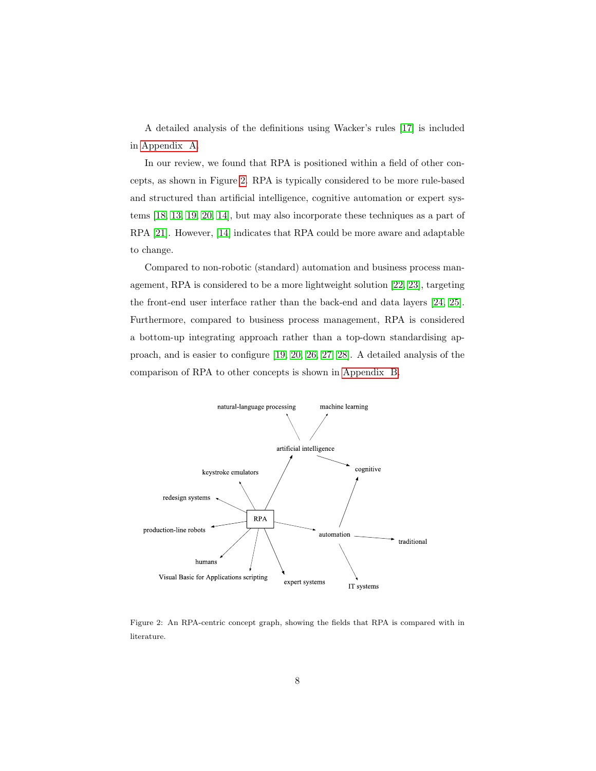A detailed analysis of the definitions using Wacker's rules [17] is included in Appendix A.

In our review, we found that RPA is positioned within a field of other concepts, as shown in Figure 2. RPA is typically considered to be more rule-based and structured than artificial intelligence, cognitive automation or expert systems [18, 13, 19, 20, 14], but may also incorporate these techniques as a part of RPA [21]. However, [14] indicates that RPA could be more aware and adaptable to change.

Compared to non-robotic (standard) automation and business process management, RPA is considered to be a more lightweight solution [22, 23], targeting the front-end user interface rather than the back-end and data layers [24, 25]. Furthermore, compared to business process management, RPA is considered a bottom-up integrating approach rather than a top-down standardising approach, and is easier to configure [19, 20, 26, 27, 28]. A detailed analysis of the comparison of RPA to other concepts is shown in Appendix B.

Figure 2: An RPA-centric concept graph, showing the fields that RPA is compared with in literature.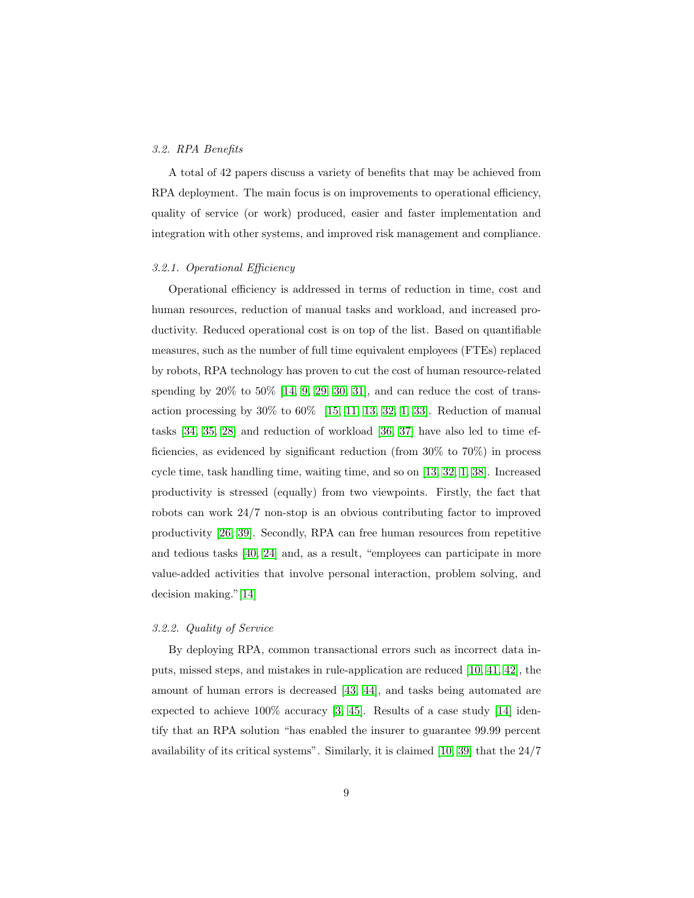### 3.2. RPA Benefits

A total of 42 papers discuss a variety of benefits that may be achieved from RPA deployment. The main focus is on improvements to operational efficiency, quality of service (or work) produced, easier and faster implementation and integration with other systems, and improved risk management and compliance.

#### 3.2.1. Operational Efficiency

Operational efficiency is addressed in terms of reduction in time, cost and human resources, reduction of manual tasks and workload, and increased productivity. Reduced operational cost is on top of the list. Based on quantifiable measures, such as the number of full time equivalent employees (FTEs) replaced by robots, RPA technology has proven to cut the cost of human resource-related spending by 20% to 50% [14, 9, 29, 30, 31], and can reduce the cost of transaction processing by 30% to 60% [15, 11, 13, 32, 1, 33]. Reduction of manual tasks [34, 35, 28] and reduction of workload [36, 37] have also led to time efficiencies, as evidenced by significant reduction (from 30% to 70%) in process cycle time, task handling time, waiting time, and so on [13, 32, 1, 38]. Increased productivity is stressed (equally) from two viewpoints. Firstly, the fact that robots can work 24/7 non-stop is an obvious contributing factor to improved productivity [26, 39]. Secondly, RPA can free human resources from repetitive and tedious tasks [40, 24] and, as a result, "employees can participate in more value-added activities that involve personal interaction, problem solving, and decision making."[14]

#### 3.2.2. Quality of Service

By deploying RPA, common transactional errors such as incorrect data inputs, missed steps, and mistakes in rule-application are reduced [10, 41, 42], the amount of human errors is decreased [43, 44], and tasks being automated are expected to achieve 100% accuracy [3, 45]. Results of a case study [14] identify that an RPA solution "has enabled the insurer to guarantee 99.99 percent availability of its critical systems". Similarly, it is claimed [10, 39] that the 24/7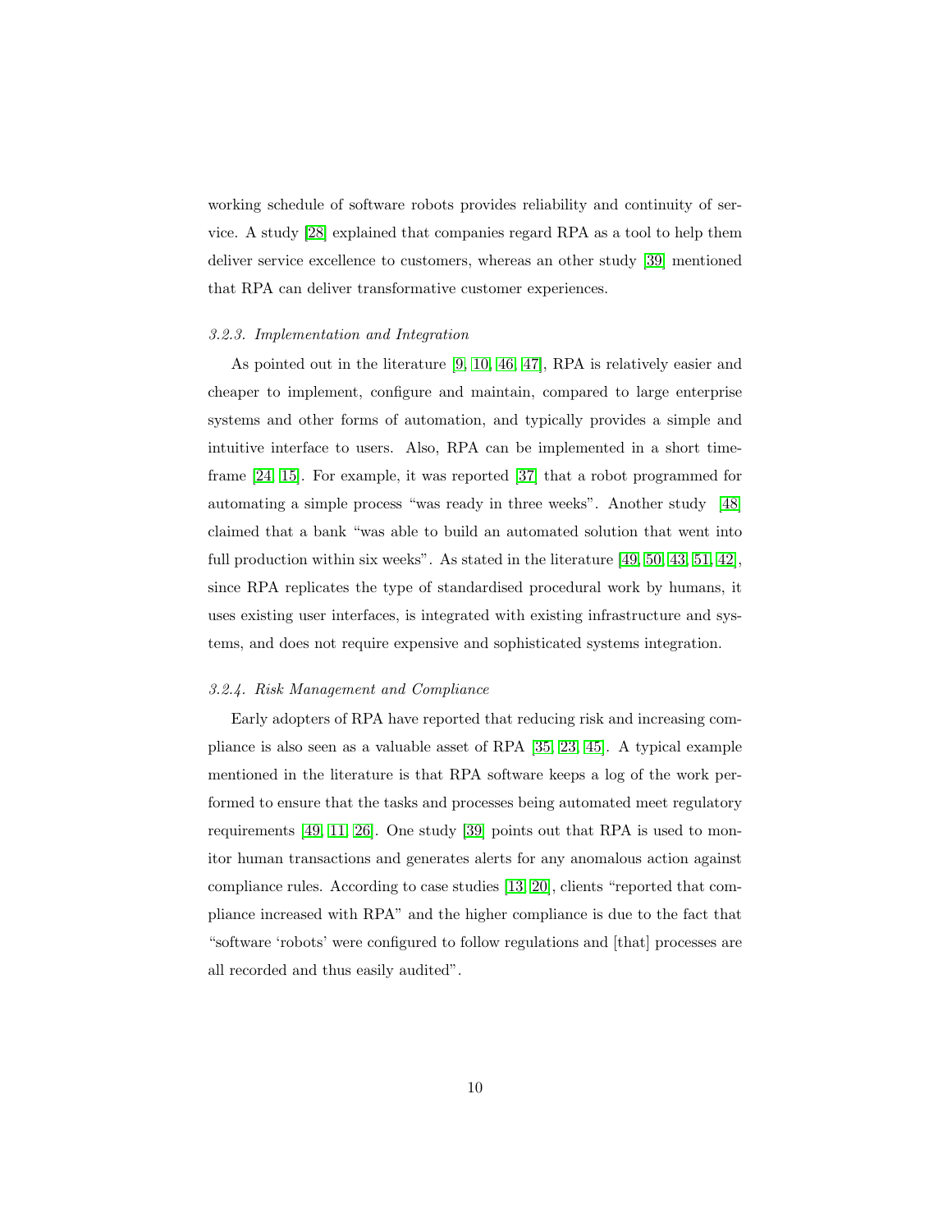working schedule of software robots provides reliability and continuity of service. A study [28] explained that companies regard RPA as a tool to help them deliver service excellence to customers, whereas an other study [39] mentioned that RPA can deliver transformative customer experiences.

#### *3.2.3. Implementation and Integration*

As pointed out in the literature [9, 10, 46, 47], RPA is relatively easier and cheaper to implement, configure and maintain, compared to large enterprise systems and other forms of automation, and typically provides a simple and intuitive interface to users. Also, RPA can be implemented in a short timeframe [24, 15]. For example, it was reported [37] that a robot programmed for automating a simple process "was ready in three weeks". Another study [48] claimed that a bank "was able to build an automated solution that went into full production within six weeks". As stated in the literature [49, 50, 43, 51, 42], since RPA replicates the type of standardised procedural work by humans, it uses existing user interfaces, is integrated with existing infrastructure and systems, and does not require expensive and sophisticated systems integration.

#### *3.2.4. Risk Management and Compliance*

Early adopters of RPA have reported that reducing risk and increasing compliance is also seen as a valuable asset of RPA [35, 23, 45]. A typical example mentioned in the literature is that RPA software keeps a log of the work performed to ensure that the tasks and processes being automated meet regulatory requirements [49, 11, 26]. One study [39] points out that RPA is used to monitor human transactions and generates alerts for any anomalous action against compliance rules. According to case studies [13, 20], clients "reported that compliance increased with RPA" and the higher compliance is due to the fact that "software 'robots' were configured to follow regulations and [that] processes are all recorded and thus easily audited".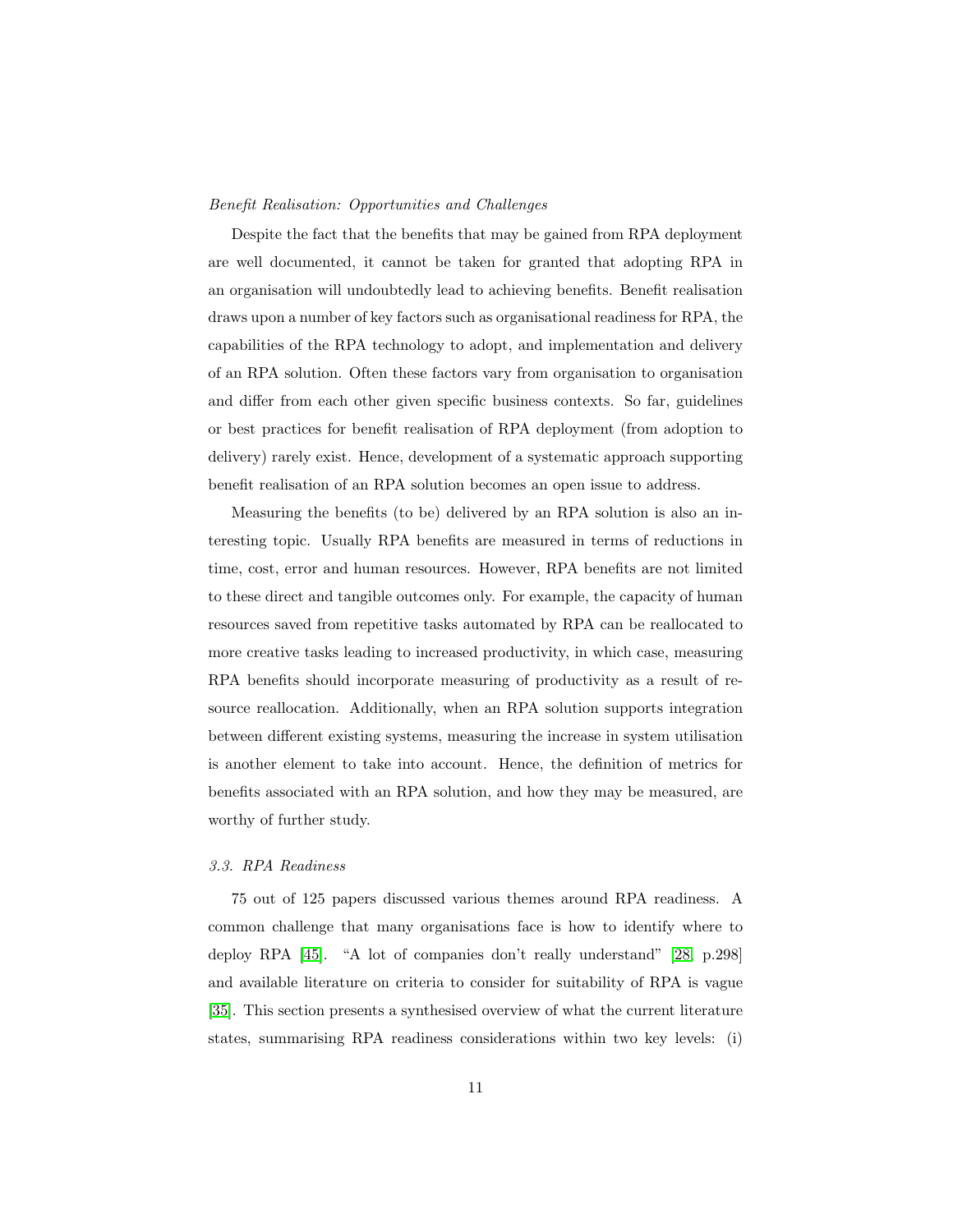*Benefit Realisation: Opportunities and Challenges*

Despite the fact that the benefits that may be gained from RPA deployment are well documented, it cannot be taken for granted that adopting RPA in an organisation will undoubtedly lead to achieving benefits. Benefit realisation draws upon a number of key factors such as organisational readiness for RPA, the capabilities of the RPA technology to adopt, and implementation and delivery of an RPA solution. Often these factors vary from organisation to organisation and differ from each other given specific business contexts. So far, guidelines or best practices for benefit realisation of RPA deployment (from adoption to delivery) rarely exist. Hence, development of a systematic approach supporting benefit realisation of an RPA solution becomes an open issue to address.

Measuring the benefits (to be) delivered by an RPA solution is also an interesting topic. Usually RPA benefits are measured in terms of reductions in time, cost, error and human resources. However, RPA benefits are not limited to these direct and tangible outcomes only. For example, the capacity of human resources saved from repetitive tasks automated by RPA can be reallocated to more creative tasks leading to increased productivity, in which case, measuring RPA benefits should incorporate measuring of productivity as a result of resource reallocation. Additionally, when an RPA solution supports integration between different existing systems, measuring the increase in system utilisation is another element to take into account. Hence, the definition of metrics for benefits associated with an RPA solution, and how they may be measured, are worthy of further study.

### *3.3. RPA Readiness*

75 out of 125 papers discussed various themes around RPA readiness. A common challenge that many organisations face is how to identify where to deploy RPA [45]. "A lot of companies don't really understand" [28, p.298] and available literature on criteria to consider for suitability of RPA is vague [35]. This section presents a synthesised overview of what the current literature states, summarising RPA readiness considerations within two key levels: (i)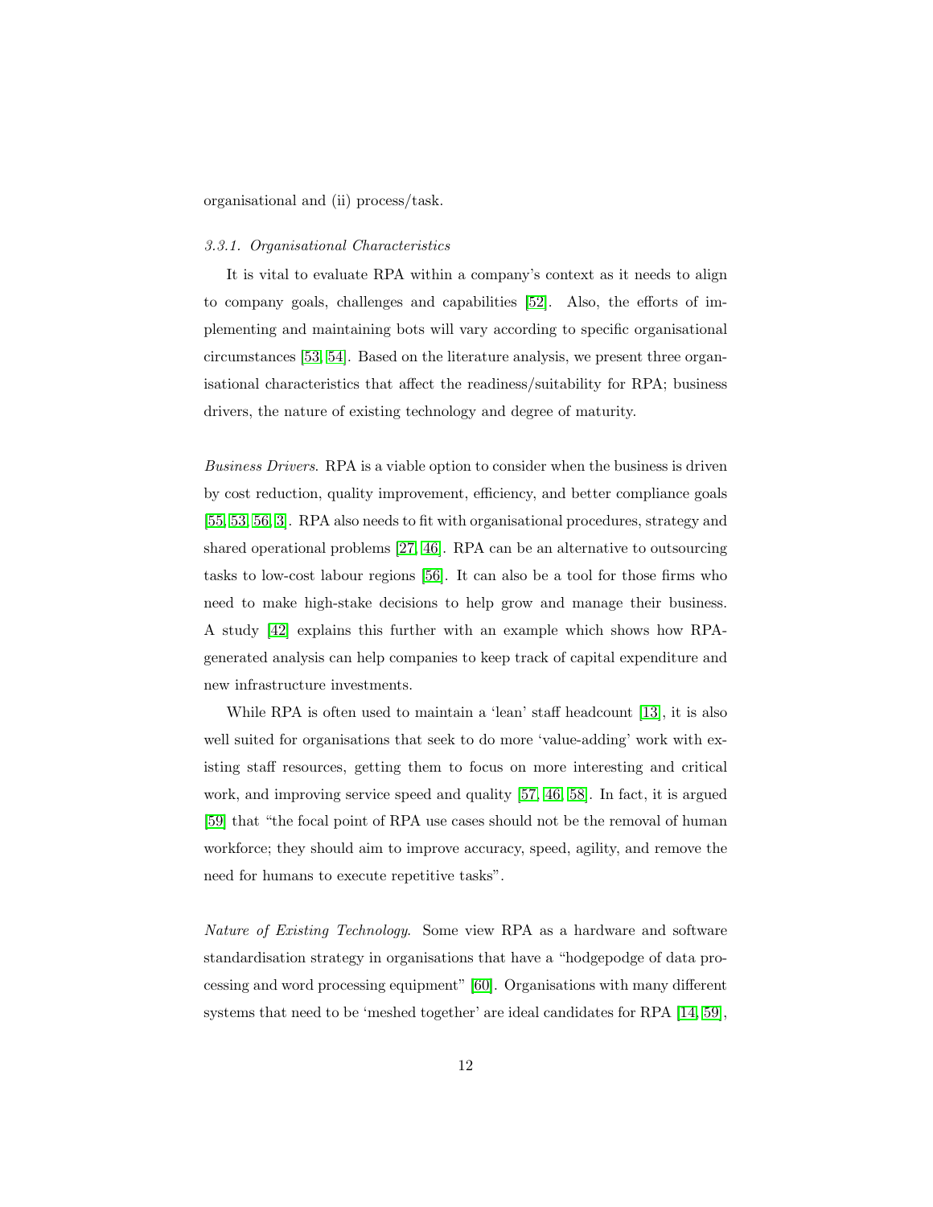organisational and (ii) process/task.

#### 3.3.1. Organisational Characteristics

It is vital to evaluate RPA within a company's context as it needs to align to company goals, challenges and capabilities [52]. Also, the efforts of implementing and maintaining bots will vary according to specific organisational circumstances [53, 54]. Based on the literature analysis, we present three organisational characteristics that affect the readiness/suitability for RPA; business drivers, the nature of existing technology and degree of maturity.

*Business Drivers.* RPA is a viable option to consider when the business is driven by cost reduction, quality improvement, efficiency, and better compliance goals [55, 53, 56, 3]. RPA also needs to fit with organisational procedures, strategy and shared operational problems [27, 46]. RPA can be an alternative to outsourcing tasks to low-cost labour regions [56]. It can also be a tool for those firms who need to make high-stake decisions to help grow and manage their business. A study [42] explains this further with an example which shows how RPA-generated analysis can help companies to keep track of capital expenditure and new infrastructure investments.

While RPA is often used to maintain a 'lean' staff headcount [13], it is also well suited for organisations that seek to do more 'value-adding' work with existing staff resources, getting them to focus on more interesting and critical work, and improving service speed and quality [57, 46, 58]. In fact, it is argued [59] that "the focal point of RPA use cases should not be the removal of human workforce; they should aim to improve accuracy, speed, agility, and remove the need for humans to execute repetitive tasks".

*Nature of Existing Technology.* Some view RPA as a hardware and software standardisation strategy in organisations that have a "hodgepodge of data processing and word processing equipment" [60]. Organisations with many different systems that need to be 'meshed together' are ideal candidates for RPA [14, 59],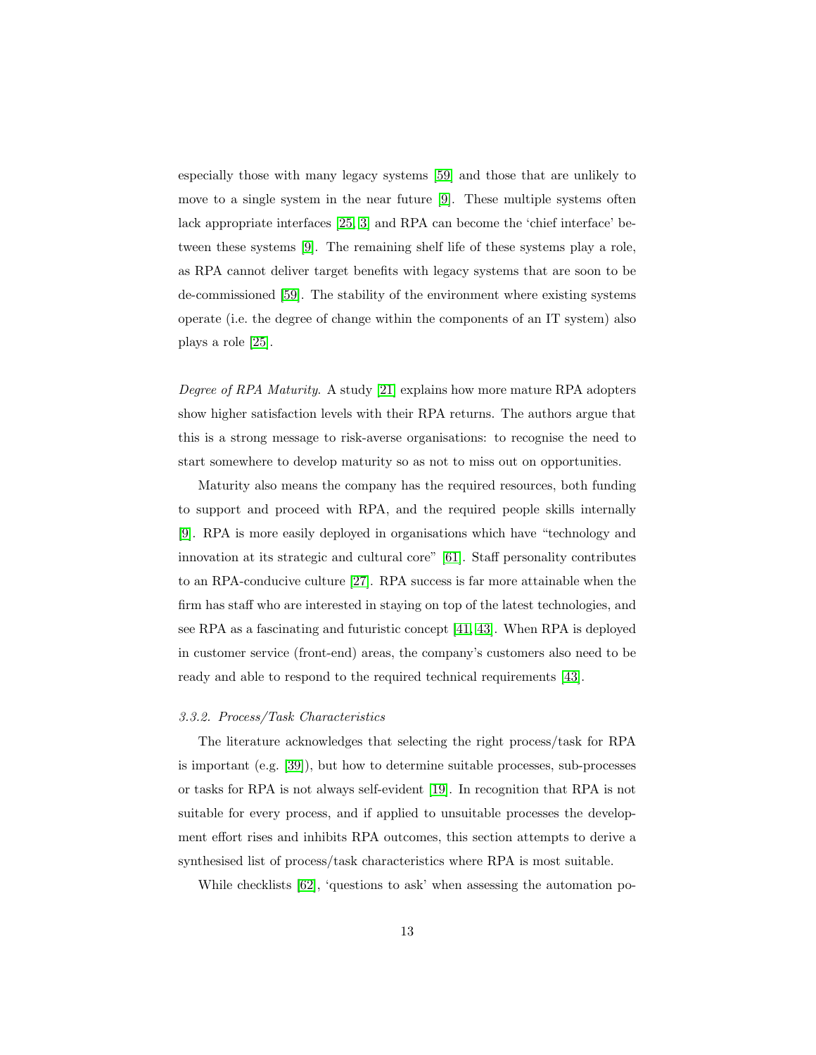especially those with many legacy systems [59] and those that are unlikely to move to a single system in the near future [9]. These multiple systems often lack appropriate interfaces [25, 3] and RPA can become the 'chief interface' between these systems [9]. The remaining shelf life of these systems play a role, as RPA cannot deliver target benefits with legacy systems that are soon to be de-commissioned [59]. The stability of the environment where existing systems operate (i.e. the degree of change within the components of an IT system) also plays a role [25].

*Degree of RPA Maturity.* A study [21] explains how more mature RPA adopters show higher satisfaction levels with their RPA returns. The authors argue that this is a strong message to risk-averse organisations: to recognise the need to start somewhere to develop maturity so as not to miss out on opportunities.

Maturity also means the company has the required resources, both funding to support and proceed with RPA, and the required people skills internally [9]. RPA is more easily deployed in organisations which have "technology and innovation at its strategic and cultural core" [61]. Staff personality contributes to an RPA-conducive culture [27]. RPA success is far more attainable when the firm has staff who are interested in staying on top of the latest technologies, and see RPA as a fascinating and futuristic concept [41, 43]. When RPA is deployed in customer service (front-end) areas, the company's customers also need to be ready and able to respond to the required technical requirements [43].

### *3.3.2. Process/Task Characteristics*

The literature acknowledges that selecting the right process/task for RPA is important (e.g. [39]), but how to determine suitable processes, sub-processes or tasks for RPA is not always self-evident [19]. In recognition that RPA is not suitable for every process, and if applied to unsuitable processes the development effort rises and inhibits RPA outcomes, this section attempts to derive a synthesised list of process/task characteristics where RPA is most suitable.

While checklists [62], 'questions to ask' when assessing the automation po-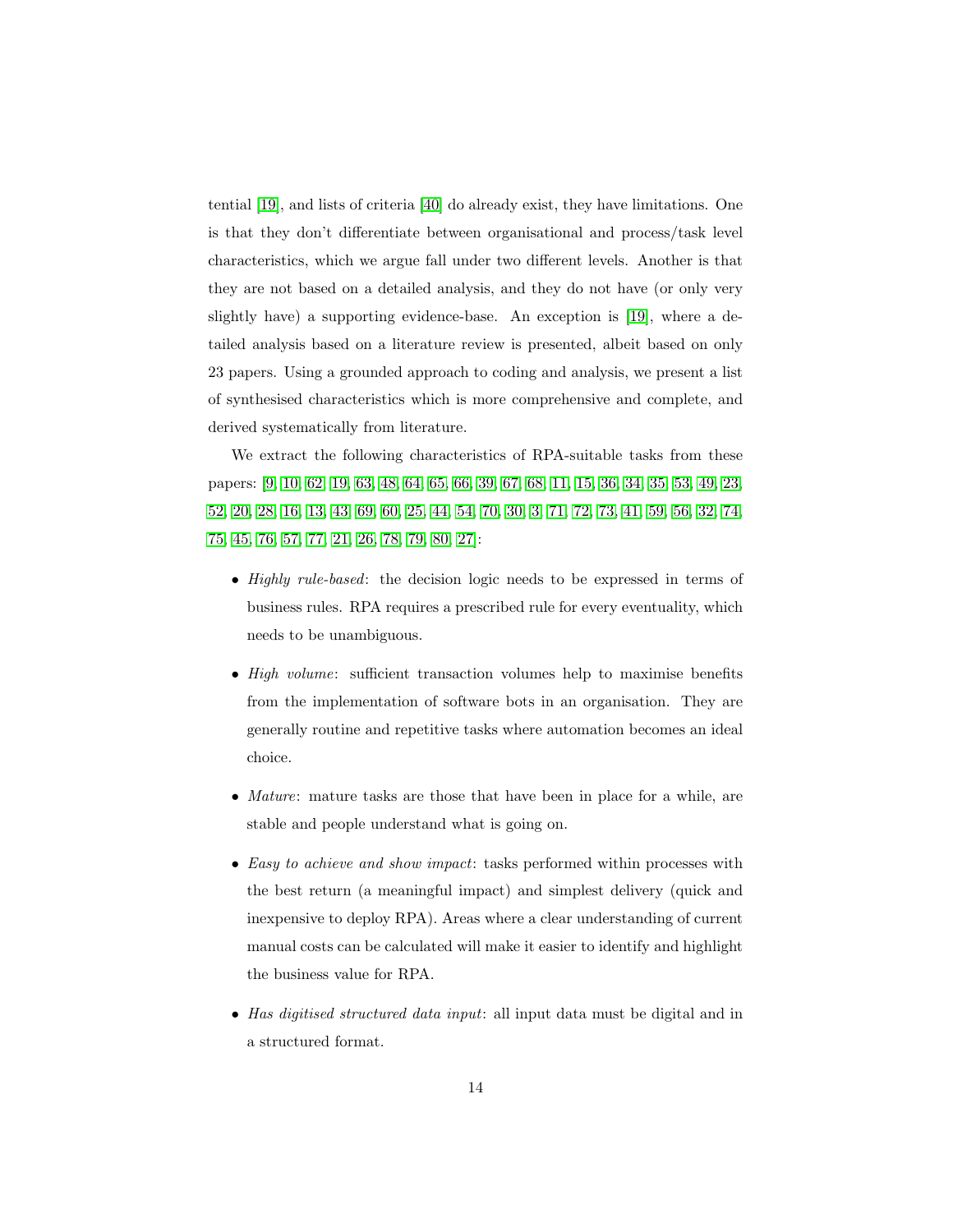tential [19], and lists of criteria [40] do already exist, they have limitations. One is that they don't differentiate between organisational and process/task level characteristics, which we argue fall under two different levels. Another is that they are not based on a detailed analysis, and they do not have (or only very slightly have) a supporting evidence-base. An exception is [19], where a detailed analysis based on a literature review is presented, albeit based on only 23 papers. Using a grounded approach to coding and analysis, we present a list of synthesised characteristics which is more comprehensive and complete, and derived systematically from literature.

We extract the following characteristics of RPA-suitable tasks from these papers: [9, 10, 62, 19, 63, 48, 64, 65, 66, 39, 67, 68, 11, 15, 36, 34, 35, 53, 49, 23, 52, 20, 28, 16, 13, 43, 69, 60, 25, 44, 54, 70, 30, 3, 71, 72, 73, 41, 59, 56, 32, 74, 75, 45, 76, 57, 77, 21, 26, 78, 79, 80, 27]:

- *Highly rule-based*: the decision logic needs to be expressed in terms of business rules. RPA requires a prescribed rule for every eventuality, which needs to be unambiguous.
- *High volume*: sufficient transaction volumes help to maximise benefits from the implementation of software bots in an organisation. They are generally routine and repetitive tasks where automation becomes an ideal choice.
- *Mature*: mature tasks are those that have been in place for a while, are stable and people understand what is going on.
- *Easy to achieve and show impact*: tasks performed within processes with the best return (a meaningful impact) and simplest delivery (quick and inexpensive to deploy RPA). Areas where a clear understanding of current manual costs can be calculated will make it easier to identify and highlight the business value for RPA.
- *Has digitised structured data input*: all input data must be digital and in a structured format.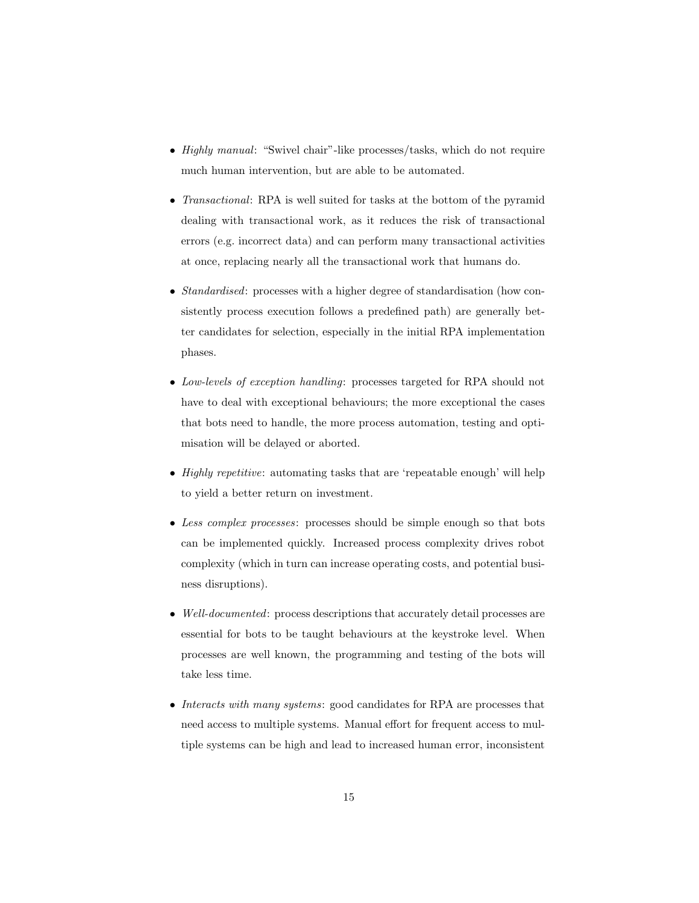- *Highly manual*: “Swivel chair”-like processes/tasks, which do not require much human intervention, but are able to be automated.

- *Transactional*: RPA is well suited for tasks at the bottom of the pyramid dealing with transactional work, as it reduces the risk of transactional errors (e.g. incorrect data) and can perform many transactional activities at once, replacing nearly all the transactional work that humans do.

- *Standardised*: processes with a higher degree of standardisation (how consistently process execution follows a predefined path) are generally better candidates for selection, especially in the initial RPA implementation phases.

- *Low-levels of exception handling*: processes targeted for RPA should not have to deal with exceptional behaviours; the more exceptional the cases that bots need to handle, the more process automation, testing and optimisation will be delayed or aborted.

- *Highly repetitive*: automating tasks that are ‘repeatable enough’ will help to yield a better return on investment.

- *Less complex processes*: processes should be simple enough so that bots can be implemented quickly. Increased process complexity drives robot complexity (which in turn can increase operating costs, and potential business disruptions).

- *Well-documented*: process descriptions that accurately detail processes are essential for bots to be taught behaviours at the keystroke level. When processes are well known, the programming and testing of the bots will take less time.

- *Interacts with many systems*: good candidates for RPA are processes that need access to multiple systems. Manual effort for frequent access to multiple systems can be high and lead to increased human error, inconsistent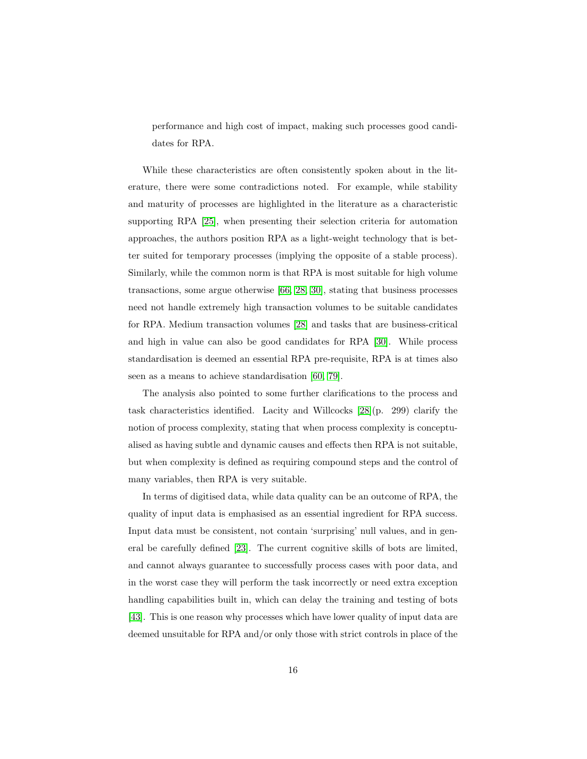performance and high cost of impact, making such processes good candidates for RPA.

While these characteristics are often consistently spoken about in the literature, there were some contradictions noted. For example, while stability and maturity of processes are highlighted in the literature as a characteristic supporting RPA [25], when presenting their selection criteria for automation approaches, the authors position RPA as a light-weight technology that is better suited for temporary processes (implying the opposite of a stable process). Similarly, while the common norm is that RPA is most suitable for high volume transactions, some argue otherwise [66, 28, 30], stating that business processes need not handle extremely high transaction volumes to be suitable candidates for RPA. Medium transaction volumes [28] and tasks that are business-critical and high in value can also be good candidates for RPA [30]. While process standardisation is deemed an essential RPA pre-requisite, RPA is at times also seen as a means to achieve standardisation [60, 79].

The analysis also pointed to some further clarifications to the process and task characteristics identified. Lacity and Willcocks [28](p. 299) clarify the notion of process complexity, stating that when process complexity is conceptualised as having subtle and dynamic causes and effects then RPA is not suitable, but when complexity is defined as requiring compound steps and the control of many variables, then RPA is very suitable.

In terms of digitised data, while data quality can be an outcome of RPA, the quality of input data is emphasised as an essential ingredient for RPA success. Input data must be consistent, not contain 'surprising' null values, and in general be carefully defined [23]. The current cognitive skills of bots are limited, and cannot always guarantee to successfully process cases with poor data, and in the worst case they will perform the task incorrectly or need extra exception handling capabilities built in, which can delay the training and testing of bots [43]. This is one reason why processes which have lower quality of input data are deemed unsuitable for RPA and/or only those with strict controls in place of the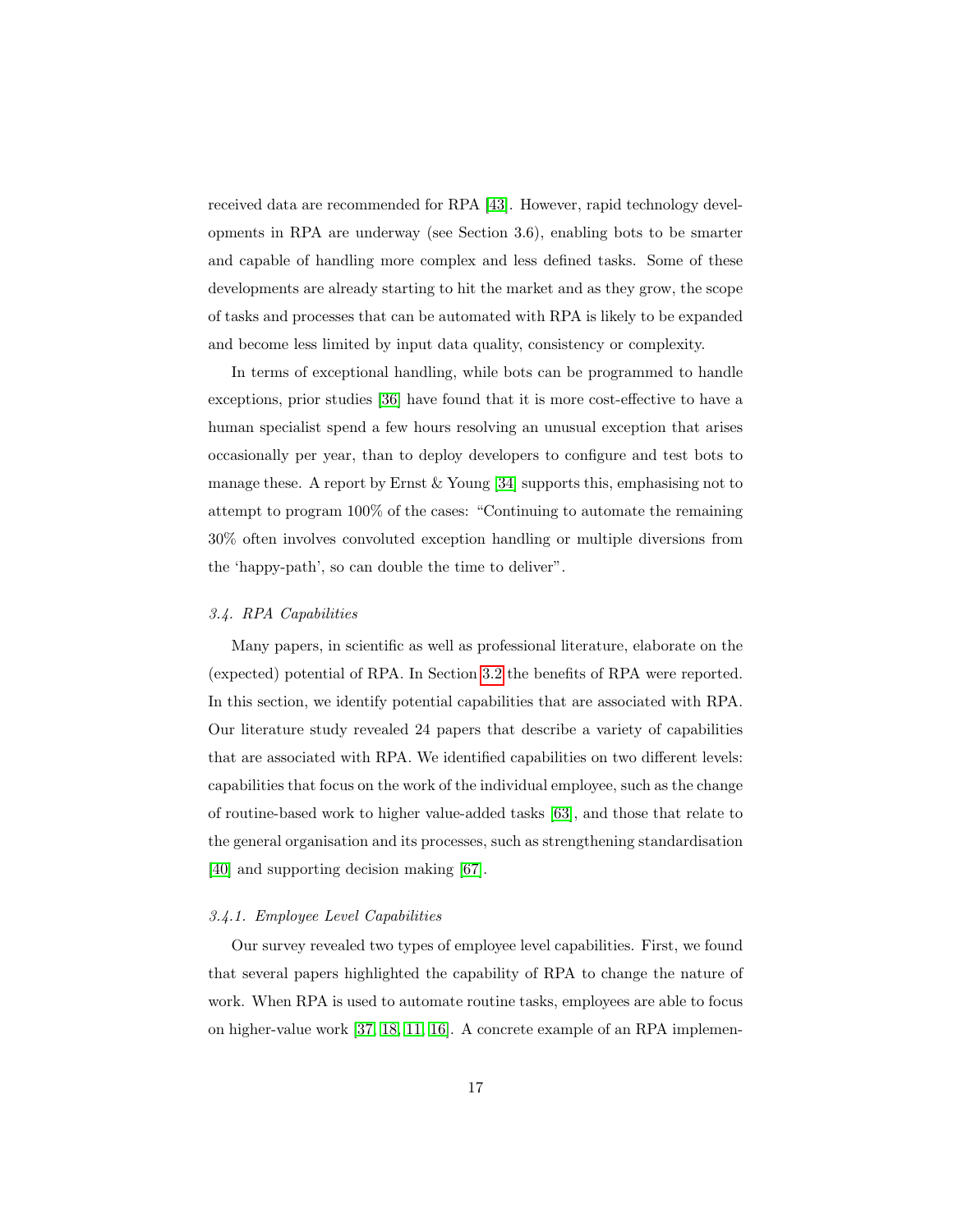received data are recommended for RPA [43]. However, rapid technology developments in RPA are underway (see Section 3.6), enabling bots to be smarter and capable of handling more complex and less defined tasks. Some of these developments are already starting to hit the market and as they grow, the scope of tasks and processes that can be automated with RPA is likely to be expanded and become less limited by input data quality, consistency or complexity.

In terms of exceptional handling, while bots can be programmed to handle exceptions, prior studies [36] have found that it is more cost-effective to have a human specialist spend a few hours resolving an unusual exception that arises occasionally per year, than to deploy developers to configure and test bots to manage these. A report by Ernst & Young [34] supports this, emphasising not to attempt to program 100% of the cases: "Continuing to automate the remaining 30% often involves convoluted exception handling or multiple diversions from the 'happy-path', so can double the time to deliver".

### *3.4. RPA Capabilities*

Many papers, in scientific as well as professional literature, elaborate on the (expected) potential of RPA. In Section 3.2 the benefits of RPA were reported. In this section, we identify potential capabilities that are associated with RPA. Our literature study revealed 24 papers that describe a variety of capabilities that are associated with RPA. We identified capabilities on two different levels: capabilities that focus on the work of the individual employee, such as the change of routine-based work to higher value-added tasks [63], and those that relate to the general organisation and its processes, such as strengthening standardisation [40] and supporting decision making [67].

#### *3.4.1. Employee Level Capabilities*

Our survey revealed two types of employee level capabilities. First, we found that several papers highlighted the capability of RPA to change the nature of work. When RPA is used to automate routine tasks, employees are able to focus on higher-value work [37, 18, 11, 16]. A concrete example of an RPA implemen-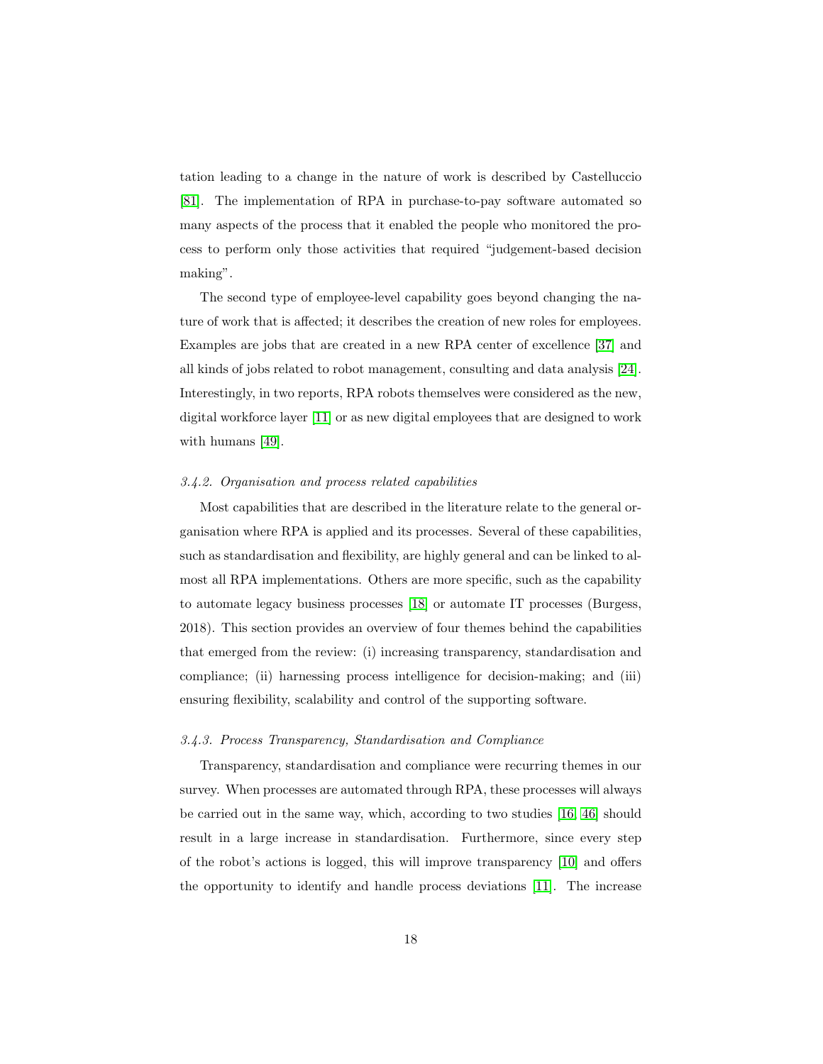tation leading to a change in the nature of work is described by Castelluccio [81]. The implementation of RPA in purchase-to-pay software automated so many aspects of the process that it enabled the people who monitored the process to perform only those activities that required "judgement-based decision making".

The second type of employee-level capability goes beyond changing the nature of work that is affected; it describes the creation of new roles for employees. Examples are jobs that are created in a new RPA center of excellence [37] and all kinds of jobs related to robot management, consulting and data analysis [24]. Interestingly, in two reports, RPA robots themselves were considered as the new, digital workforce layer [11] or as new digital employees that are designed to work with humans [49].

### *3.4.2. Organisation and process related capabilities*

Most capabilities that are described in the literature relate to the general organisation where RPA is applied and its processes. Several of these capabilities, such as standardisation and flexibility, are highly general and can be linked to almost all RPA implementations. Others are more specific, such as the capability to automate legacy business processes [18] or automate IT processes (Burgess, 2018). This section provides an overview of four themes behind the capabilities that emerged from the review: (i) increasing transparency, standardisation and compliance; (ii) harnessing process intelligence for decision-making; and (iii) ensuring flexibility, scalability and control of the supporting software.

### *3.4.3. Process Transparency, Standardisation and Compliance*

Transparency, standardisation and compliance were recurring themes in our survey. When processes are automated through RPA, these processes will always be carried out in the same way, which, according to two studies [16, 46] should result in a large increase in standardisation. Furthermore, since every step of the robot's actions is logged, this will improve transparency [10] and offers the opportunity to identify and handle process deviations [11]. The increase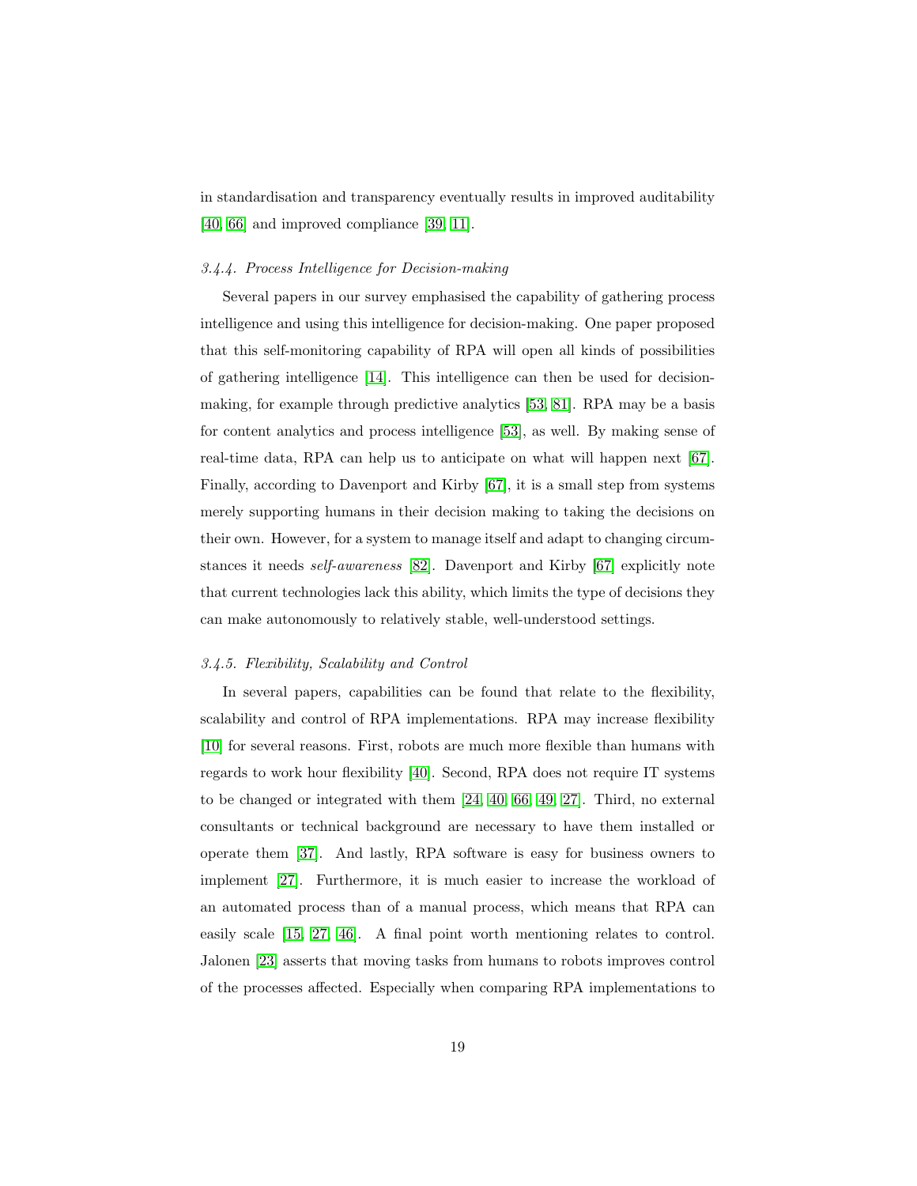in standardisation and transparency eventually results in improved auditability [40, 66] and improved compliance [39, 11].

### 3.4.4. Process Intelligence for Decision-making

Several papers in our survey emphasised the capability of gathering process intelligence and using this intelligence for decision-making. One paper proposed that this self-monitoring capability of RPA will open all kinds of possibilities of gathering intelligence [14]. This intelligence can then be used for decision-making, for example through predictive analytics [53, 81]. RPA may be a basis for content analytics and process intelligence [53], as well. By making sense of real-time data, RPA can help us to anticipate on what will happen next [67]. Finally, according to Davenport and Kirby [67], it is a small step from systems merely supporting humans in their decision making to taking the decisions on their own. However, for a system to manage itself and adapt to changing circumstances it needs *self-awareness* [82]. Davenport and Kirby [67] explicitly note that current technologies lack this ability, which limits the type of decisions they can make autonomously to relatively stable, well-understood settings.

### 3.4.5. Flexibility, Scalability and Control

In several papers, capabilities can be found that relate to the flexibility, scalability and control of RPA implementations. RPA may increase flexibility [10] for several reasons. First, robots are much more flexible than humans with regards to work hour flexibility [40]. Second, RPA does not require IT systems to be changed or integrated with them [24, 40, 66, 49, 27]. Third, no external consultants or technical background are necessary to have them installed or operate them [37]. And lastly, RPA software is easy for business owners to implement [27]. Furthermore, it is much easier to increase the workload of an automated process than of a manual process, which means that RPA can easily scale [15, 27, 46]. A final point worth mentioning relates to control. Jalonen [23] asserts that moving tasks from humans to robots improves control of the processes affected. Especially when comparing RPA implementations to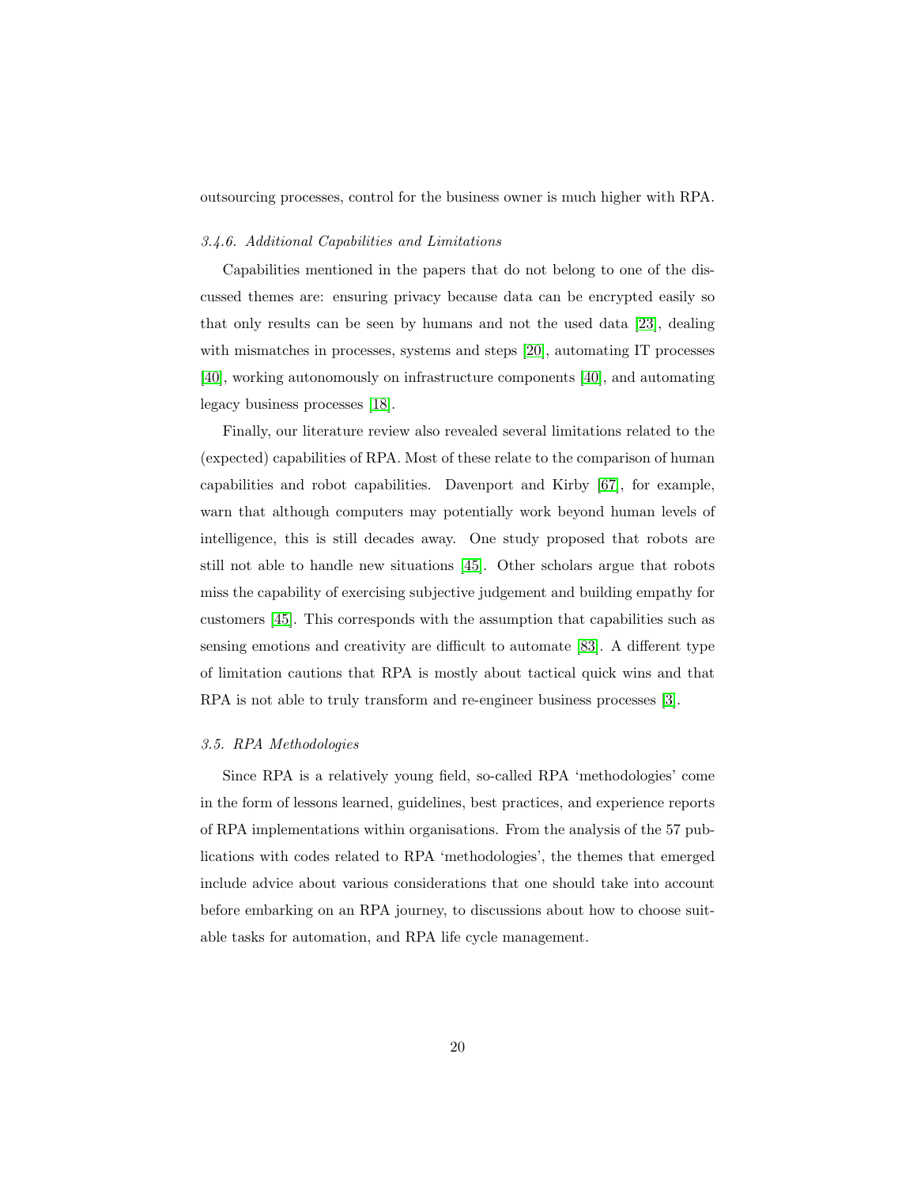outsourcing processes, control for the business owner is much higher with RPA.

### *3.4.6. Additional Capabilities and Limitations*

Capabilities mentioned in the papers that do not belong to one of the discussed themes are: ensuring privacy because data can be encrypted easily so that only results can be seen by humans and not the used data [23], dealing with mismatches in processes, systems and steps [20], automating IT processes [40], working autonomously on infrastructure components [40], and automating legacy business processes [18].

Finally, our literature review also revealed several limitations related to the (expected) capabilities of RPA. Most of these relate to the comparison of human capabilities and robot capabilities. Davenport and Kirby [67], for example, warn that although computers may potentially work beyond human levels of intelligence, this is still decades away. One study proposed that robots are still not able to handle new situations [45]. Other scholars argue that robots miss the capability of exercising subjective judgement and building empathy for customers [45]. This corresponds with the assumption that capabilities such as sensing emotions and creativity are difficult to automate [83]. A different type of limitation cautions that RPA is mostly about tactical quick wins and that RPA is not able to truly transform and re-engineer business processes [3].

## *3.5. RPA Methodologies*

Since RPA is a relatively young field, so-called RPA 'methodologies' come in the form of lessons learned, guidelines, best practices, and experience reports of RPA implementations within organisations. From the analysis of the 57 publications with codes related to RPA 'methodologies', the themes that emerged include advice about various considerations that one should take into account before embarking on an RPA journey, to discussions about how to choose suitable tasks for automation, and RPA life cycle management.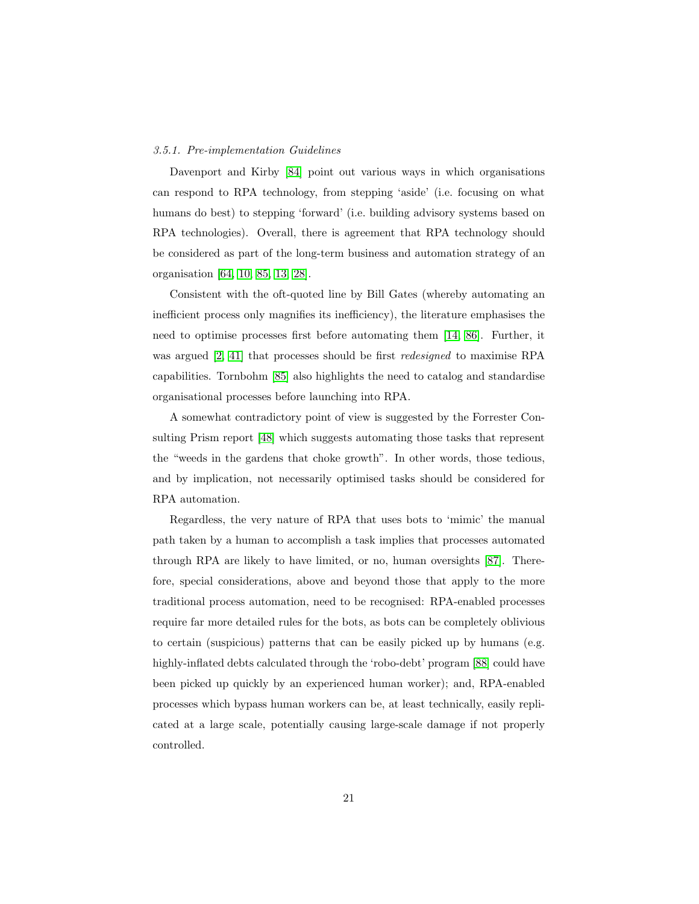#### *3.5.1. Pre-implementation Guidelines*

Davenport and Kirby [84] point out various ways in which organisations can respond to RPA technology, from stepping 'aside' (i.e. focusing on what humans do best) to stepping 'forward' (i.e. building advisory systems based on RPA technologies). Overall, there is agreement that RPA technology should be considered as part of the long-term business and automation strategy of an organisation [64, 10, 85, 13, 28].

Consistent with the oft-quoted line by Bill Gates (whereby automating an inefficient process only magnifies its inefficiency), the literature emphasises the need to optimise processes first before automating them [14, 86]. Further, it was argued [2, 41] that processes should be first *redesigned* to maximise RPA capabilities. Tornbohm [85] also highlights the need to catalog and standardise organisational processes before launching into RPA.

A somewhat contradictory point of view is suggested by the Forrester Consulting Prism report [48] which suggests automating those tasks that represent the "weeds in the gardens that choke growth". In other words, those tedious, and by implication, not necessarily optimised tasks should be considered for RPA automation.

Regardless, the very nature of RPA that uses bots to 'mimic' the manual path taken by a human to accomplish a task implies that processes automated through RPA are likely to have limited, or no, human oversights [87]. Therefore, special considerations, above and beyond those that apply to the more traditional process automation, need to be recognised: RPA-enabled processes require far more detailed rules for the bots, as bots can be completely oblivious to certain (suspicious) patterns that can be easily picked up by humans (e.g. highly-inflated debts calculated through the 'robo-debt' program [88] could have been picked up quickly by an experienced human worker); and, RPA-enabled processes which bypass human workers can be, at least technically, easily replicated at a large scale, potentially causing large-scale damage if not properly controlled.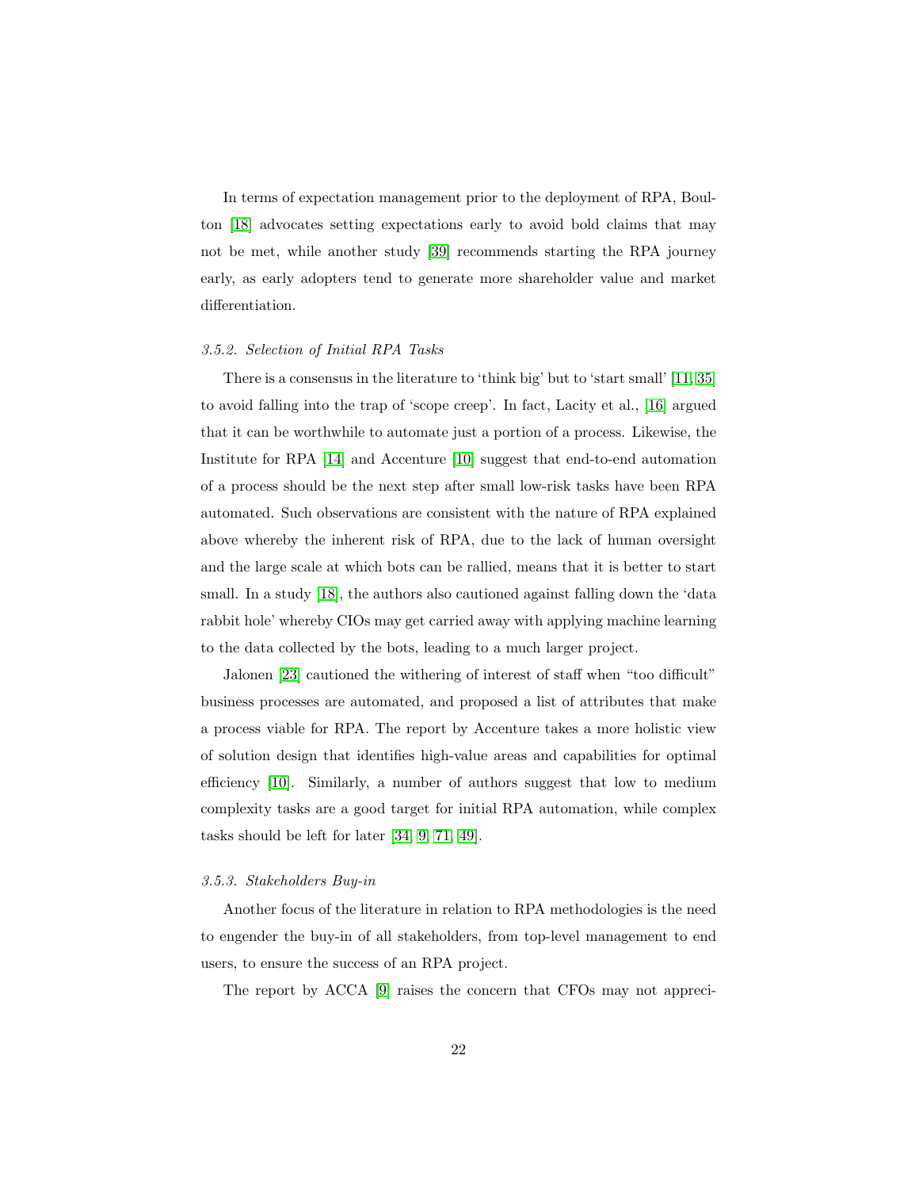In terms of expectation management prior to the deployment of RPA, Boulton [18] advocates setting expectations early to avoid bold claims that may not be met, while another study [39] recommends starting the RPA journey early, as early adopters tend to generate more shareholder value and market differentiation.

### *3.5.2. Selection of Initial RPA Tasks*

There is a consensus in the literature to 'think big' but to 'start small' [11, 35] to avoid falling into the trap of 'scope creep'. In fact, Lacity et al., [16] argued that it can be worthwhile to automate just a portion of a process. Likewise, the Institute for RPA [14] and Accenture [10] suggest that end-to-end automation of a process should be the next step after small low-risk tasks have been RPA automated. Such observations are consistent with the nature of RPA explained above whereby the inherent risk of RPA, due to the lack of human oversight and the large scale at which bots can be rallied, means that it is better to start small. In a study [18], the authors also cautioned against falling down the 'data rabbit hole' whereby CIOs may get carried away with applying machine learning to the data collected by the bots, leading to a much larger project.

Jalonen [23] cautioned the withering of interest of staff when "too difficult" business processes are automated, and proposed a list of attributes that make a process viable for RPA. The report by Accenture takes a more holistic view of solution design that identifies high-value areas and capabilities for optimal efficiency [10]. Similarly, a number of authors suggest that low to medium complexity tasks are a good target for initial RPA automation, while complex tasks should be left for later [34, 9, 71, 49].

### *3.5.3. Stakeholders Buy-in*

Another focus of the literature in relation to RPA methodologies is the need to engender the buy-in of all stakeholders, from top-level management to end users, to ensure the success of an RPA project.

The report by ACCA [9] raises the concern that CFOs may not appreci-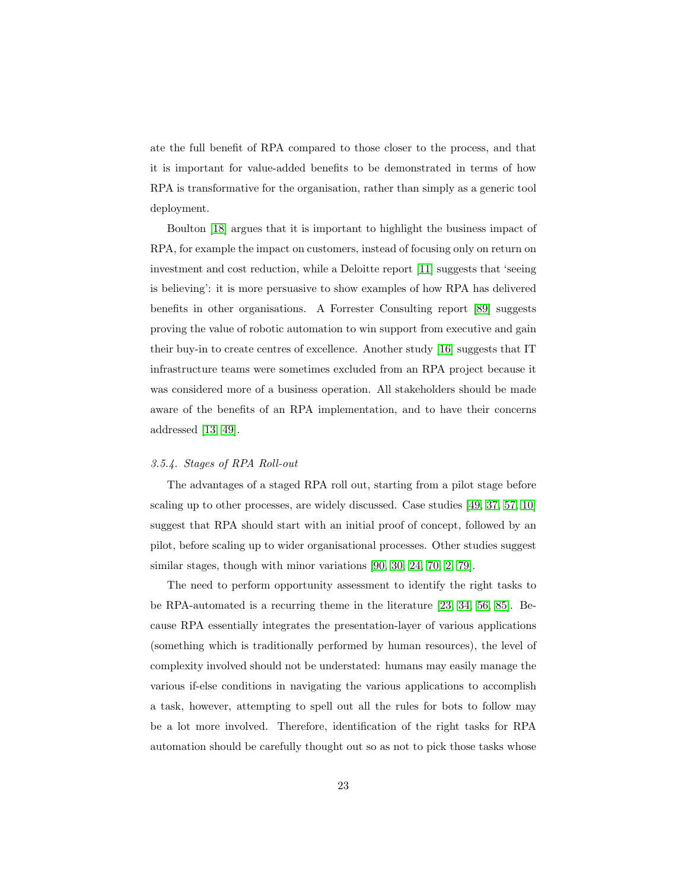ate the full benefit of RPA compared to those closer to the process, and that it is important for value-added benefits to be demonstrated in terms of how RPA is transformative for the organisation, rather than simply as a generic tool deployment.

Boulton [18] argues that it is important to highlight the business impact of RPA, for example the impact on customers, instead of focusing only on return on investment and cost reduction, while a Deloitte report [11] suggests that 'seeing is believing': it is more persuasive to show examples of how RPA has delivered benefits in other organisations. A Forrester Consulting report [89] suggests proving the value of robotic automation to win support from executive and gain their buy-in to create centres of excellence. Another study [16] suggests that IT infrastructure teams were sometimes excluded from an RPA project because it was considered more of a business operation. All stakeholders should be made aware of the benefits of an RPA implementation, and to have their concerns addressed [13, 49].

#### *3.5.4. Stages of RPA Roll-out*

The advantages of a staged RPA roll out, starting from a pilot stage before scaling up to other processes, are widely discussed. Case studies [49, 37, 57, 10] suggest that RPA should start with an initial proof of concept, followed by an pilot, before scaling up to wider organisational processes. Other studies suggest similar stages, though with minor variations [90, 30, 24, 70, 2, 79].

The need to perform opportunity assessment to identify the right tasks to be RPA-automated is a recurring theme in the literature [23, 34, 56, 85]. Because RPA essentially integrates the presentation-layer of various applications (something which is traditionally performed by human resources), the level of complexity involved should not be understated: humans may easily manage the various if-else conditions in navigating the various applications to accomplish a task, however, attempting to spell out all the rules for bots to follow may be a lot more involved. Therefore, identification of the right tasks for RPA automation should be carefully thought out so as not to pick those tasks whose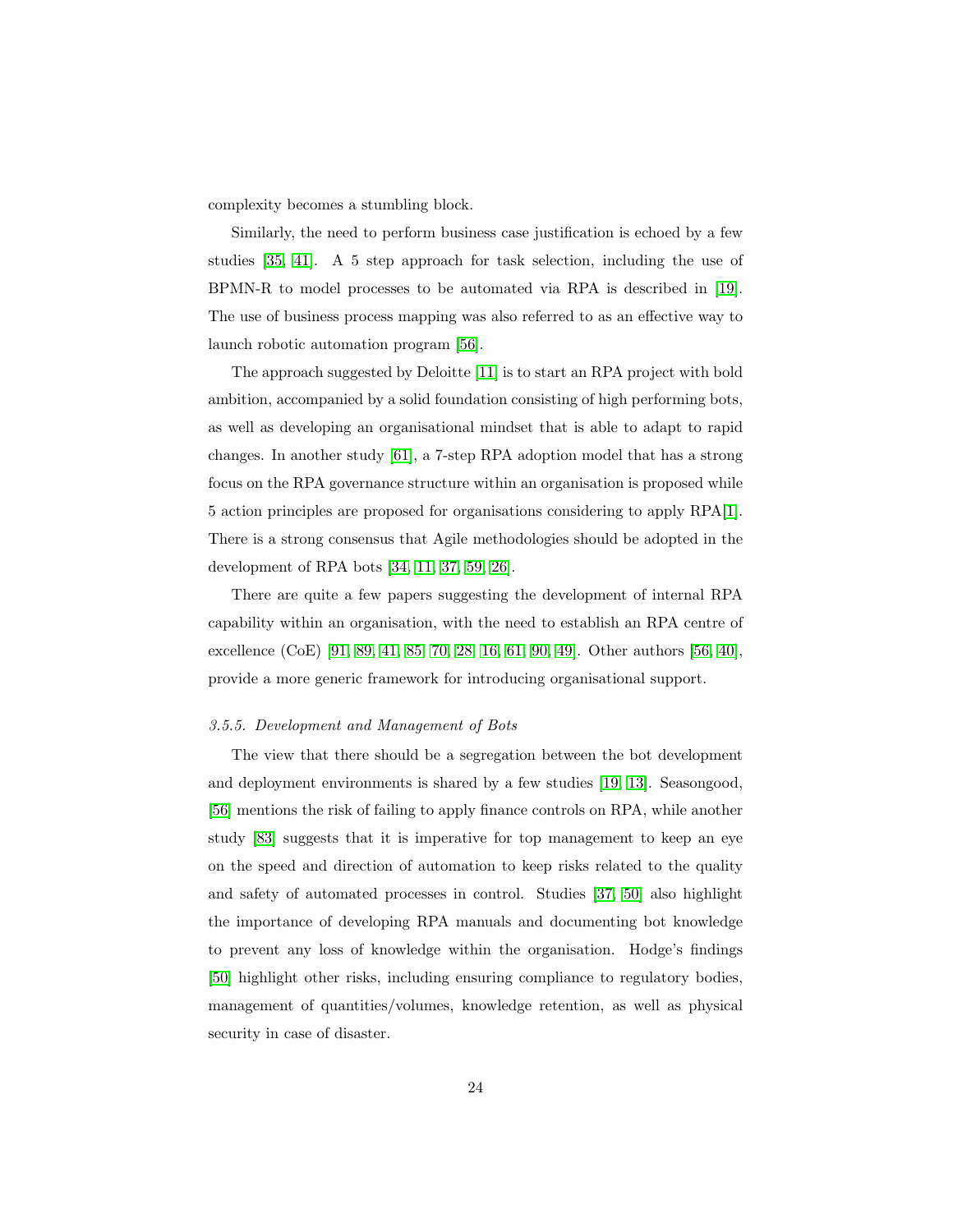complexity becomes a stumbling block.

Similarly, the need to perform business case justification is echoed by a few studies [35, 41]. A 5 step approach for task selection, including the use of BPMN-R to model processes to be automated via RPA is described in [19]. The use of business process mapping was also referred to as an effective way to launch robotic automation program [56].

The approach suggested by Deloitte [11] is to start an RPA project with bold ambition, accompanied by a solid foundation consisting of high performing bots, as well as developing an organisational mindset that is able to adapt to rapid changes. In another study [61], a 7-step RPA adoption model that has a strong focus on the RPA governance structure within an organisation is proposed while 5 action principles are proposed for organisations considering to apply RPA[1]. There is a strong consensus that Agile methodologies should be adopted in the development of RPA bots [34, 11, 37, 59, 26].

There are quite a few papers suggesting the development of internal RPA capability within an organisation, with the need to establish an RPA centre of excellence (CoE) [91, 89, 41, 85, 70, 28, 16, 61, 90, 49]. Other authors [56, 40], provide a more generic framework for introducing organisational support.

### *3.5.5. Development and Management of Bots*

The view that there should be a segregation between the bot development and deployment environments is shared by a few studies [19, 13]. Seasongood, [56] mentions the risk of failing to apply finance controls on RPA, while another study [83] suggests that it is imperative for top management to keep an eye on the speed and direction of automation to keep risks related to the quality and safety of automated processes in control. Studies [37, 50] also highlight the importance of developing RPA manuals and documenting bot knowledge to prevent any loss of knowledge within the organisation. Hodge's findings [50] highlight other risks, including ensuring compliance to regulatory bodies, management of quantities/volumes, knowledge retention, as well as physical security in case of disaster.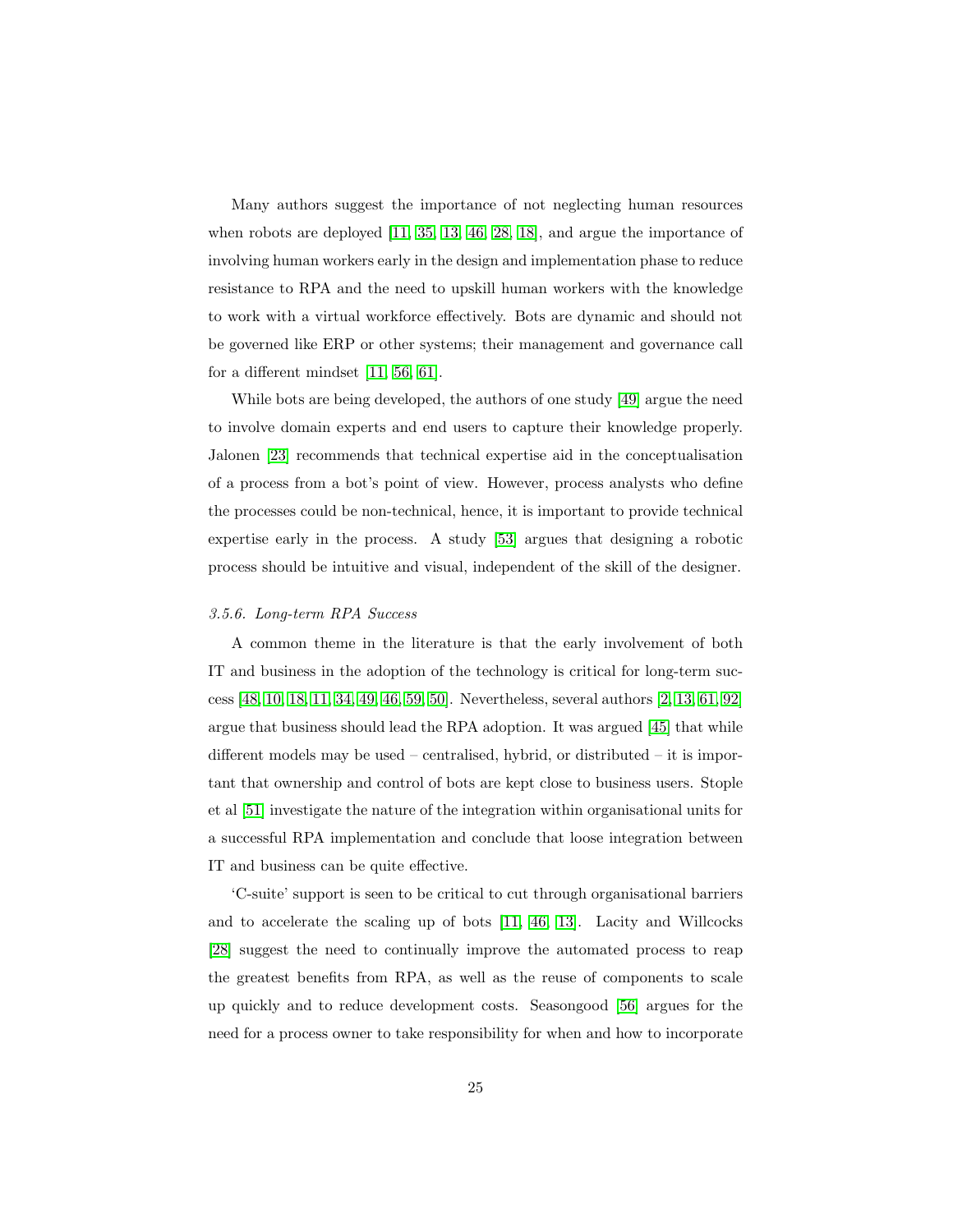Many authors suggest the importance of not neglecting human resources when robots are deployed [11, 35, 13, 46, 28, 18], and argue the importance of involving human workers early in the design and implementation phase to reduce resistance to RPA and the need to upskill human workers with the knowledge to work with a virtual workforce effectively. Bots are dynamic and should not be governed like ERP or other systems; their management and governance call for a different mindset [11, 56, 61].

While bots are being developed, the authors of one study [49] argue the need to involve domain experts and end users to capture their knowledge properly. Jalonen [23] recommends that technical expertise aid in the conceptualisation of a process from a bot's point of view. However, process analysts who define the processes could be non-technical, hence, it is important to provide technical expertise early in the process. A study [53] argues that designing a robotic process should be intuitive and visual, independent of the skill of the designer.

### 3.5.6. Long-term RPA Success

A common theme in the literature is that the early involvement of both IT and business in the adoption of the technology is critical for long-term success [48, 10, 18, 11, 34, 49, 46, 59, 50]. Nevertheless, several authors [2, 13, 61, 92] argue that business should lead the RPA adoption. It was argued [45] that while different models may be used – centralised, hybrid, or distributed – it is important that ownership and control of bots are kept close to business users. Stople et al [51] investigate the nature of the integration within organisational units for a successful RPA implementation and conclude that loose integration between IT and business can be quite effective.

'C-suite' support is seen to be critical to cut through organisational barriers and to accelerate the scaling up of bots [11, 46, 13]. Lacity and Willcocks [28] suggest the need to continually improve the automated process to reap the greatest benefits from RPA, as well as the reuse of components to scale up quickly and to reduce development costs. Seasongood [56] argues for the need for a process owner to take responsibility for when and how to incorporate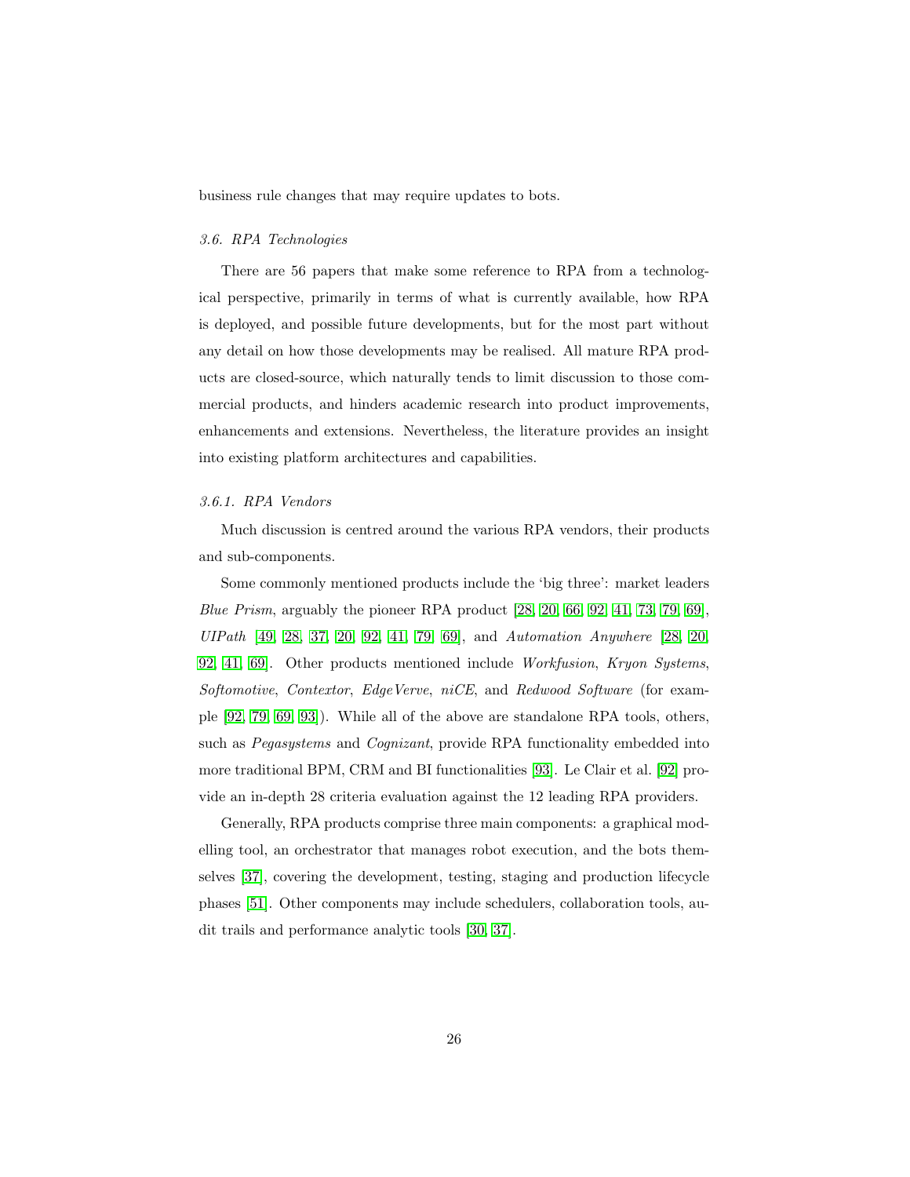business rule changes that may require updates to bots.

### *3.6. RPA Technologies*

There are 56 papers that make some reference to RPA from a technological perspective, primarily in terms of what is currently available, how RPA is deployed, and possible future developments, but for the most part without any detail on how those developments may be realised. All mature RPA products are closed-source, which naturally tends to limit discussion to those commercial products, and hinders academic research into product improvements, enhancements and extensions. Nevertheless, the literature provides an insight into existing platform architectures and capabilities.

#### *3.6.1. RPA Vendors*

Much discussion is centred around the various RPA vendors, their products and sub-components.

Some commonly mentioned products include the 'big three': market leaders *Blue Prism*, arguably the pioneer RPA product [28, 20, 66, 92, 41, 73, 79, 69], *UIPath* [49, 28, 37, 20, 92, 41, 79, 69], and *Automation Anywhere* [28, 20, 92, 41, 69]. Other products mentioned include *Workfusion*, *Kryon Systems*, *Softomotive*, *Contextor*, *EdgeVerve*, *niCE*, and *Redwood Software* (for example [92, 79, 69, 93]). While all of the above are standalone RPA tools, others, such as *Pegasystems* and *Cognizant*, provide RPA functionality embedded into more traditional BPM, CRM and BI functionalities [93]. Le Clair et al. [92] provide an in-depth 28 criteria evaluation against the 12 leading RPA providers.

Generally, RPA products comprise three main components: a graphical modelling tool, an orchestrator that manages robot execution, and the bots themselves [37], covering the development, testing, staging and production lifecycle phases [51]. Other components may include schedulers, collaboration tools, audit trails and performance analytic tools [30, 37].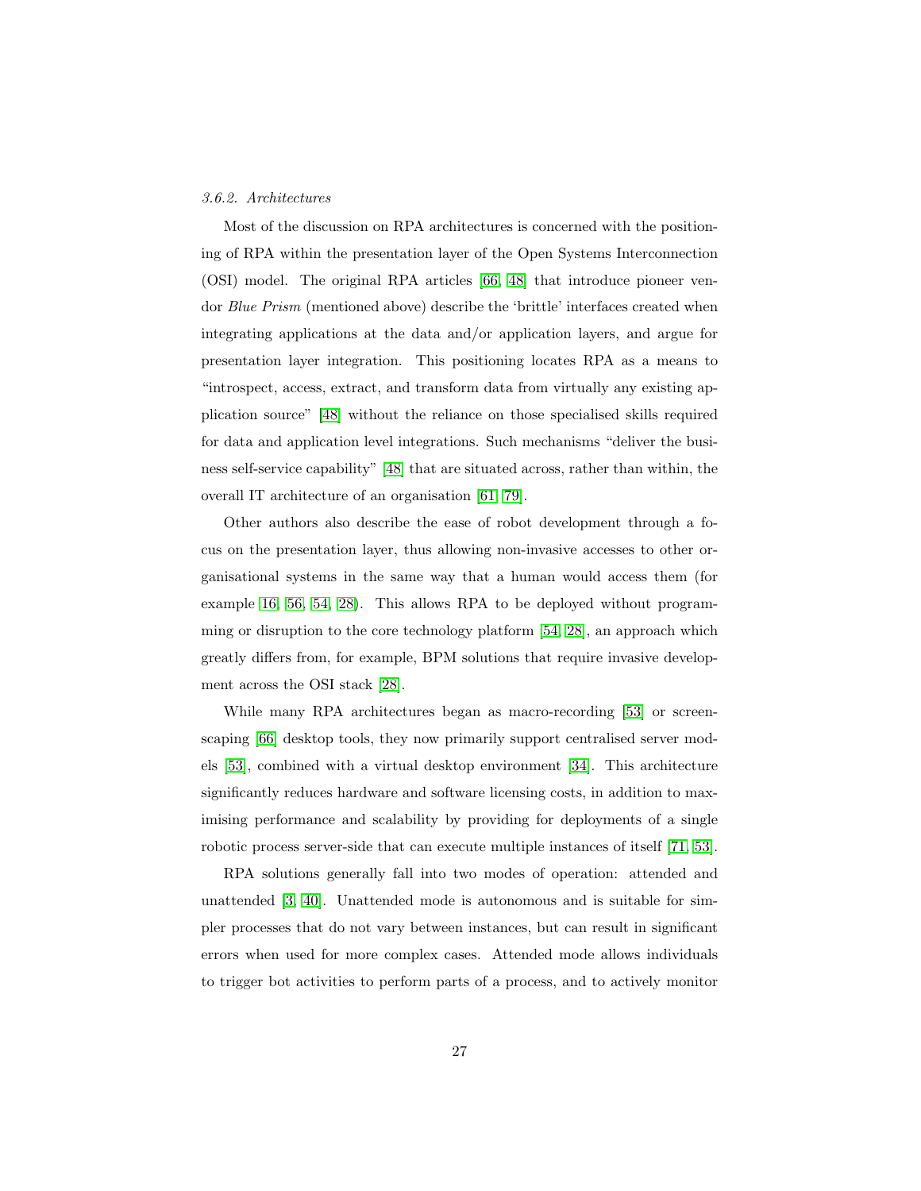#### 3.6.2. Architectures

Most of the discussion on RPA architectures is concerned with the positioning of RPA within the presentation layer of the Open Systems Interconnection (OSI) model. The original RPA articles [66, 48] that introduce pioneer vendor *Blue Prism* (mentioned above) describe the 'brittle' interfaces created when integrating applications at the data and/or application layers, and argue for presentation layer integration. This positioning locates RPA as a means to "introspect, access, extract, and transform data from virtually any existing application source" [48] without the reliance on those specialised skills required for data and application level integrations. Such mechanisms "deliver the business self-service capability" [48] that are situated across, rather than within, the overall IT architecture of an organisation [61, 79].

Other authors also describe the ease of robot development through a focus on the presentation layer, thus allowing non-invasive accesses to other organisational systems in the same way that a human would access them (for example [16, 56, 54, 28]). This allows RPA to be deployed without programming or disruption to the core technology platform [54, 28], an approach which greatly differs from, for example, BPM solutions that require invasive development across the OSI stack [28].

While many RPA architectures began as macro-recording [53] or screen-scaping [66] desktop tools, they now primarily support centralised server models [53], combined with a virtual desktop environment [34]. This architecture significantly reduces hardware and software licensing costs, in addition to maximising performance and scalability by providing for deployments of a single robotic process server-side that can execute multiple instances of itself [71, 53].

RPA solutions generally fall into two modes of operation: attended and unattended [3, 40]. Unattended mode is autonomous and is suitable for simpler processes that do not vary between instances, but can result in significant errors when used for more complex cases. Attended mode allows individuals to trigger bot activities to perform parts of a process, and to actively monitor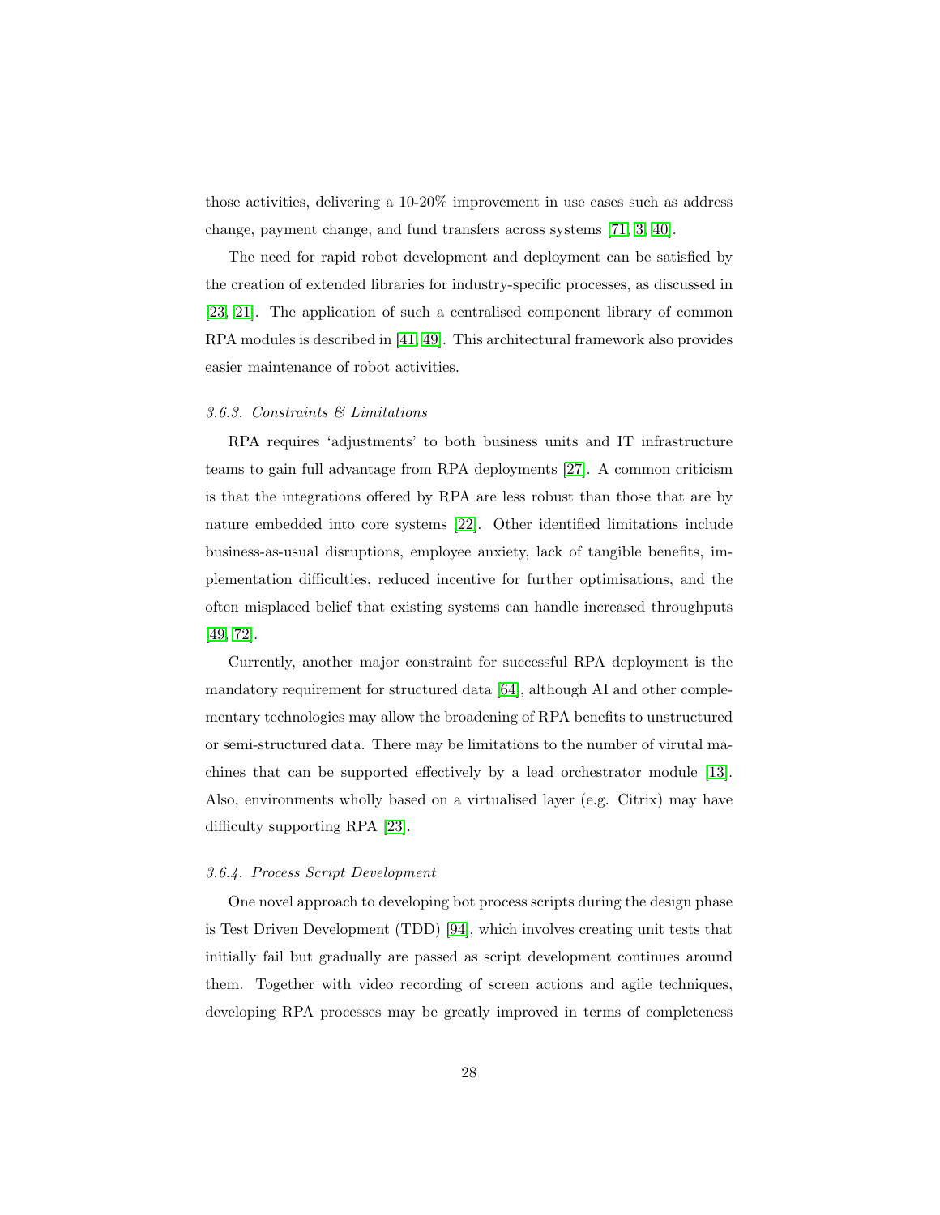those activities, delivering a 10-20% improvement in use cases such as address change, payment change, and fund transfers across systems [71, 3, 40].

The need for rapid robot development and deployment can be satisfied by the creation of extended libraries for industry-specific processes, as discussed in [23, 21]. The application of such a centralised component library of common RPA modules is described in [41, 49]. This architectural framework also provides easier maintenance of robot activities.

### *3.6.3. Constraints & Limitations*

RPA requires 'adjustments' to both business units and IT infrastructure teams to gain full advantage from RPA deployments [27]. A common criticism is that the integrations offered by RPA are less robust than those that are by nature embedded into core systems [22]. Other identified limitations include business-as-usual disruptions, employee anxiety, lack of tangible benefits, implementation difficulties, reduced incentive for further optimisations, and the often misplaced belief that existing systems can handle increased throughputs [49, 72].

Currently, another major constraint for successful RPA deployment is the mandatory requirement for structured data [64], although AI and other complementary technologies may allow the broadening of RPA benefits to unstructured or semi-structured data. There may be limitations to the number of virutal machines that can be supported effectively by a lead orchestrator module [13]. Also, environments wholly based on a virtualised layer (e.g. Citrix) may have difficulty supporting RPA [23].

### *3.6.4. Process Script Development*

One novel approach to developing bot process scripts during the design phase is Test Driven Development (TDD) [94], which involves creating unit tests that initially fail but gradually are passed as script development continues around them. Together with video recording of screen actions and agile techniques, developing RPA processes may be greatly improved in terms of completeness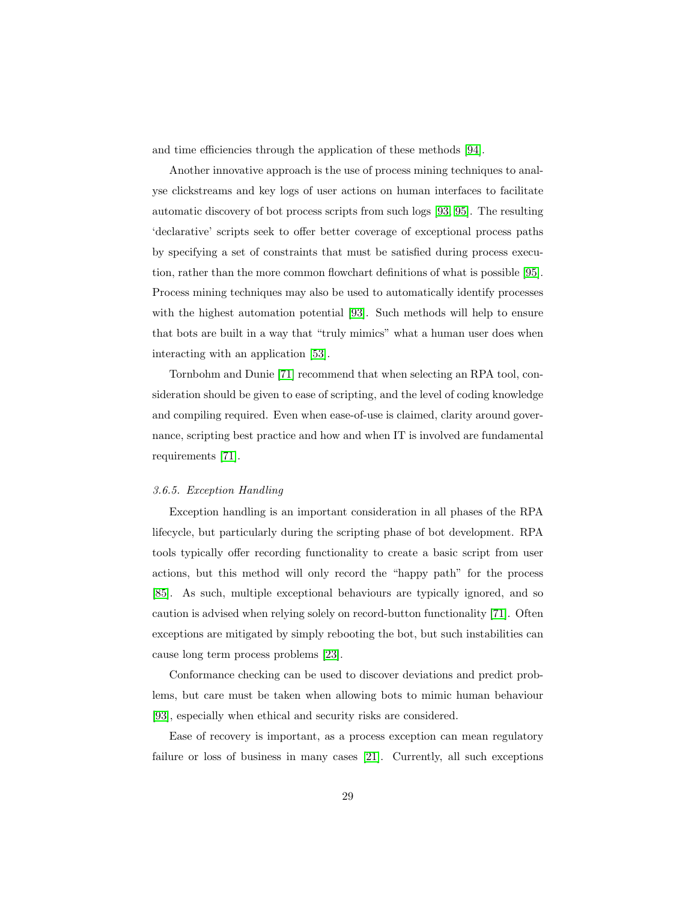and time efficiencies through the application of these methods [94].

Another innovative approach is the use of process mining techniques to analyse clickstreams and key logs of user actions on human interfaces to facilitate automatic discovery of bot process scripts from such logs [93, 95]. The resulting 'declarative' scripts seek to offer better coverage of exceptional process paths by specifying a set of constraints that must be satisfied during process execution, rather than the more common flowchart definitions of what is possible [95]. Process mining techniques may also be used to automatically identify processes with the highest automation potential [93]. Such methods will help to ensure that bots are built in a way that "truly mimics" what a human user does when interacting with an application [53].

Tornbohm and Dunie [71] recommend that when selecting an RPA tool, consideration should be given to ease of scripting, and the level of coding knowledge and compiling required. Even when ease-of-use is claimed, clarity around governance, scripting best practice and how and when IT is involved are fundamental requirements [71].

#### *3.6.5. Exception Handling*

Exception handling is an important consideration in all phases of the RPA lifecycle, but particularly during the scripting phase of bot development. RPA tools typically offer recording functionality to create a basic script from user actions, but this method will only record the "happy path" for the process [85]. As such, multiple exceptional behaviours are typically ignored, and so caution is advised when relying solely on record-button functionality [71]. Often exceptions are mitigated by simply rebooting the bot, but such instabilities can cause long term process problems [23].

Conformance checking can be used to discover deviations and predict problems, but care must be taken when allowing bots to mimic human behaviour [93], especially when ethical and security risks are considered.

Ease of recovery is important, as a process exception can mean regulatory failure or loss of business in many cases [21]. Currently, all such exceptions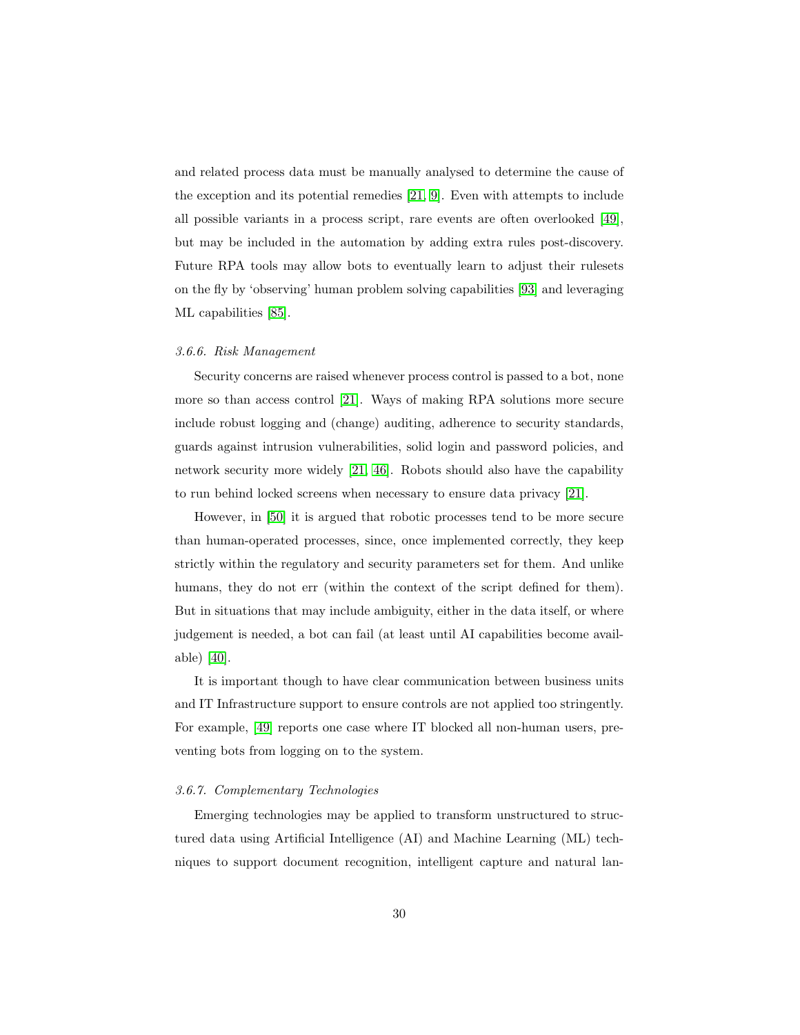and related process data must be manually analysed to determine the cause of the exception and its potential remedies [21, 9]. Even with attempts to include all possible variants in a process script, rare events are often overlooked [49], but may be included in the automation by adding extra rules post-discovery. Future RPA tools may allow bots to eventually learn to adjust their rulesets on the fly by 'observing' human problem solving capabilities [93] and leveraging ML capabilities [85].

### *3.6.6. Risk Management*

Security concerns are raised whenever process control is passed to a bot, none more so than access control [21]. Ways of making RPA solutions more secure include robust logging and (change) auditing, adherence to security standards, guards against intrusion vulnerabilities, solid login and password policies, and network security more widely [21, 46]. Robots should also have the capability to run behind locked screens when necessary to ensure data privacy [21].

However, in [50] it is argued that robotic processes tend to be more secure than human-operated processes, since, once implemented correctly, they keep strictly within the regulatory and security parameters set for them. And unlike humans, they do not err (within the context of the script defined for them). But in situations that may include ambiguity, either in the data itself, or where judgement is needed, a bot can fail (at least until AI capabilities become available) [40].

It is important though to have clear communication between business units and IT Infrastructure support to ensure controls are not applied too stringently. For example, [49] reports one case where IT blocked all non-human users, preventing bots from logging on to the system.

### *3.6.7. Complementary Technologies*

Emerging technologies may be applied to transform unstructured to structured data using Artificial Intelligence (AI) and Machine Learning (ML) techniques to support document recognition, intelligent capture and natural lan-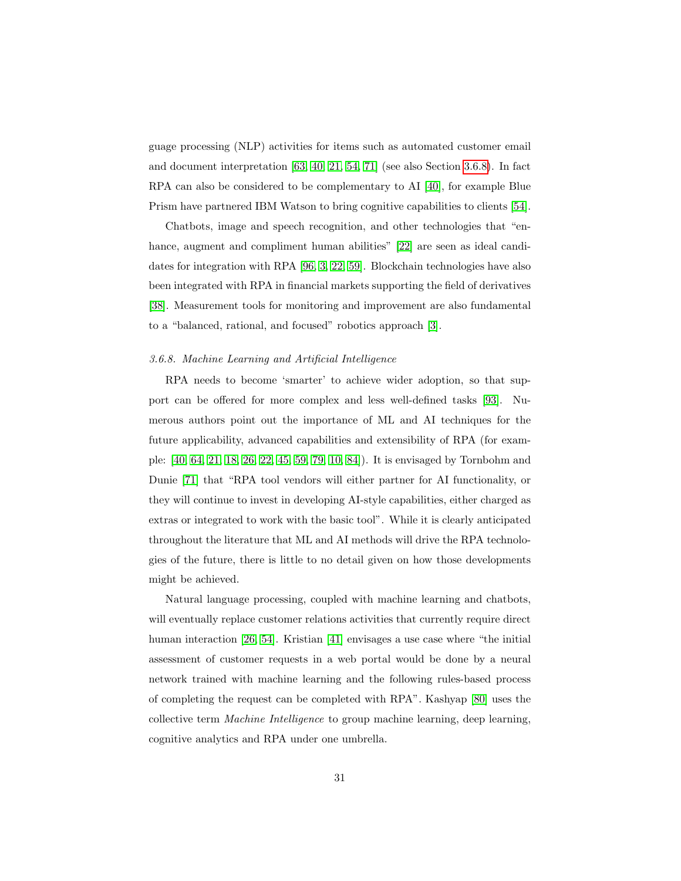guage processing (NLP) activities for items such as automated customer email and document interpretation [63, 40, 21, 54, 71] (see also Section 3.6.8). In fact RPA can also be considered to be complementary to AI [40], for example Blue Prism have partnered IBM Watson to bring cognitive capabilities to clients [54].

Chatbots, image and speech recognition, and other technologies that "enhance, augment and compliment human abilities" [22] are seen as ideal candidates for integration with RPA [96, 3, 22, 59]. Blockchain technologies have also been integrated with RPA in financial markets supporting the field of derivatives [38]. Measurement tools for monitoring and improvement are also fundamental to a "balanced, rational, and focused" robotics approach [3].

#### *3.6.8. Machine Learning and Artificial Intelligence*

RPA needs to become 'smarter' to achieve wider adoption, so that support can be offered for more complex and less well-defined tasks [93]. Numerous authors point out the importance of ML and AI techniques for the future applicability, advanced capabilities and extensibility of RPA (for example: [40, 64, 21, 18, 26, 22, 45, 59, 79, 10, 84]). It is envisaged by Tornbohm and Dunie [71] that "RPA tool vendors will either partner for AI functionality, or they will continue to invest in developing AI-style capabilities, either charged as extras or integrated to work with the basic tool". While it is clearly anticipated throughout the literature that ML and AI methods will drive the RPA technologies of the future, there is little to no detail given on how those developments might be achieved.

Natural language processing, coupled with machine learning and chatbots, will eventually replace customer relations activities that currently require direct human interaction [26, 54]. Kristian [41] envisages a use case where "the initial assessment of customer requests in a web portal would be done by a neural network trained with machine learning and the following rules-based process of completing the request can be completed with RPA". Kashyap [80] uses the collective term *Machine Intelligence* to group machine learning, deep learning, cognitive analytics and RPA under one umbrella.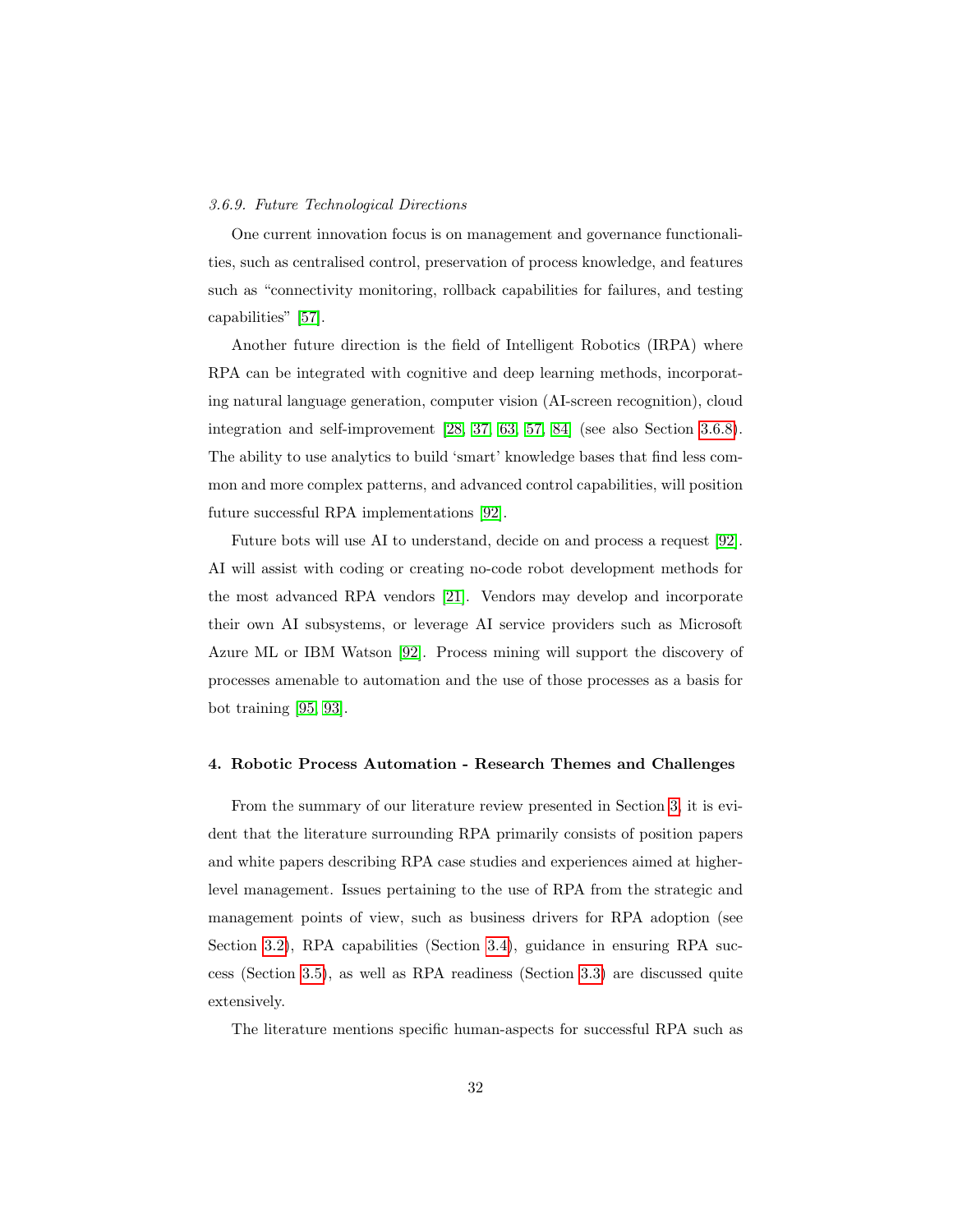#### *3.6.9. Future Technological Directions*

One current innovation focus is on management and governance functionalities, such as centralised control, preservation of process knowledge, and features such as "connectivity monitoring, rollback capabilities for failures, and testing capabilities" [57].

Another future direction is the field of Intelligent Robotics (IRPA) where RPA can be integrated with cognitive and deep learning methods, incorporating natural language generation, computer vision (AI-screen recognition), cloud integration and self-improvement [28, 37, 63, 57, 84] (see also Section 3.6.8). The ability to use analytics to build 'smart' knowledge bases that find less common and more complex patterns, and advanced control capabilities, will position future successful RPA implementations [92].

Future bots will use AI to understand, decide on and process a request [92]. AI will assist with coding or creating no-code robot development methods for the most advanced RPA vendors [21]. Vendors may develop and incorporate their own AI subsystems, or leverage AI service providers such as Microsoft Azure ML or IBM Watson [92]. Process mining will support the discovery of processes amenable to automation and the use of those processes as a basis for bot training [95, 93].

## 4. Robotic Process Automation - Research Themes and Challenges

From the summary of our literature review presented in Section 3, it is evident that the literature surrounding RPA primarily consists of position papers and white papers describing RPA case studies and experiences aimed at higher-level management. Issues pertaining to the use of RPA from the strategic and management points of view, such as business drivers for RPA adoption (see Section 3.2), RPA capabilities (Section 3.4), guidance in ensuring RPA success (Section 3.5), as well as RPA readiness (Section 3.3) are discussed quite extensively.

The literature mentions specific human-aspects for successful RPA such as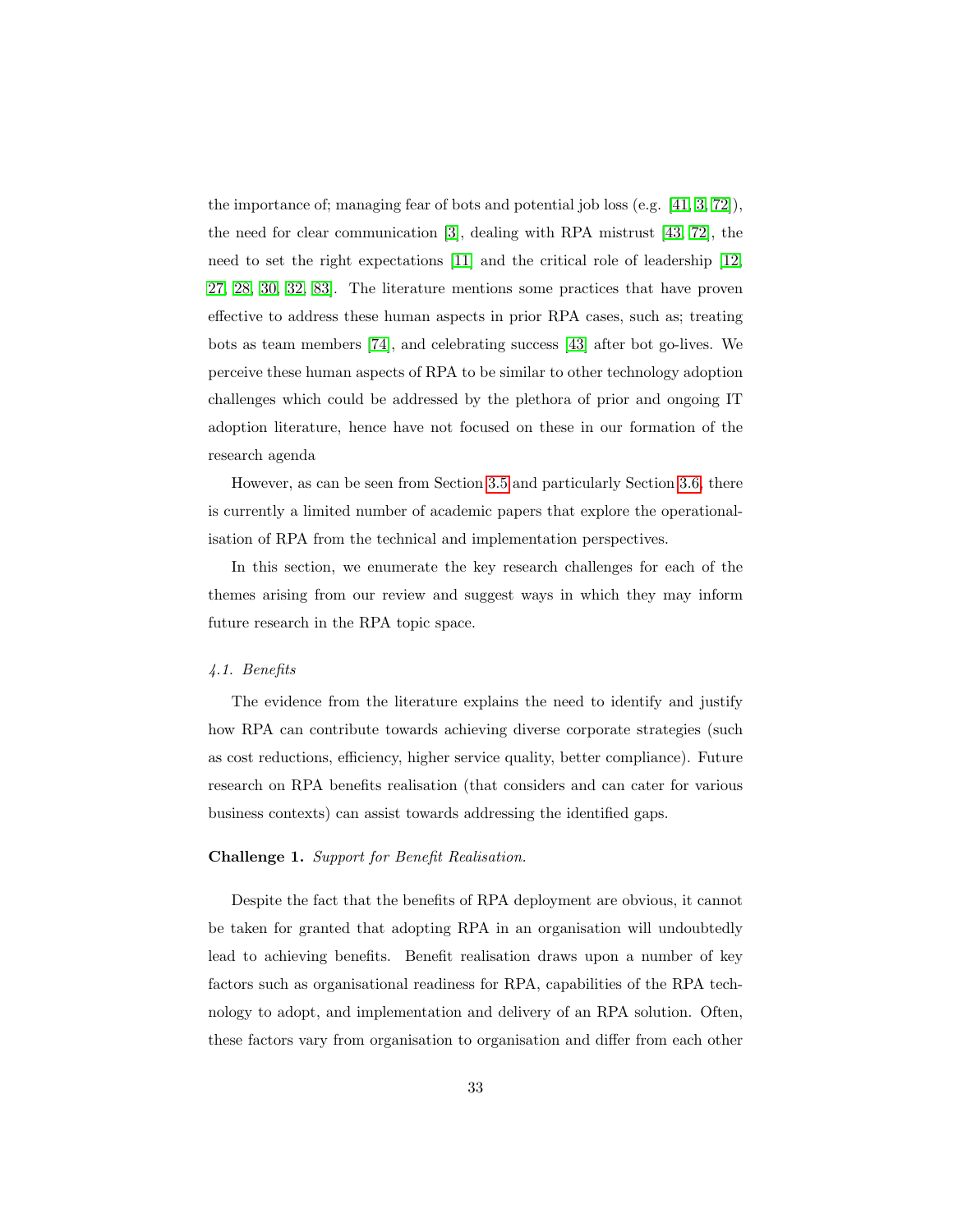the importance of; managing fear of bots and potential job loss (e.g. [41, 3, 72]), the need for clear communication [3], dealing with RPA mistrust [43, 72], the need to set the right expectations [11] and the critical role of leadership [12, 27, 28, 30, 32, 83]. The literature mentions some practices that have proven effective to address these human aspects in prior RPA cases, such as; treating bots as team members [74], and celebrating success [43] after bot go-lives. We perceive these human aspects of RPA to be similar to other technology adoption challenges which could be addressed by the plethora of prior and ongoing IT adoption literature, hence have not focused on these in our formation of the research agenda

However, as can be seen from Section 3.5 and particularly Section 3.6, there is currently a limited number of academic papers that explore the operationalisation of RPA from the technical and implementation perspectives.

In this section, we enumerate the key research challenges for each of the themes arising from our review and suggest ways in which they may inform future research in the RPA topic space.

### *4.1. Benefits*

The evidence from the literature explains the need to identify and justify how RPA can contribute towards achieving diverse corporate strategies (such as cost reductions, efficiency, higher service quality, better compliance). Future research on RPA benefits realisation (that considers and can cater for various business contexts) can assist towards addressing the identified gaps.

**Challenge 1.** *Support for Benefit Realisation.*

Despite the fact that the benefits of RPA deployment are obvious, it cannot be taken for granted that adopting RPA in an organisation will undoubtedly lead to achieving benefits. Benefit realisation draws upon a number of key factors such as organisational readiness for RPA, capabilities of the RPA technology to adopt, and implementation and delivery of an RPA solution. Often, these factors vary from organisation to organisation and differ from each other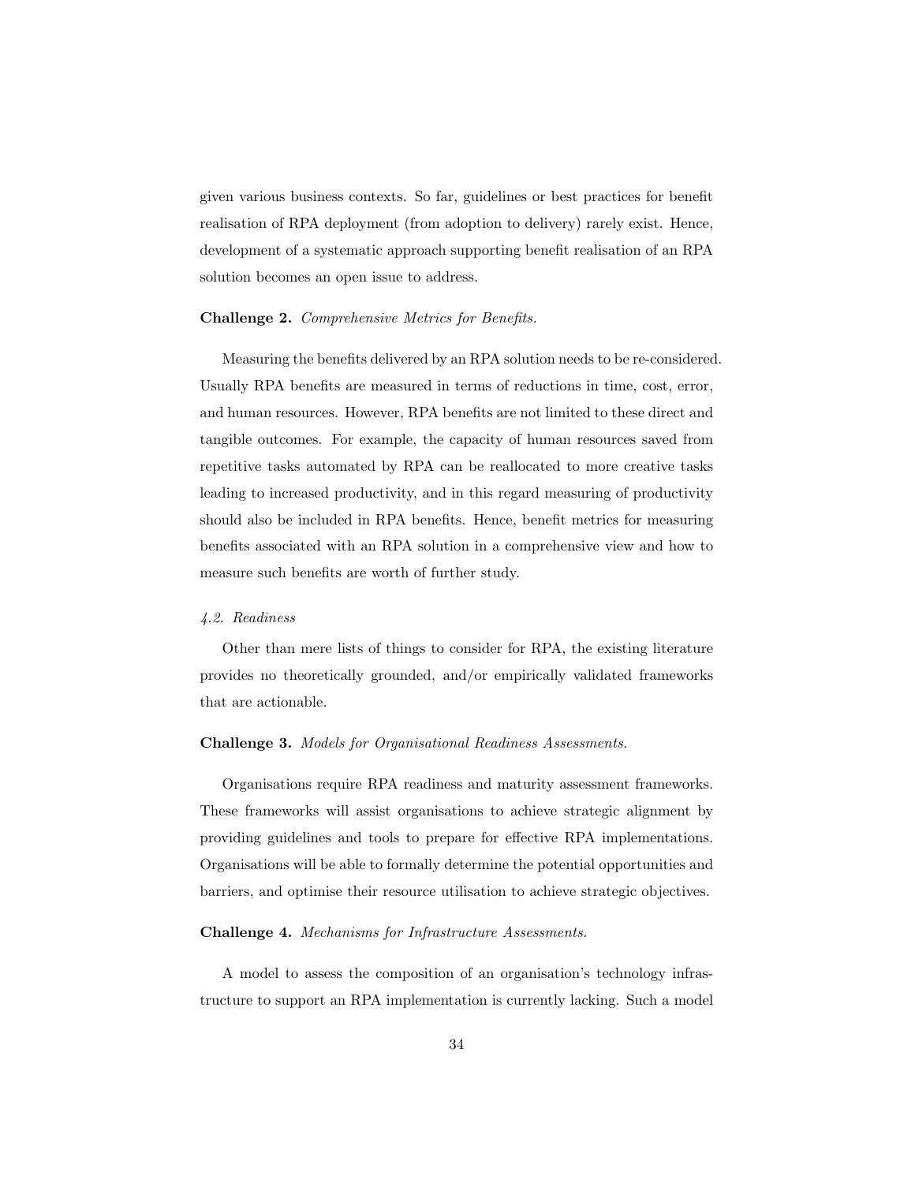given various business contexts. So far, guidelines or best practices for benefit realisation of RPA deployment (from adoption to delivery) rarely exist. Hence, development of a systematic approach supporting benefit realisation of an RPA solution becomes an open issue to address.

**Challenge 2.** *Comprehensive Metrics for Benefits.*

Measuring the benefits delivered by an RPA solution needs to be re-considered. Usually RPA benefits are measured in terms of reductions in time, cost, error, and human resources. However, RPA benefits are not limited to these direct and tangible outcomes. For example, the capacity of human resources saved from repetitive tasks automated by RPA can be reallocated to more creative tasks leading to increased productivity, and in this regard measuring of productivity should also be included in RPA benefits. Hence, benefit metrics for measuring benefits associated with an RPA solution in a comprehensive view and how to measure such benefits are worth of further study.

### *4.2. Readiness*

Other than mere lists of things to consider for RPA, the existing literature provides no theoretically grounded, and/or empirically validated frameworks that are actionable.

**Challenge 3.** *Models for Organisational Readiness Assessments.*

Organisations require RPA readiness and maturity assessment frameworks. These frameworks will assist organisations to achieve strategic alignment by providing guidelines and tools to prepare for effective RPA implementations. Organisations will be able to formally determine the potential opportunities and barriers, and optimise their resource utilisation to achieve strategic objectives.

**Challenge 4.** *Mechanisms for Infrastructure Assessments.*

A model to assess the composition of an organisation's technology infrastructure to support an RPA implementation is currently lacking. Such a model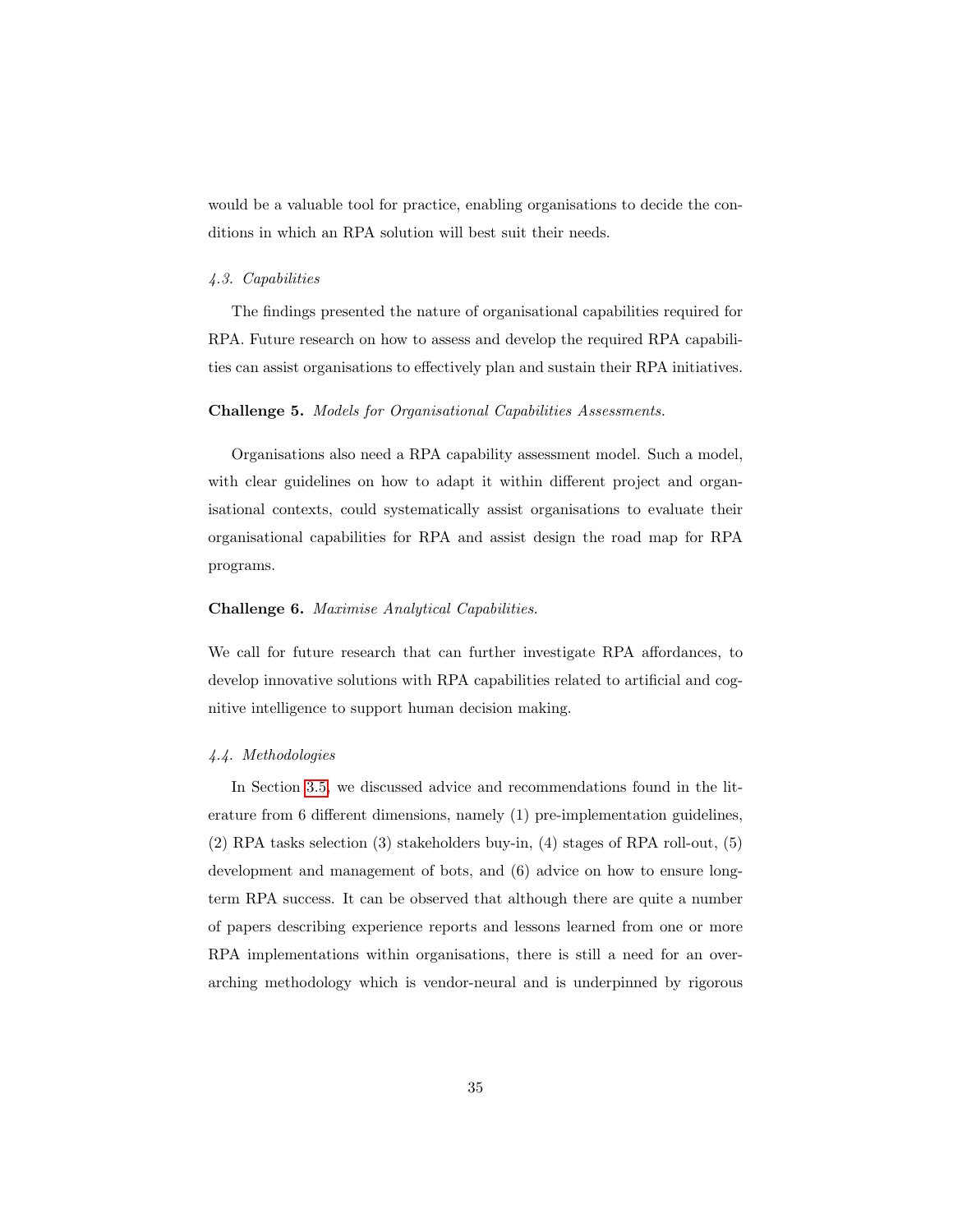would be a valuable tool for practice, enabling organisations to decide the conditions in which an RPA solution will best suit their needs.

### *4.3. Capabilities*

The findings presented the nature of organisational capabilities required for RPA. Future research on how to assess and develop the required RPA capabilities can assist organisations to effectively plan and sustain their RPA initiatives.

**Challenge 5.** *Models for Organisational Capabilities Assessments.*

Organisations also need a RPA capability assessment model. Such a model, with clear guidelines on how to adapt it within different project and organisational contexts, could systematically assist organisations to evaluate their organisational capabilities for RPA and assist design the road map for RPA programs.

**Challenge 6.** *Maximise Analytical Capabilities.*

We call for future research that can further investigate RPA affordances, to develop innovative solutions with RPA capabilities related to artificial and cognitive intelligence to support human decision making.

### *4.4. Methodologies*

In Section 3.5, we discussed advice and recommendations found in the literature from 6 different dimensions, namely (1) pre-implementation guidelines, (2) RPA tasks selection (3) stakeholders buy-in, (4) stages of RPA roll-out, (5) development and management of bots, and (6) advice on how to ensure long-term RPA success. It can be observed that although there are quite a number of papers describing experience reports and lessons learned from one or more RPA implementations within organisations, there is still a need for an overarching methodology which is vendor-neural and is underpinned by rigorous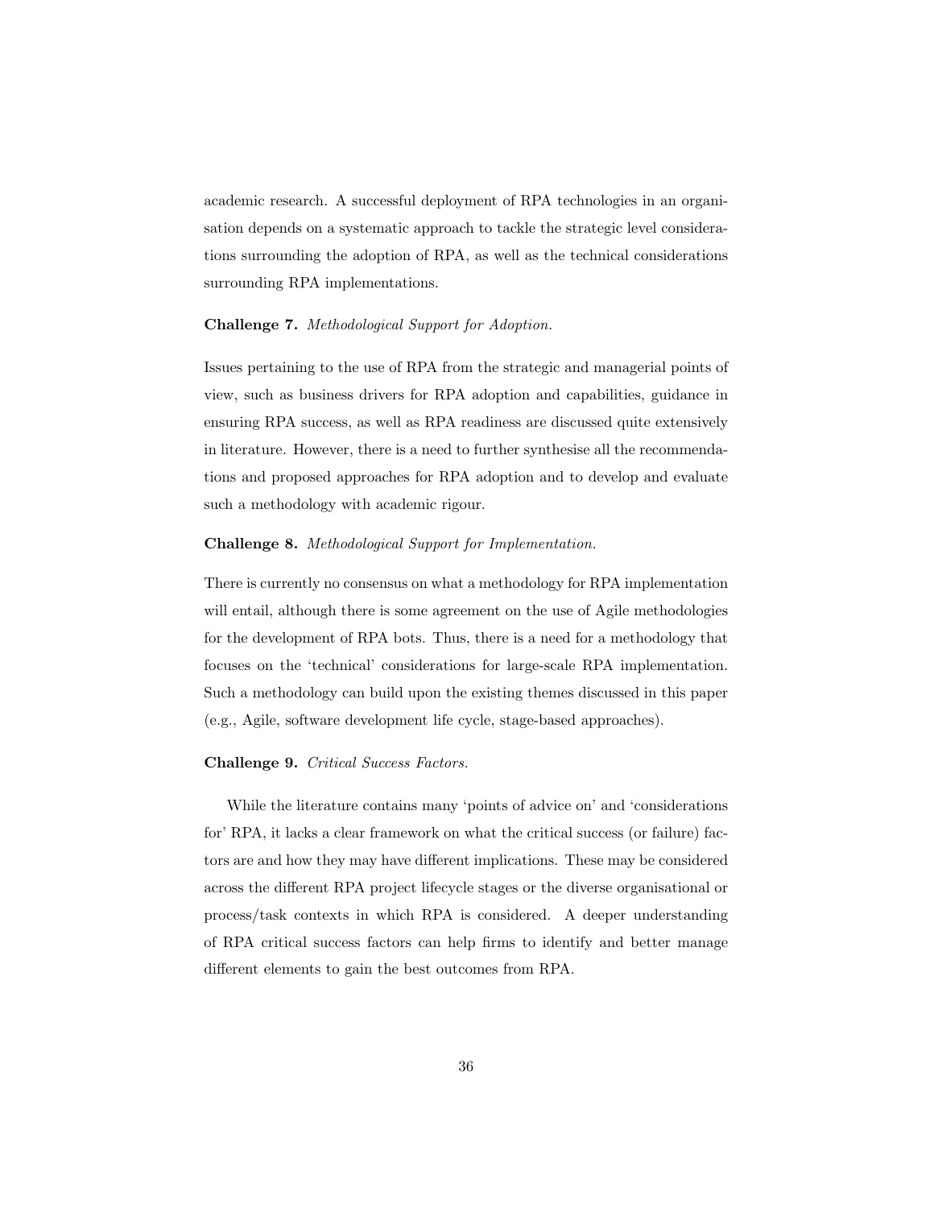academic research. A successful deployment of RPA technologies in an organisation depends on a systematic approach to tackle the strategic level considerations surrounding the adoption of RPA, as well as the technical considerations surrounding RPA implementations.

**Challenge 7.** *Methodological Support for Adoption.*

Issues pertaining to the use of RPA from the strategic and managerial points of view, such as business drivers for RPA adoption and capabilities, guidance in ensuring RPA success, as well as RPA readiness are discussed quite extensively in literature. However, there is a need to further synthesise all the recommendations and proposed approaches for RPA adoption and to develop and evaluate such a methodology with academic rigour.

**Challenge 8.** *Methodological Support for Implementation.*

There is currently no consensus on what a methodology for RPA implementation will entail, although there is some agreement on the use of Agile methodologies for the development of RPA bots. Thus, there is a need for a methodology that focuses on the 'technical' considerations for large-scale RPA implementation. Such a methodology can build upon the existing themes discussed in this paper (e.g., Agile, software development life cycle, stage-based approaches).

**Challenge 9.** *Critical Success Factors.*

While the literature contains many 'points of advice on' and 'considerations for' RPA, it lacks a clear framework on what the critical success (or failure) factors are and how they may have different implications. These may be considered across the different RPA project lifecycle stages or the diverse organisational or process/task contexts in which RPA is considered. A deeper understanding of RPA critical success factors can help firms to identify and better manage different elements to gain the best outcomes from RPA.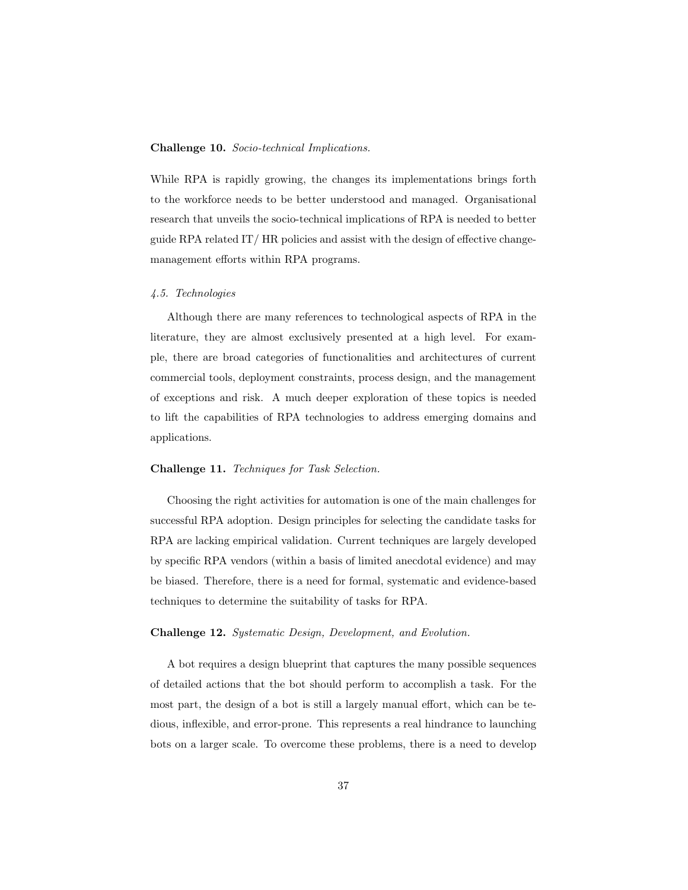**Challenge 10.** *Socio-technical Implications.*

While RPA is rapidly growing, the changes its implementations brings forth to the workforce needs to be better understood and managed. Organisational research that unveils the socio-technical implications of RPA is needed to better guide RPA related IT/ HR policies and assist with the design of effective change-management efforts within RPA programs.

### *4.5. Technologies*

Although there are many references to technological aspects of RPA in the literature, they are almost exclusively presented at a high level. For example, there are broad categories of functionalities and architectures of current commercial tools, deployment constraints, process design, and the management of exceptions and risk. A much deeper exploration of these topics is needed to lift the capabilities of RPA technologies to address emerging domains and applications.

**Challenge 11.** *Techniques for Task Selection.*

Choosing the right activities for automation is one of the main challenges for successful RPA adoption. Design principles for selecting the candidate tasks for RPA are lacking empirical validation. Current techniques are largely developed by specific RPA vendors (within a basis of limited anecdotal evidence) and may be biased. Therefore, there is a need for formal, systematic and evidence-based techniques to determine the suitability of tasks for RPA.

**Challenge 12.** *Systematic Design, Development, and Evolution.*

A bot requires a design blueprint that captures the many possible sequences of detailed actions that the bot should perform to accomplish a task. For the most part, the design of a bot is still a largely manual effort, which can be tedious, inflexible, and error-prone. This represents a real hindrance to launching bots on a larger scale. To overcome these problems, there is a need to develop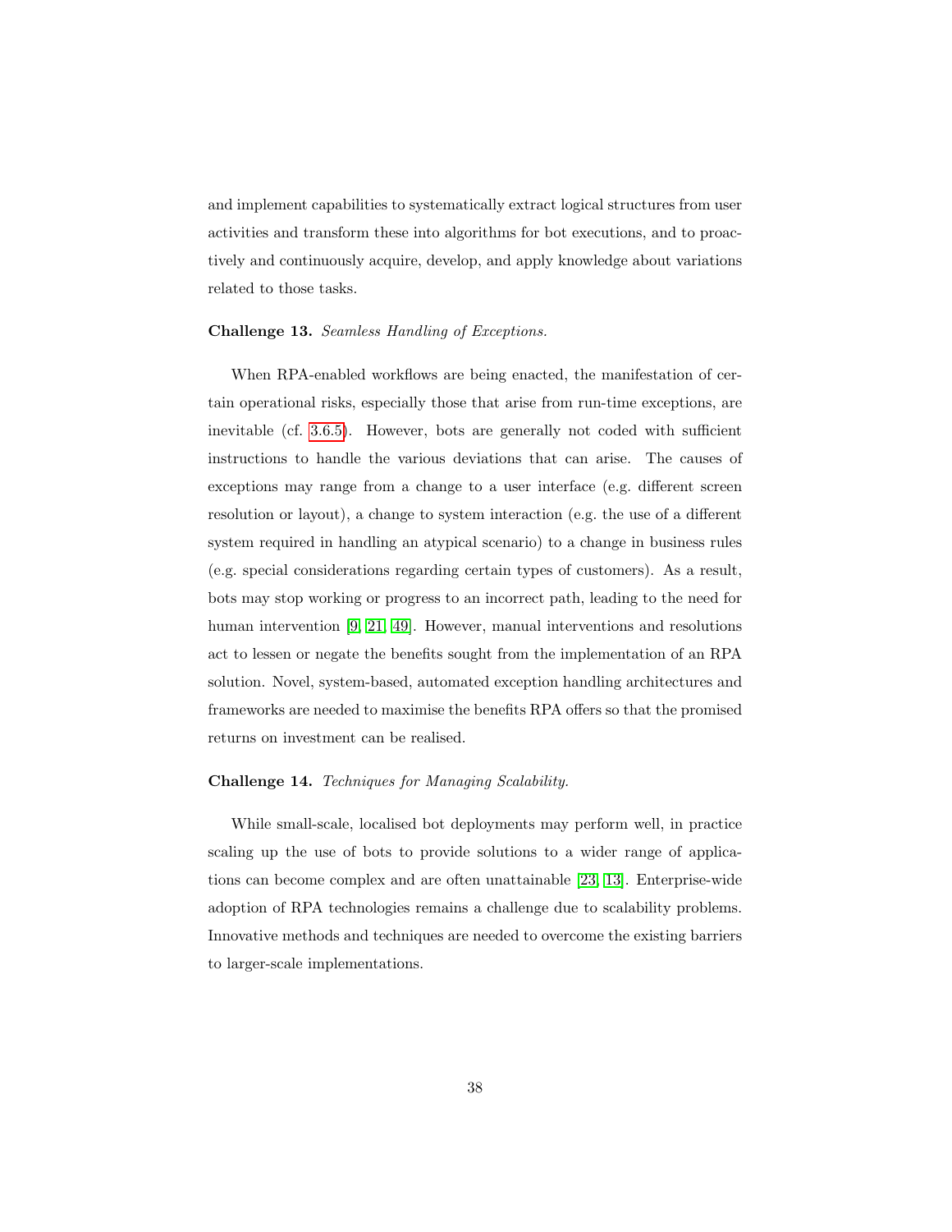and implement capabilities to systematically extract logical structures from user activities and transform these into algorithms for bot executions, and to proactively and continuously acquire, develop, and apply knowledge about variations related to those tasks.

**Challenge 13.** *Seamless Handling of Exceptions.*

When RPA-enabled workflows are being enacted, the manifestation of certain operational risks, especially those that arise from run-time exceptions, are inevitable (cf. 3.6.5). However, bots are generally not coded with sufficient instructions to handle the various deviations that can arise. The causes of exceptions may range from a change to a user interface (e.g. different screen resolution or layout), a change to system interaction (e.g. the use of a different system required in handling an atypical scenario) to a change in business rules (e.g. special considerations regarding certain types of customers). As a result, bots may stop working or progress to an incorrect path, leading to the need for human intervention [9, 21, 49]. However, manual interventions and resolutions act to lessen or negate the benefits sought from the implementation of an RPA solution. Novel, system-based, automated exception handling architectures and frameworks are needed to maximise the benefits RPA offers so that the promised returns on investment can be realised.

**Challenge 14.** *Techniques for Managing Scalability.*

While small-scale, localised bot deployments may perform well, in practice scaling up the use of bots to provide solutions to a wider range of applications can become complex and are often unattainable [23, 13]. Enterprise-wide adoption of RPA technologies remains a challenge due to scalability problems. Innovative methods and techniques are needed to overcome the existing barriers to larger-scale implementations.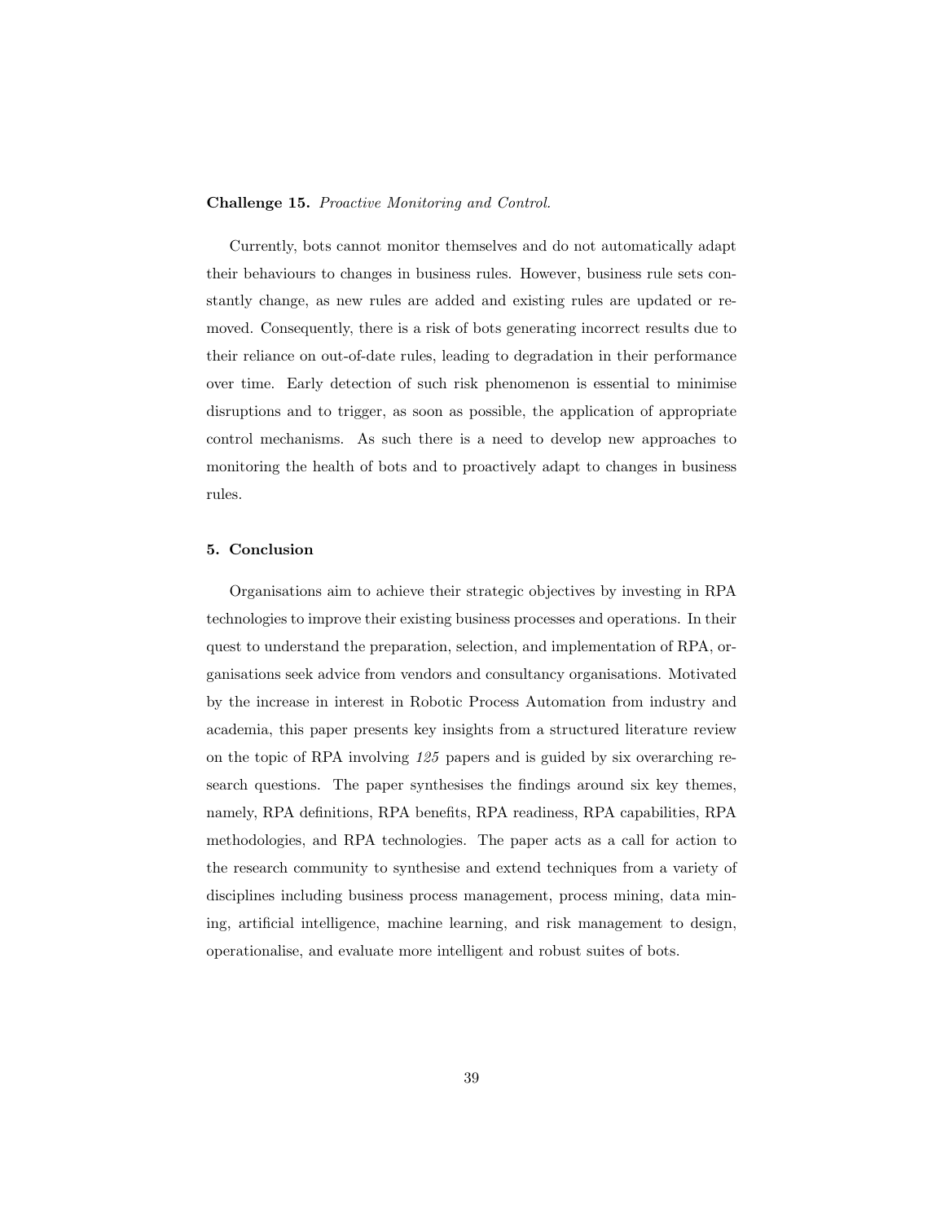**Challenge 15.** *Proactive Monitoring and Control.*

Currently, bots cannot monitor themselves and do not automatically adapt their behaviours to changes in business rules. However, business rule sets constantly change, as new rules are added and existing rules are updated or removed. Consequently, there is a risk of bots generating incorrect results due to their reliance on out-of-date rules, leading to degradation in their performance over time. Early detection of such risk phenomenon is essential to minimise disruptions and to trigger, as soon as possible, the application of appropriate control mechanisms. As such there is a need to develop new approaches to monitoring the health of bots and to proactively adapt to changes in business rules.

## 5. Conclusion

Organisations aim to achieve their strategic objectives by investing in RPA technologies to improve their existing business processes and operations. In their quest to understand the preparation, selection, and implementation of RPA, organisations seek advice from vendors and consultancy organisations. Motivated by the increase in interest in Robotic Process Automation from industry and academia, this paper presents key insights from a structured literature review on the topic of RPA involving *125* papers and is guided by six overarching research questions. The paper synthesises the findings around six key themes, namely, RPA definitions, RPA benefits, RPA readiness, RPA capabilities, RPA methodologies, and RPA technologies. The paper acts as a call for action to the research community to synthesise and extend techniques from a variety of disciplines including business process management, process mining, data mining, artificial intelligence, machine learning, and risk management to design, operationalise, and evaluate more intelligent and robust suites of bots.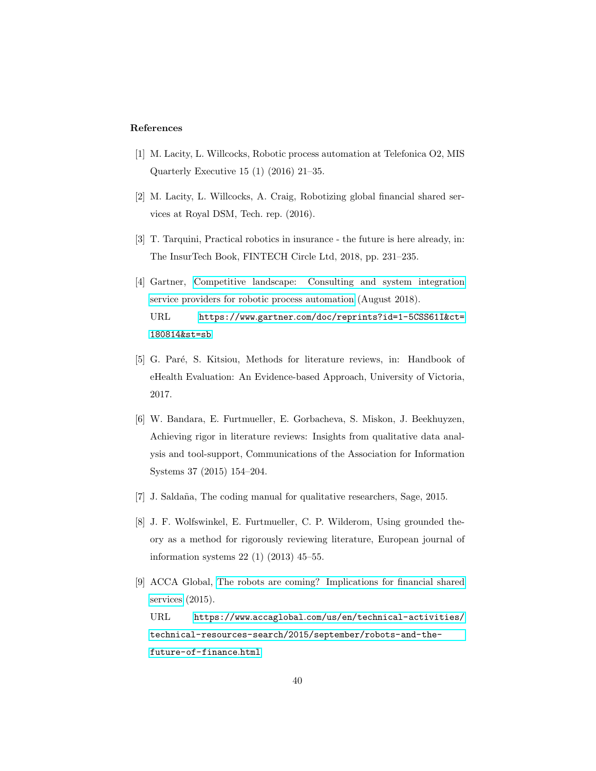## References

[1] M. Lacity, L. Willcocks, Robotic process automation at Telefonica O2, MIS Quarterly Executive 15 (1) (2016) 21–35.

[2] M. Lacity, L. Willcocks, A. Craig, Robotizing global financial shared services at Royal DSM, Tech. rep. (2016).

[3] T. Tarquini, Practical robotics in insurance - the future is here already, in: The InsurTech Book, FINTECH Circle Ltd, 2018, pp. 231–235.

[4] Gartner, Competitive landscape: Consulting and system integration service providers for robotic process automation (August 2018).
URL https://www.gartner.com/doc/reprints?id=1-5CSS61I&ct=180814&st=sb

[5] G. Paré, S. Kitsiou, Methods for literature reviews, in: Handbook of eHealth Evaluation: An Evidence-based Approach, University of Victoria, 2017.

[6] W. Bandara, E. Furtmueller, E. Gorbacheva, S. Miskon, J. Beekhuyzen, Achieving rigor in literature reviews: Insights from qualitative data analysis and tool-support, Communications of the Association for Information Systems 37 (2015) 154–204.

[7] J. Saldaña, The coding manual for qualitative researchers, Sage, 2015.

[8] J. F. Wolfswinkel, E. Furtmueller, C. P. Wilderom, Using grounded theory as a method for rigorously reviewing literature, European journal of information systems 22 (1) (2013) 45–55.

[9] ACCA Global, The robots are coming? Implications for financial shared services (2015).
URL https://www.accaglobal.com/us/en/technical-activities/technical-resources-search/2015/september/robots-and-the-future-of-finance.html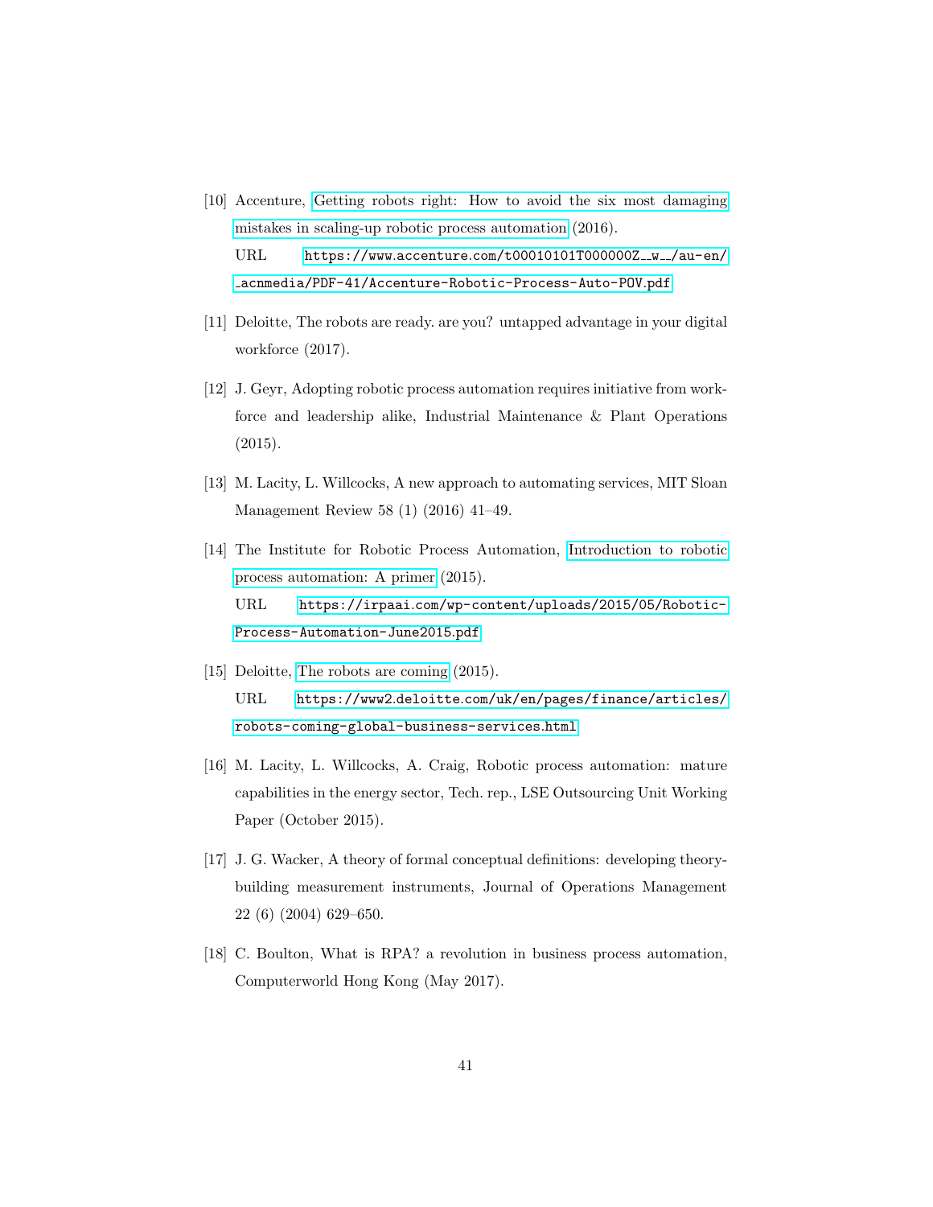[10] Accenture, Getting robots right: How to avoid the six most damaging mistakes in scaling-up robotic process automation (2016).
URL https://www.accenture.com/t00010101T000000Z__w__/au-en/_acnmedia/PDF-41/Accenture-Robotic-Process-Auto-POV.pdf

[11] Deloitte, The robots are ready. are you? untapped advantage in your digital workforce (2017).

[12] J. Geyr, Adopting robotic process automation requires initiative from workforce and leadership alike, Industrial Maintenance & Plant Operations (2015).

[13] M. Lacity, L. Willcocks, A new approach to automating services, MIT Sloan Management Review 58 (1) (2016) 41–49.

[14] The Institute for Robotic Process Automation, Introduction to robotic process automation: A primer (2015).
URL https://irpaai.com/wp-content/uploads/2015/05/Robotic-Process-Automation-June2015.pdf

[15] Deloitte, The robots are coming (2015).
URL https://www2.deloitte.com/uk/en/pages/finance/articles/robots-coming-global-business-services.html

[16] M. Lacity, L. Willcocks, A. Craig, Robotic process automation: mature capabilities in the energy sector, Tech. rep., LSE Outsourcing Unit Working Paper (October 2015).

[17] J. G. Wacker, A theory of formal conceptual definitions: developing theory-building measurement instruments, Journal of Operations Management 22 (6) (2004) 629–650.

[18] C. Boulton, What is RPA? a revolution in business process automation, Computerworld Hong Kong (May 2017).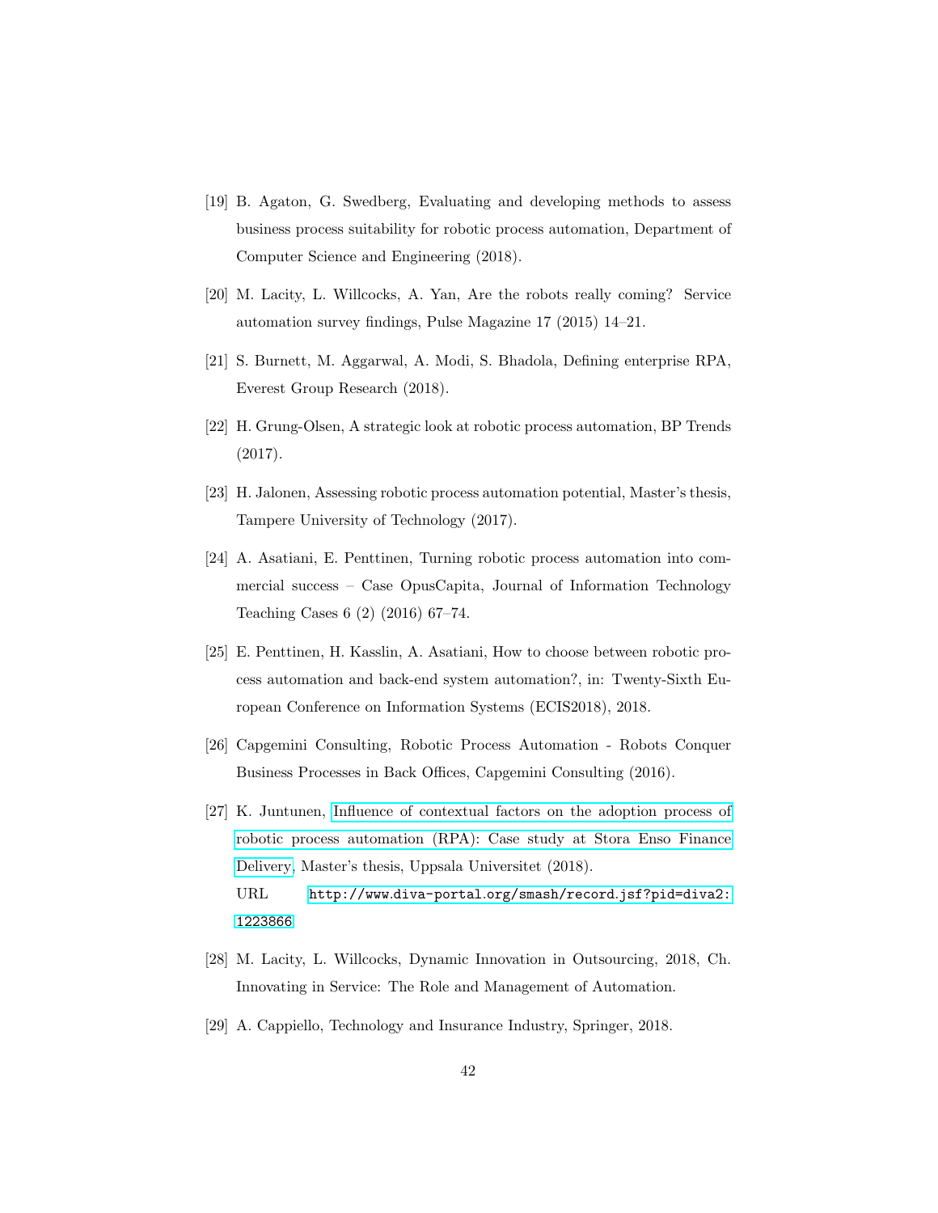[19] B. Agaton, G. Swedberg, Evaluating and developing methods to assess business process suitability for robotic process automation, Department of Computer Science and Engineering (2018).

[20] M. Lacity, L. Willcocks, A. Yan, Are the robots really coming? Service automation survey findings, Pulse Magazine 17 (2015) 14–21.

[21] S. Burnett, M. Aggarwal, A. Modi, S. Bhadola, Defining enterprise RPA, Everest Group Research (2018).

[22] H. Grung-Olsen, A strategic look at robotic process automation, BP Trends (2017).

[23] H. Jalonen, Assessing robotic process automation potential, Master's thesis, Tampere University of Technology (2017).

[24] A. Asatiani, E. Penttinen, Turning robotic process automation into commercial success – Case OpusCapita, Journal of Information Technology Teaching Cases 6 (2) (2016) 67–74.

[25] E. Penttinen, H. Kasslin, A. Asatiani, How to choose between robotic process automation and back-end system automation?, in: Twenty-Sixth European Conference on Information Systems (ECIS2018), 2018.

[26] Capgemini Consulting, Robotic Process Automation - Robots Conquer Business Processes in Back Offices, Capgemini Consulting (2016).

[27] K. Juntunen, Influence of contextual factors on the adoption process of robotic process automation (RPA): Case study at Stora Enso Finance Delivery, Master's thesis, Uppsala Universitet (2018). URL http://www.diva-portal.org/smash/record.jsf?pid=diva2:1223866

[28] M. Lacity, L. Willcocks, Dynamic Innovation in Outsourcing, 2018, Ch. Innovating in Service: The Role and Management of Automation.

[29] A. Cappiello, Technology and Insurance Industry, Springer, 2018.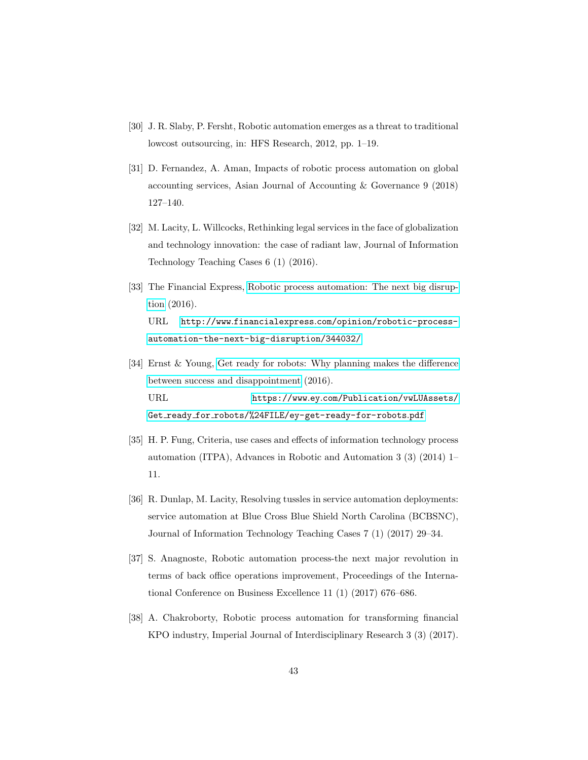[30] J. R. Slaby, P. Fersht, Robotic automation emerges as a threat to traditional lowcost outsourcing, in: HFS Research, 2012, pp. 1–19.

[31] D. Fernandez, A. Aman, Impacts of robotic process automation on global accounting services, Asian Journal of Accounting & Governance 9 (2018) 127–140.

[32] M. Lacity, L. Willcocks, Rethinking legal services in the face of globalization and technology innovation: the case of radiant law, Journal of Information Technology Teaching Cases 6 (1) (2016).

[33] The Financial Express, Robotic process automation: The next big disruption (2016).
URL http://www.financialexpress.com/opinion/robotic-process-automation-the-next-big-disruption/344032/

[34] Ernst & Young, Get ready for robots: Why planning makes the difference between success and disappointment (2016).
URL https://www.ey.com/Publication/vwLUAssets/Get_ready_for_robots/%24FILE/ey-get-ready-for-robots.pdf

[35] H. P. Fung, Criteria, use cases and effects of information technology process automation (ITPA), Advances in Robotic and Automation 3 (3) (2014) 1–11.

[36] R. Dunlap, M. Lacity, Resolving tussles in service automation deployments: service automation at Blue Cross Blue Shield North Carolina (BCBSNC), Journal of Information Technology Teaching Cases 7 (1) (2017) 29–34.

[37] S. Anagnoste, Robotic automation process-the next major revolution in terms of back office operations improvement, Proceedings of the International Conference on Business Excellence 11 (1) (2017) 676–686.

[38] A. Chakroborty, Robotic process automation for transforming financial KPO industry, Imperial Journal of Interdisciplinary Research 3 (3) (2017).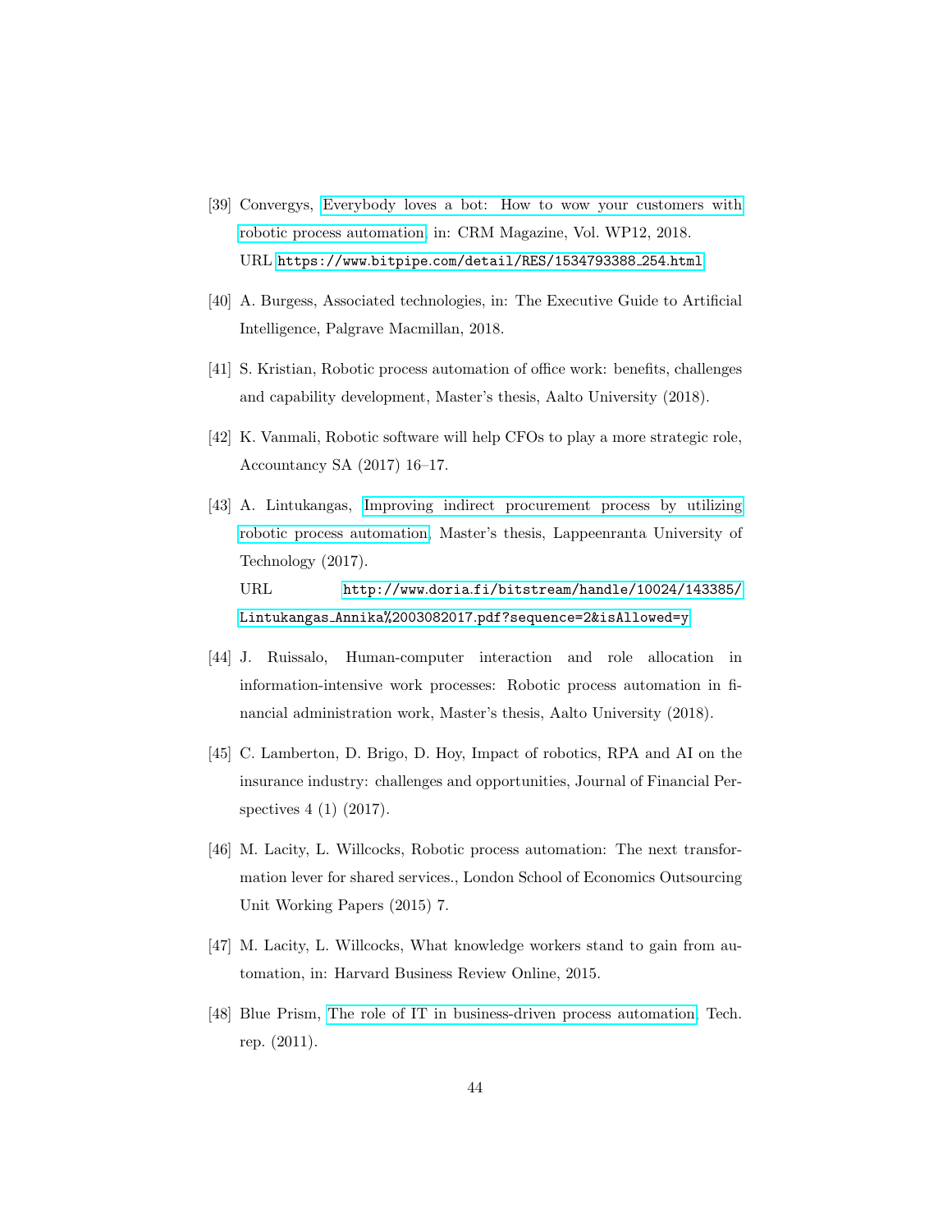[39] Convergys, Everybody loves a bot: How to wow your customers with robotic process automation, in: CRM Magazine, Vol. WP12, 2018. URL https://www.bitpipe.com/detail/RES/1534793388_254.html

[40] A. Burgess, Associated technologies, in: The Executive Guide to Artificial Intelligence, Palgrave Macmillan, 2018.

[41] S. Kristian, Robotic process automation of office work: benefits, challenges and capability development, Master's thesis, Aalto University (2018).

[42] K. Vanmali, Robotic software will help CFOs to play a more strategic role, Accountancy SA (2017) 16–17.

[43] A. Lintukangas, Improving indirect procurement process by utilizing robotic process automation, Master's thesis, Lappeenranta University of Technology (2017). URL http://www.doria.fi/bitstream/handle/10024/143385/Lintukangas_Annika%2003082017.pdf?sequence=2&isAllowed=y

[44] J. Ruissalo, Human-computer interaction and role allocation in information-intensive work processes: Robotic process automation in financial administration work, Master's thesis, Aalto University (2018).

[45] C. Lamberton, D. Brigo, D. Hoy, Impact of robotics, RPA and AI on the insurance industry: challenges and opportunities, Journal of Financial Perspectives 4 (1) (2017).

[46] M. Lacity, L. Willcocks, Robotic process automation: The next transformation lever for shared services., London School of Economics Outsourcing Unit Working Papers (2015) 7.

[47] M. Lacity, L. Willcocks, What knowledge workers stand to gain from automation, in: Harvard Business Review Online, 2015.

[48] Blue Prism, The role of IT in business-driven process automation, Tech. rep. (2011).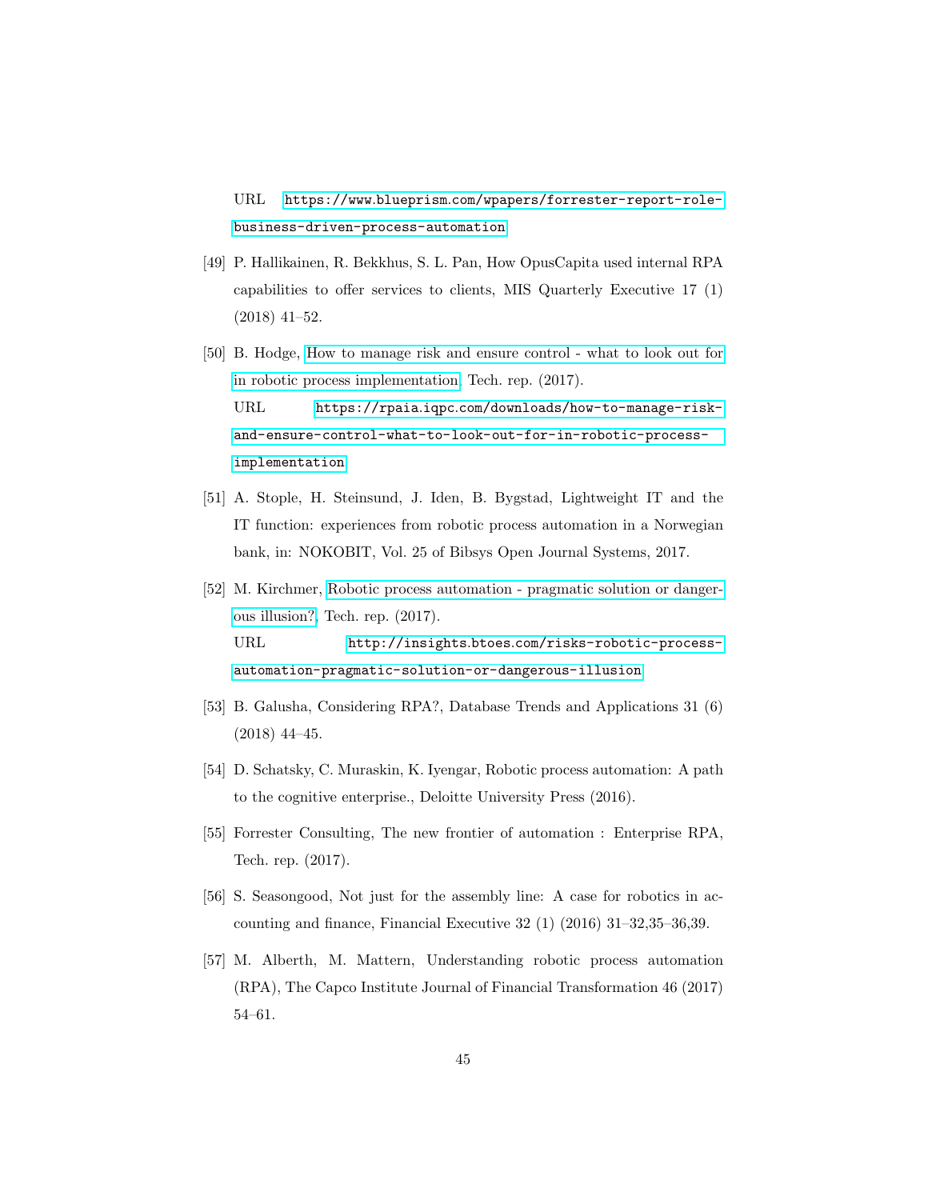URL https://www.blueprism.com/wpapers/forrester-report-role-business-driven-process-automation

[49] P. Hallikainen, R. Bekkhus, S. L. Pan, How OpusCapita used internal RPA capabilities to offer services to clients, MIS Quarterly Executive 17 (1) (2018) 41–52.

[50] B. Hodge, How to manage risk and ensure control - what to look out for in robotic process implementation, Tech. rep. (2017).
URL https://rpaia.iqpc.com/downloads/how-to-manage-risk-and-ensure-control-what-to-look-out-for-in-robotic-process-implementation

[51] A. Stople, H. Steinsund, J. Iden, B. Bygstad, Lightweight IT and the IT function: experiences from robotic process automation in a Norwegian bank, in: NOKOBIT, Vol. 25 of Bibsys Open Journal Systems, 2017.

[52] M. Kirchmer, Robotic process automation - pragmatic solution or dangerous illusion?, Tech. rep. (2017).
URL http://insights.btoes.com/risks-robotic-process-automation-pragmatic-solution-or-dangerous-illusion

[53] B. Galusha, Considering RPA?, Database Trends and Applications 31 (6) (2018) 44–45.

[54] D. Schatsky, C. Muraskin, K. Iyengar, Robotic process automation: A path to the cognitive enterprise., Deloitte University Press (2016).

[55] Forrester Consulting, The new frontier of automation : Enterprise RPA, Tech. rep. (2017).

[56] S. Seasongood, Not just for the assembly line: A case for robotics in accounting and finance, Financial Executive 32 (1) (2016) 31–32,35–36,39.

[57] M. Alberth, M. Mattern, Understanding robotic process automation (RPA), The Capco Institute Journal of Financial Transformation 46 (2017) 54–61.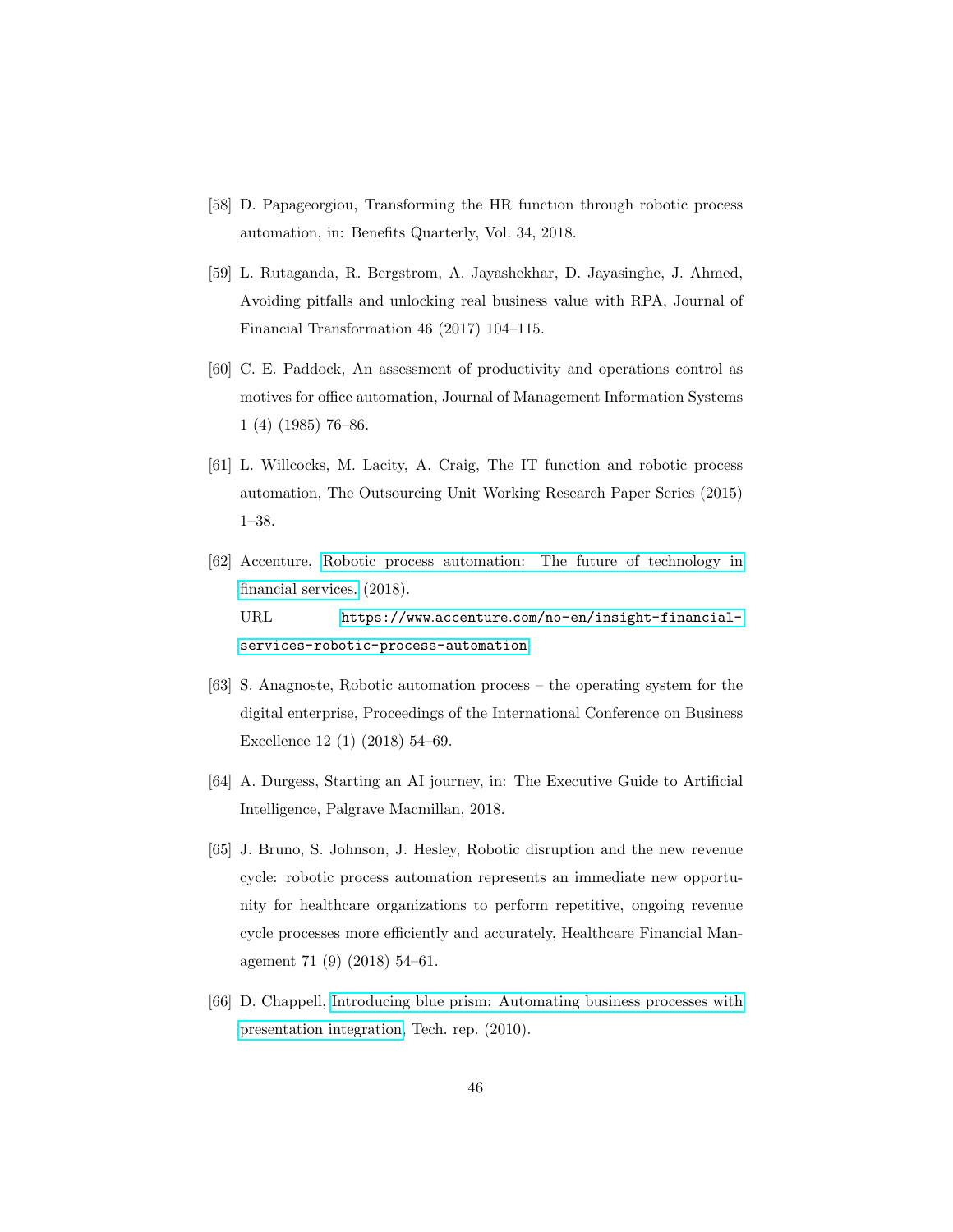[58] D. Papageorgiou, Transforming the HR function through robotic process automation, in: Benefits Quarterly, Vol. 34, 2018.

[59] L. Rutaganda, R. Bergstrom, A. Jayashekhar, D. Jayasinghe, J. Ahmed, Avoiding pitfalls and unlocking real business value with RPA, Journal of Financial Transformation 46 (2017) 104–115.

[60] C. E. Paddock, An assessment of productivity and operations control as motives for office automation, Journal of Management Information Systems 1 (4) (1985) 76–86.

[61] L. Willcocks, M. Lacity, A. Craig, The IT function and robotic process automation, The Outsourcing Unit Working Research Paper Series (2015) 1–38.

[62] Accenture, Robotic process automation: The future of technology in financial services. (2018).
URL https://www.accenture.com/no-en/insight-financial-services-robotic-process-automation

[63] S. Anagnoste, Robotic automation process – the operating system for the digital enterprise, Proceedings of the International Conference on Business Excellence 12 (1) (2018) 54–69.

[64] A. Durgess, Starting an AI journey, in: The Executive Guide to Artificial Intelligence, Palgrave Macmillan, 2018.

[65] J. Bruno, S. Johnson, J. Hesley, Robotic disruption and the new revenue cycle: robotic process automation represents an immediate new opportunity for healthcare organizations to perform repetitive, ongoing revenue cycle processes more efficiently and accurately, Healthcare Financial Management 71 (9) (2018) 54–61.

[66] D. Chappell, Introducing blue prism: Automating business processes with presentation integration, Tech. rep. (2010).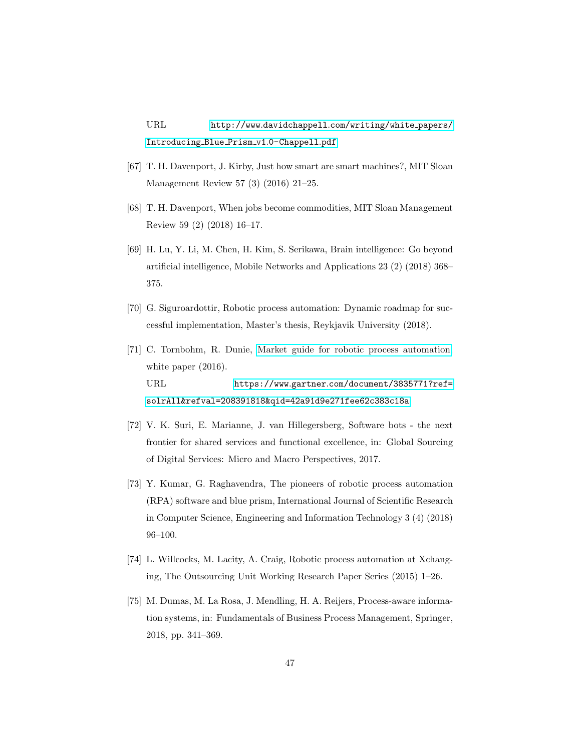URL http://www.davidchappell.com/writing/white_papers/Introducing_Blue_Prism_v1.0-Chappell.pdf

[67] T. H. Davenport, J. Kirby, Just how smart are smart machines?, MIT Sloan Management Review 57 (3) (2016) 21–25.

[68] T. H. Davenport, When jobs become commodities, MIT Sloan Management Review 59 (2) (2018) 16–17.

[69] H. Lu, Y. Li, M. Chen, H. Kim, S. Serikawa, Brain intelligence: Go beyond artificial intelligence, Mobile Networks and Applications 23 (2) (2018) 368–375.

[70] G. Siguroardottir, Robotic process automation: Dynamic roadmap for successful implementation, Master's thesis, Reykjavik University (2018).

[71] C. Tornbohm, R. Dunie, Market guide for robotic process automation, white paper (2016).
URL https://www.gartner.com/document/3835771?ref=solrAll&refval=208391818&qid=42a91d9e271fee62c383c18a

[72] V. K. Suri, E. Marianne, J. van Hillegersberg, Software bots - the next frontier for shared services and functional excellence, in: Global Sourcing of Digital Services: Micro and Macro Perspectives, 2017.

[73] Y. Kumar, G. Raghavendra, The pioneers of robotic process automation (RPA) software and blue prism, International Journal of Scientific Research in Computer Science, Engineering and Information Technology 3 (4) (2018) 96–100.

[74] L. Willcocks, M. Lacity, A. Craig, Robotic process automation at Xchanging, The Outsourcing Unit Working Research Paper Series (2015) 1–26.

[75] M. Dumas, M. La Rosa, J. Mendling, H. A. Reijers, Process-aware information systems, in: Fundamentals of Business Process Management, Springer, 2018, pp. 341–369.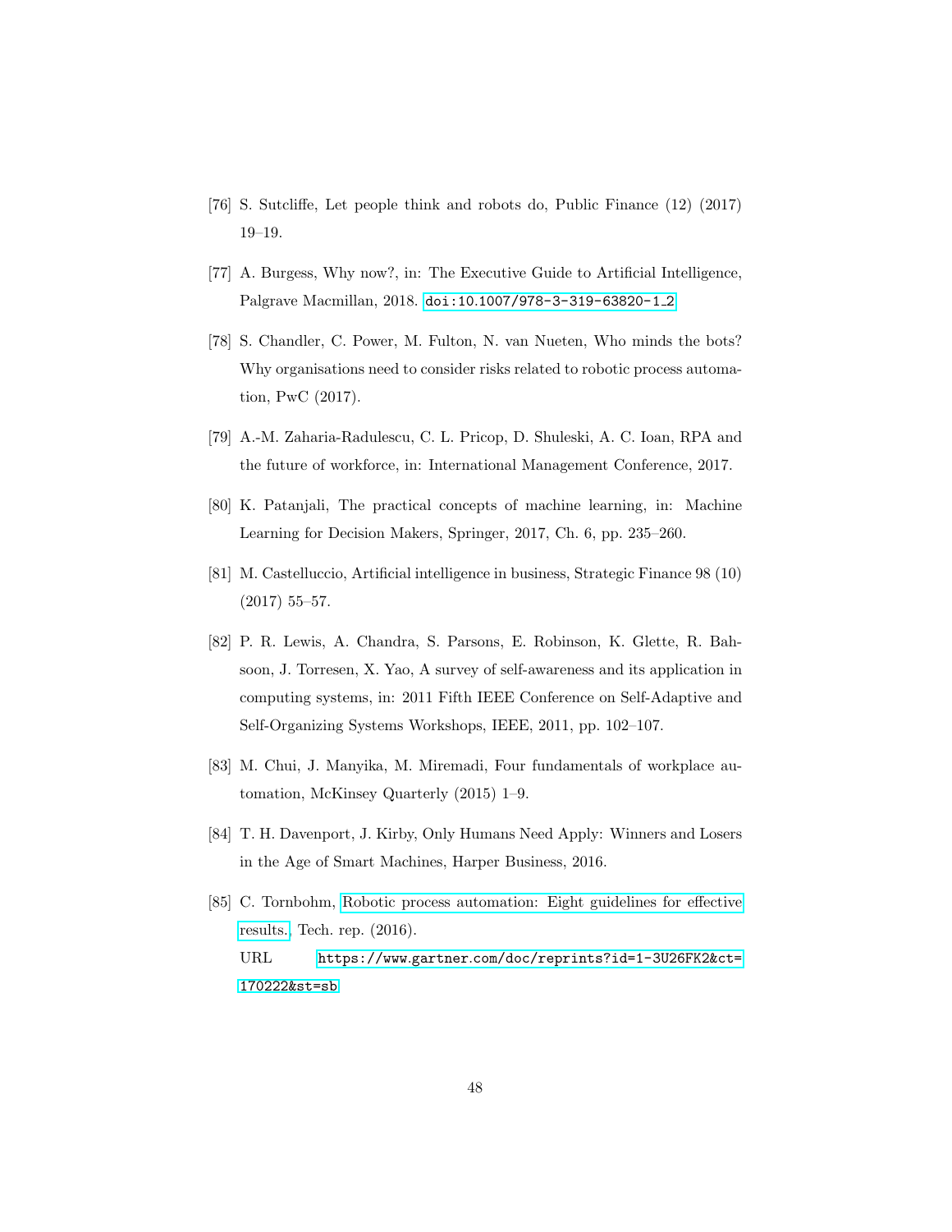[76] S. Sutcliffe, Let people think and robots do, Public Finance (12) (2017) 19–19.

[77] A. Burgess, Why now?, in: The Executive Guide to Artificial Intelligence, Palgrave Macmillan, 2018. doi:10.1007/978-3-319-63820-1_2

[78] S. Chandler, C. Power, M. Fulton, N. van Nueten, Who minds the bots? Why organisations need to consider risks related to robotic process automation, PwC (2017).

[79] A.-M. Zaharia-Radulescu, C. L. Pricop, D. Shuleski, A. C. Ioan, RPA and the future of workforce, in: International Management Conference, 2017.

[80] K. Patanjali, The practical concepts of machine learning, in: Machine Learning for Decision Makers, Springer, 2017, Ch. 6, pp. 235–260.

[81] M. Castelluccio, Artificial intelligence in business, Strategic Finance 98 (10) (2017) 55–57.

[82] P. R. Lewis, A. Chandra, S. Parsons, E. Robinson, K. Glette, R. Bahsoon, J. Torresen, X. Yao, A survey of self-awareness and its application in computing systems, in: 2011 Fifth IEEE Conference on Self-Adaptive and Self-Organizing Systems Workshops, IEEE, 2011, pp. 102–107.

[83] M. Chui, J. Manyika, M. Miremadi, Four fundamentals of workplace automation, McKinsey Quarterly (2015) 1–9.

[84] T. H. Davenport, J. Kirby, Only Humans Need Apply: Winners and Losers in the Age of Smart Machines, Harper Business, 2016.

[85] C. Tornbohm, Robotic process automation: Eight guidelines for effective results., Tech. rep. (2016).
URL https://www.gartner.com/doc/reprints?id=1-3U26FK2&ct=170222&st=sb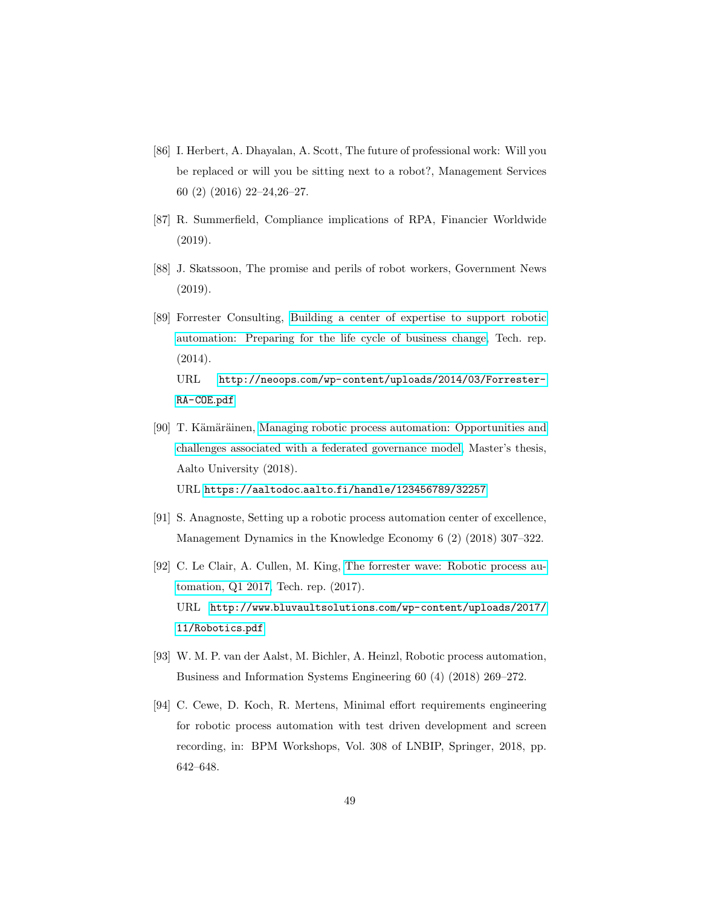[86] I. Herbert, A. Dhayalan, A. Scott, The future of professional work: Will you be replaced or will you be sitting next to a robot?, Management Services 60 (2) (2016) 22–24,26–27.

[87] R. Summerfield, Compliance implications of RPA, Financier Worldwide (2019).

[88] J. Skatssoon, The promise and perils of robot workers, Government News (2019).

[89] Forrester Consulting, Building a center of expertise to support robotic automation: Preparing for the life cycle of business change, Tech. rep. (2014).
URL http://neoops.com/wp-content/uploads/2014/03/Forrester-RA-COE.pdf

[90] T. Kämäräinen, Managing robotic process automation: Opportunities and challenges associated with a federated governance model, Master's thesis, Aalto University (2018).
URL https://aaltodoc.aalto.fi/handle/123456789/32257

[91] S. Anagnoste, Setting up a robotic process automation center of excellence, Management Dynamics in the Knowledge Economy 6 (2) (2018) 307–322.

[92] C. Le Clair, A. Cullen, M. King, The forrester wave: Robotic process automation, Q1 2017, Tech. rep. (2017).
URL http://www.bluvaultsolutions.com/wp-content/uploads/2017/11/Robotics.pdf

[93] W. M. P. van der Aalst, M. Bichler, A. Heinzl, Robotic process automation, Business and Information Systems Engineering 60 (4) (2018) 269–272.

[94] C. Cewe, D. Koch, R. Mertens, Minimal effort requirements engineering for robotic process automation with test driven development and screen recording, in: BPM Workshops, Vol. 308 of LNBIP, Springer, 2018, pp. 642–648.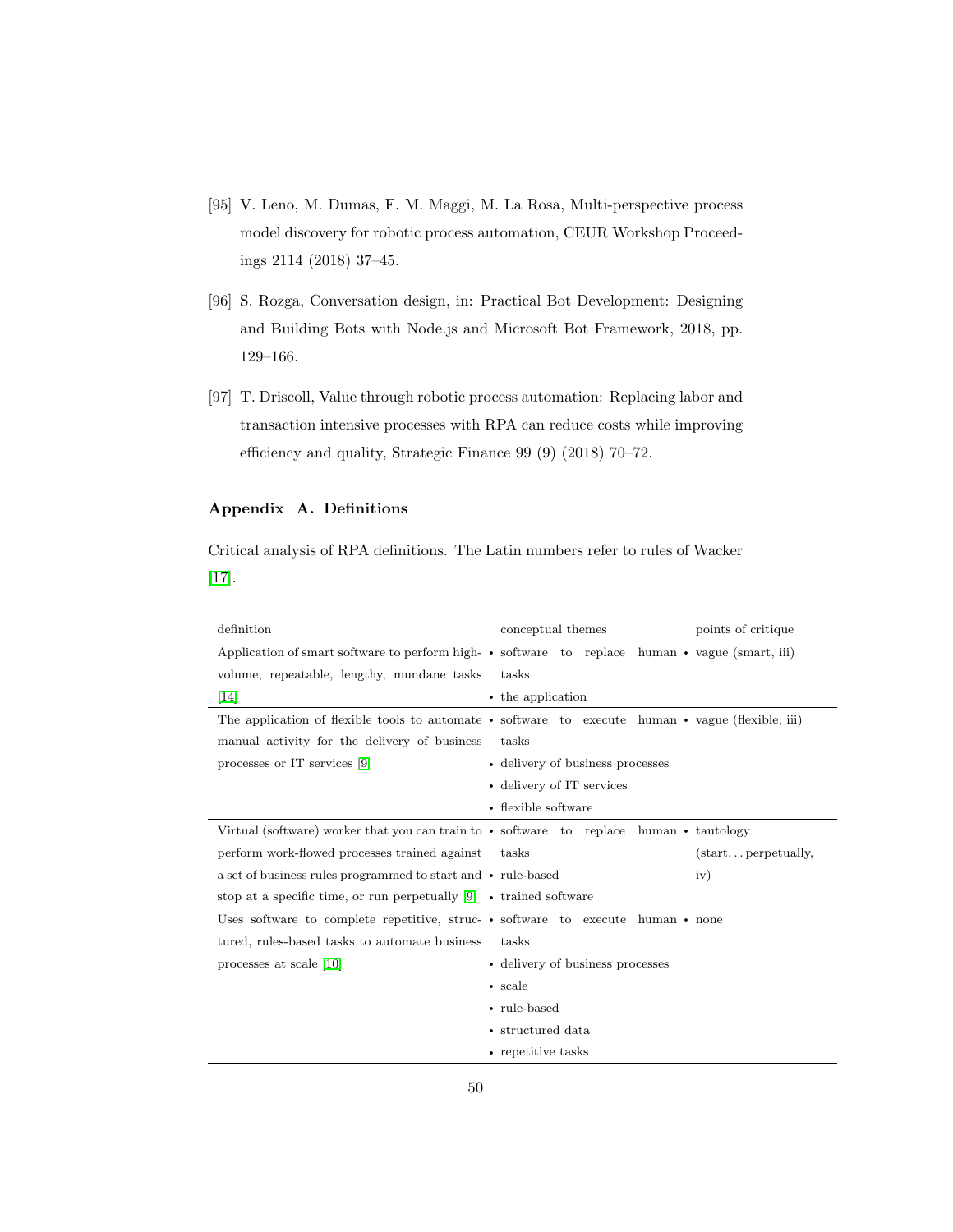[95] V. Leno, M. Dumas, F. M. Maggi, M. La Rosa, Multi-perspective process model discovery for robotic process automation, CEUR Workshop Proceedings 2114 (2018) 37–45.

[96] S. Rozga, Conversation design, in: Practical Bot Development: Designing and Building Bots with Node.js and Microsoft Bot Framework, 2018, pp. 129–166.

[97] T. Driscoll, Value through robotic process automation: Replacing labor and transaction intensive processes with RPA can reduce costs while improving efficiency and quality, Strategic Finance 99 (9) (2018) 70–72.

## Appendix A. Definitions

Critical analysis of RPA definitions. The Latin numbers refer to rules of Wacker [17].

| definition | conceptual themes | points of critique |
|---|---|---|
| Application of smart software to perform high-volume, repeatable, lengthy, mundane tasks [14] | • software to replace human tasks<br>• the application | • vague (smart, iii) |
| The application of flexible tools to automate manual activity for the delivery of business processes or IT services [9] | • software to execute human tasks<br>• delivery of business processes<br>• delivery of IT services<br>• flexible software | • vague (flexible, iii) |
| Virtual (software) worker that you can train to perform work-flowed processes trained against a set of business rules programmed to start and stop at a specific time, or run perpetually [9] | • software to replace human tasks<br>• rule-based<br>• trained software | • tautology (start… perpetually, iv) |
| Uses software to complete repetitive, structured, rules-based tasks to automate business processes at scale [10] | • software to execute human tasks<br>• delivery of business processes<br>• scale<br>• rule-based<br>• structured data<br>• repetitive tasks | • none |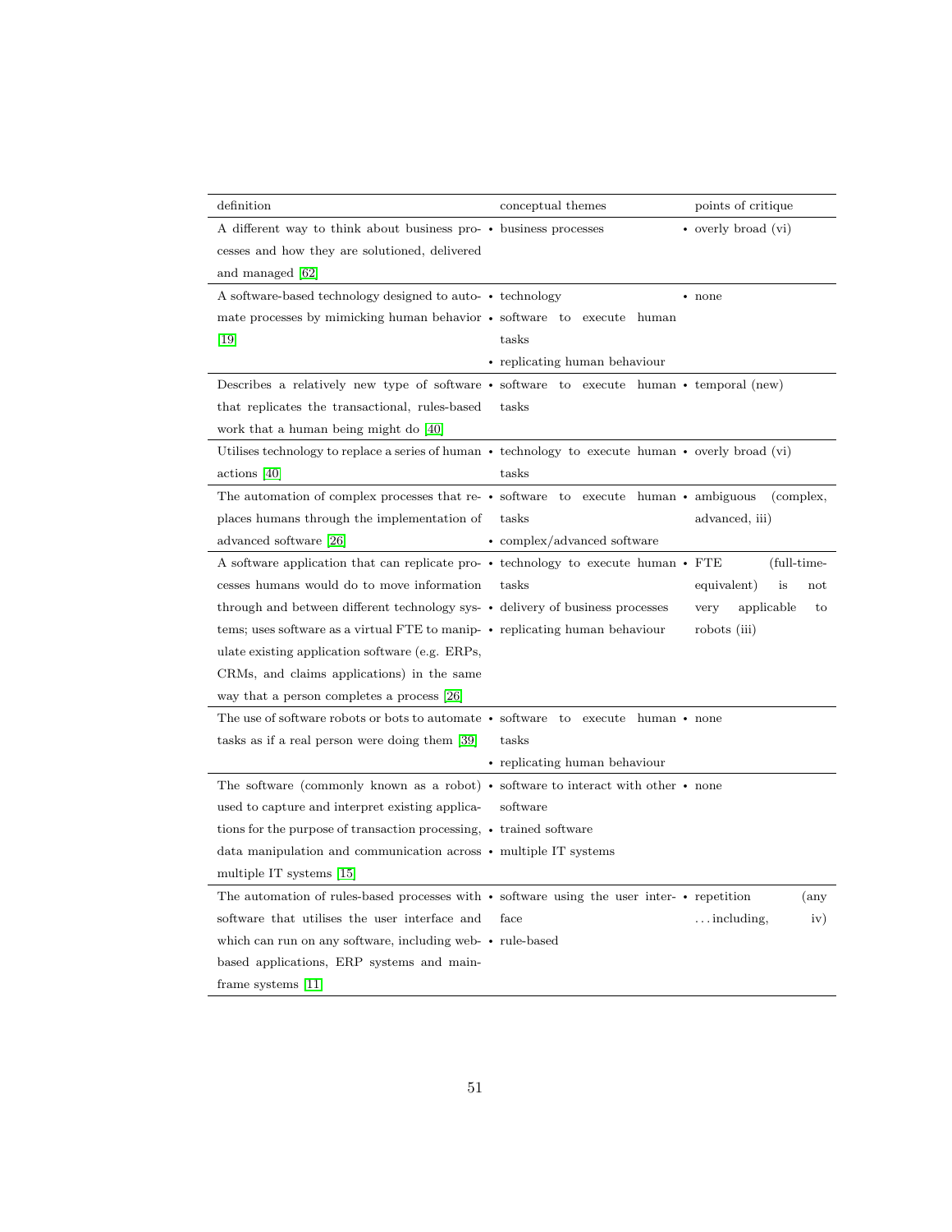| definition | conceptual themes | points of critique |
|---|---|---|
| A different way to think about business processes and how they are solutioned, delivered and managed [62] | • business processes | • overly broad (vi) |
| A software-based technology designed to automate processes by mimicking human behavior [19] | • technology<br>• software to execute human tasks<br>• replicating human behaviour | • none |
| Describes a relatively new type of software that replicates the transactional, rules-based work that a human being might do [40] | • software to execute human tasks | • temporal (new) |
| Utilises technology to replace a series of human actions [40] | • technology to execute human tasks | • overly broad (vi) |
| The automation of complex processes that replaces humans through the implementation of advanced software [26] | • software to execute human tasks<br>• complex/advanced software | • ambiguous (complex, advanced, iii) |
| A software application that can replicate processes humans would do to move information through and between different technology systems; uses software as a virtual FTE to manipulate existing application software (e.g. ERPs, CRMs, and claims applications) in the same way that a person completes a process [26] | • technology to execute human tasks<br>• delivery of business processes<br>• replicating human behaviour | • FTE (full-time-equivalent) is not very applicable to robots (iii) |
| The use of software robots or bots to automate tasks as if a real person were doing them [39] | • software to execute human tasks<br>• replicating human behaviour | • none |
| The software (commonly known as a robot) used to capture and interpret existing applications for the purpose of transaction processing, data manipulation and communication across multiple IT systems [15] | • software to interact with other software<br>• trained software<br>• multiple IT systems | • none |
| The automation of rules-based processes with software that utilises the user interface and which can run on any software, including web-based applications, ERP systems and mainframe systems [11] | • software using the user interface<br>• rule-based | • repetition (any ...including, iv) |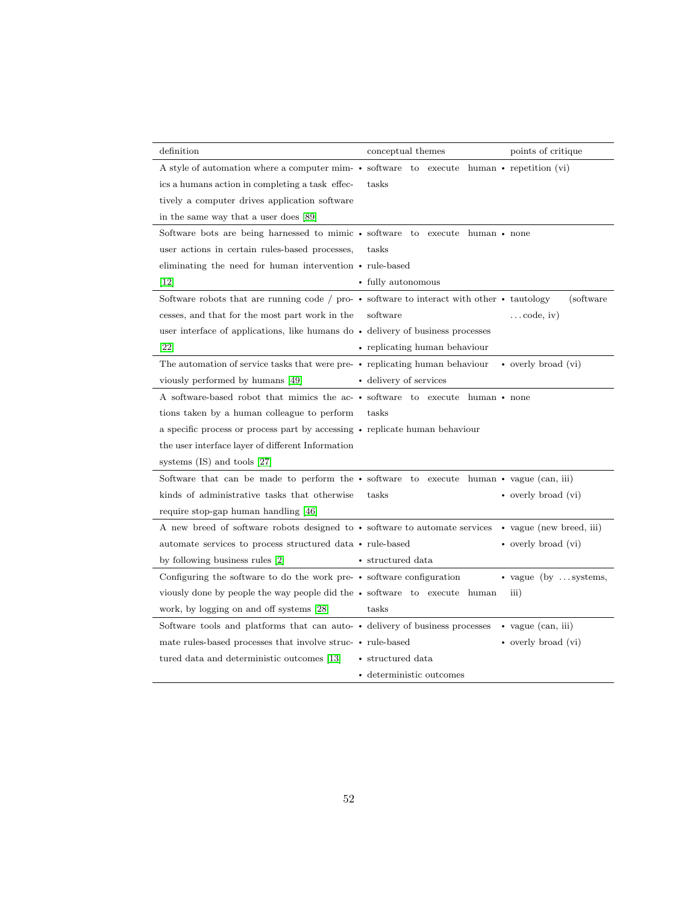| definition | conceptual themes | points of critique |
|---|---|---|
| A style of automation where a computer mimics a humans action in completing a task effectively a computer drives application software in the same way that a user does [89] | • software to execute human tasks | • repetition (vi) |
| Software bots are being harnessed to mimic user actions in certain rules-based processes, eliminating the need for human intervention [12] | • software to execute human tasks<br>• rule-based<br>• fully autonomous | • none |
| Software robots that are running code / processes, and that for the most part work in the user interface of applications, like humans do [22] | • software to interact with other software<br>• delivery of business processes<br>• replicating human behaviour | • tautology (software . . . code, iv) |
| The automation of service tasks that were previously performed by humans [49] | • replicating human behaviour<br>• delivery of services | • overly broad (vi) |
| A software-based robot that mimics the actions taken by a human colleague to perform a specific process or process part by accessing the user interface layer of different Information systems (IS) and tools [27] | • software to execute human tasks<br>• replicate human behaviour | • none |
| Software that can be made to perform the kinds of administrative tasks that otherwise require stop-gap human handling [46] | • software to execute human tasks | • vague (can, iii)<br>• overly broad (vi) |
| A new breed of software robots designed to automate services to process structured data by following business rules [2] | • software to automate services<br>• rule-based<br>• structured data | • vague (new breed, iii)<br>• overly broad (vi) |
| Configuring the software to do the work previously done by people the way people did the work, by logging on and off systems [28] | • software configuration<br>• software to execute human tasks | • vague (by . . . systems, iii) |
| Software tools and platforms that can automate rules-based processes that involve structured data and deterministic outcomes [13] | • delivery of business processes<br>• rule-based<br>• structured data<br>• deterministic outcomes | • vague (can, iii)<br>• overly broad (vi) |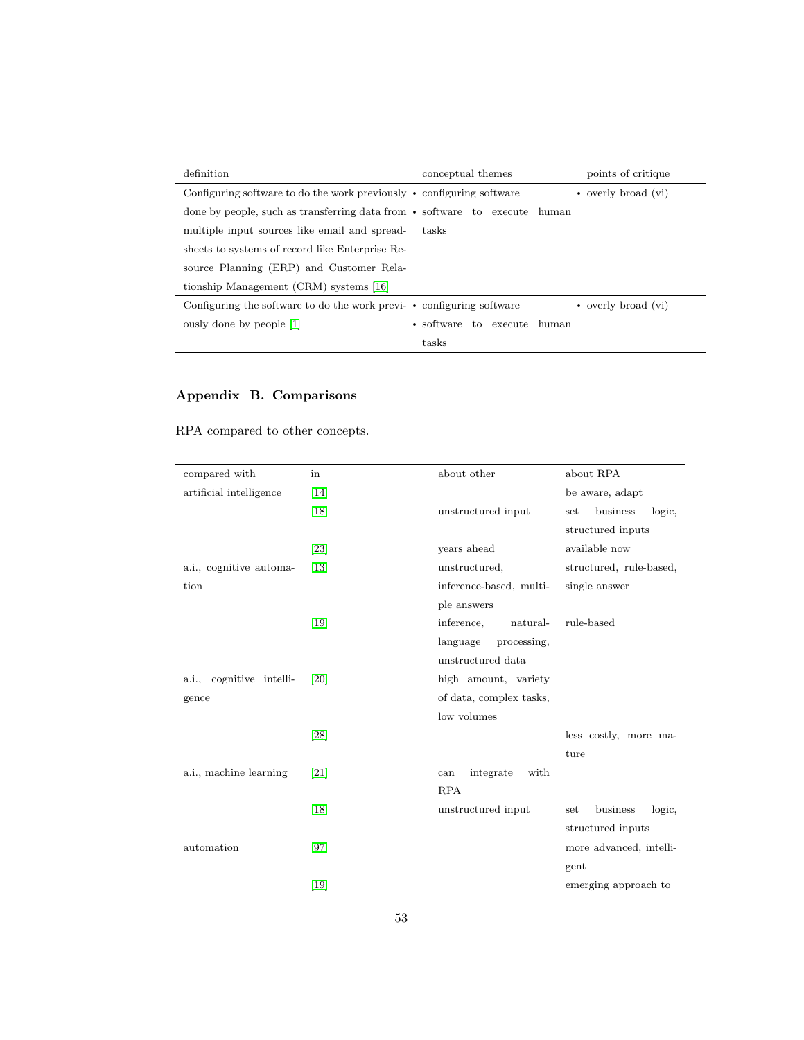| definition | conceptual themes | points of critique |
|---|---|---|
| Configuring software to do the work previously done by people, such as transferring data from multiple input sources like email and spreadsheets to systems of record like Enterprise Resource Planning (ERP) and Customer Relationship Management (CRM) systems [16] | • configuring software<br>• software to execute human tasks | • overly broad (vi) |
| Configuring the software to do the work previously done by people [1] | • configuring software<br>• software to execute human tasks | • overly broad (vi) |

## Appendix B. Comparisons

RPA compared to other concepts.

| compared with | in | about other | about RPA |
|---|---|---|---|
| artificial intelligence | [14] | | be aware, adapt |
| | [18] | unstructured input | set business logic, structured inputs |
| | [23] | years ahead | available now |
| a.i., cognitive automation | [13] | unstructured, inference-based, multiple answers | structured, rule-based, single answer |
| | [19] | inference, natural-language processing, unstructured data | rule-based |
| a.i., cognitive intelligence | [20] | high amount, variety of data, complex tasks, low volumes | |
| | [28] | | less costly, more mature |
| a.i., machine learning | [21] | can integrate with RPA | |
| | [18] | unstructured input | set business logic, structured inputs |
| automation | [97] | | more advanced, intelligent |
| | [19] | | emerging approach to |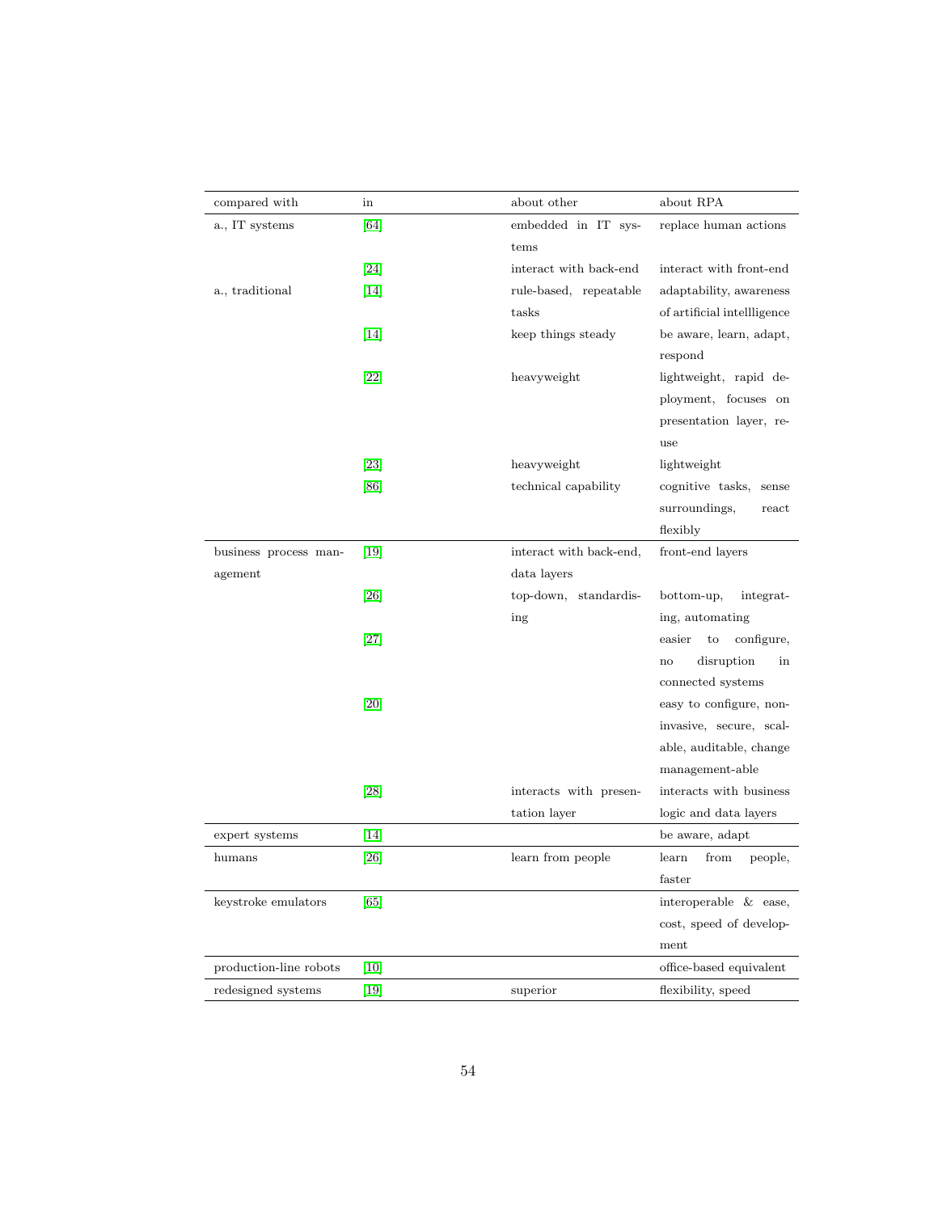| compared with | in | about other | about RPA |
|---|---|---|---|
| a., IT systems | [64] | embedded in IT systems | replace human actions |
| | [24] | interact with back-end | interact with front-end |
| a., traditional | [14] | rule-based, repeatable tasks | adaptability, awareness of artificial intellligence |
| | [14] | keep things steady | be aware, learn, adapt, respond |
| | [22] | heavyweight | lightweight, rapid deployment, focuses on presentation layer, reuse |
| | [23] | heavyweight | lightweight |
| | [86] | technical capability | cognitive tasks, sense surroundings, react flexibly |
| business process management | [19] | interact with back-end, data layers | front-end layers |
| | [26] | top-down, standardising | bottom-up, integrating, automating |
| | [27] | | easier to configure, no disruption in connected systems |
| | [20] | | easy to configure, non-invasive, secure, scalable, auditable, change management-able |
| | [28] | interacts with presentation layer | interacts with business logic and data layers |
| expert systems | [14] | | be aware, adapt |
| humans | [26] | learn from people | learn from people, faster |
| keystroke emulators | [65] | | interoperable & ease, cost, speed of development |
| production-line robots | [10] | | office-based equivalent |
| redesigned systems | [19] | superior | flexibility, speed |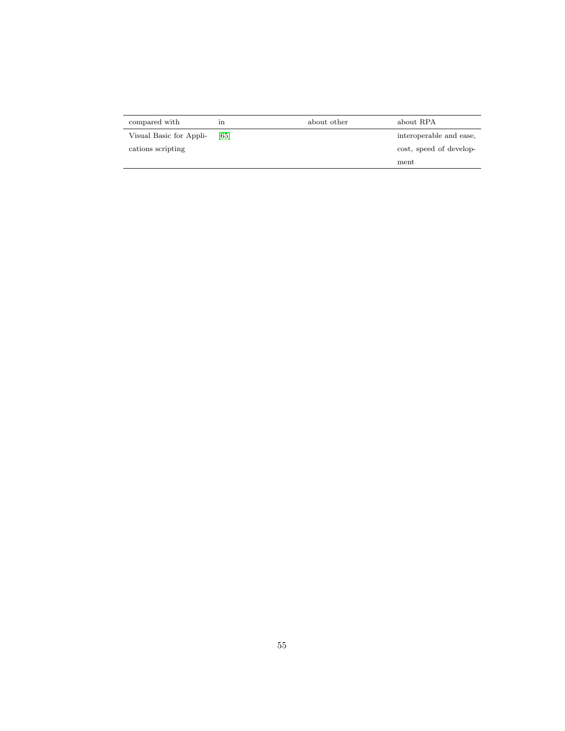| compared with | in | about other | about RPA |
|---|---|---|---|
| Visual Basic for Applications scripting | [65] | | interoperable and ease, cost, speed of development |